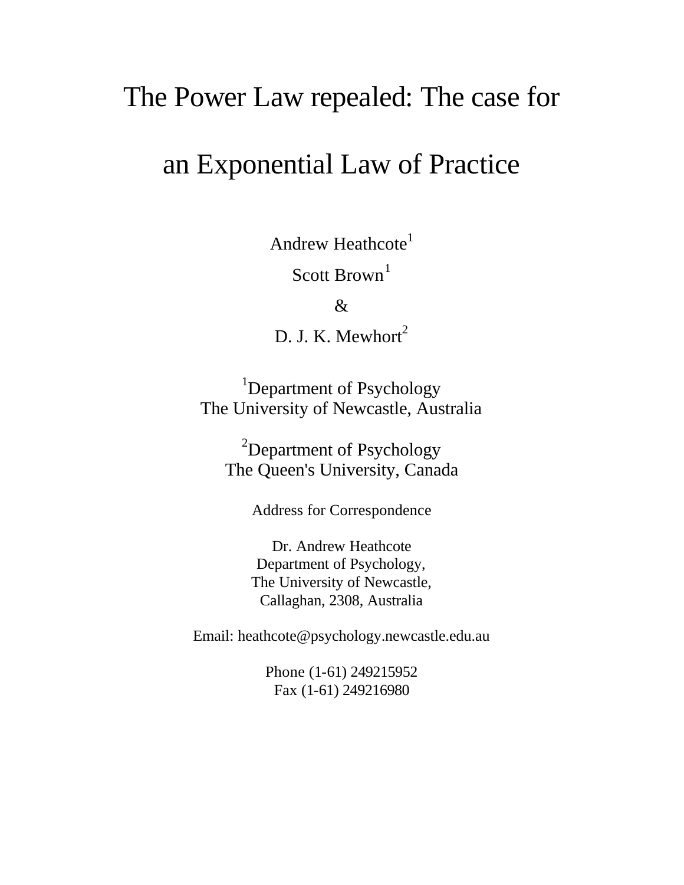# The Power Law repealed: The case for an Exponential Law of Practice

Andrew Heathcote[1]

Scott Brown[1]

&

D. J. K. Mewhort[2]

[1]Department of Psychology
The University of Newcastle, Australia

[2]Department of Psychology
The Queen's University, Canada

Address for Correspondence

Dr. Andrew Heathcote
Department of Psychology,
The University of Newcastle,
Callaghan, 2308, Australia

Email: heathcote@psychology.newcastle.edu.au

Phone (1-61) 249215952
Fax (1-61) 249216980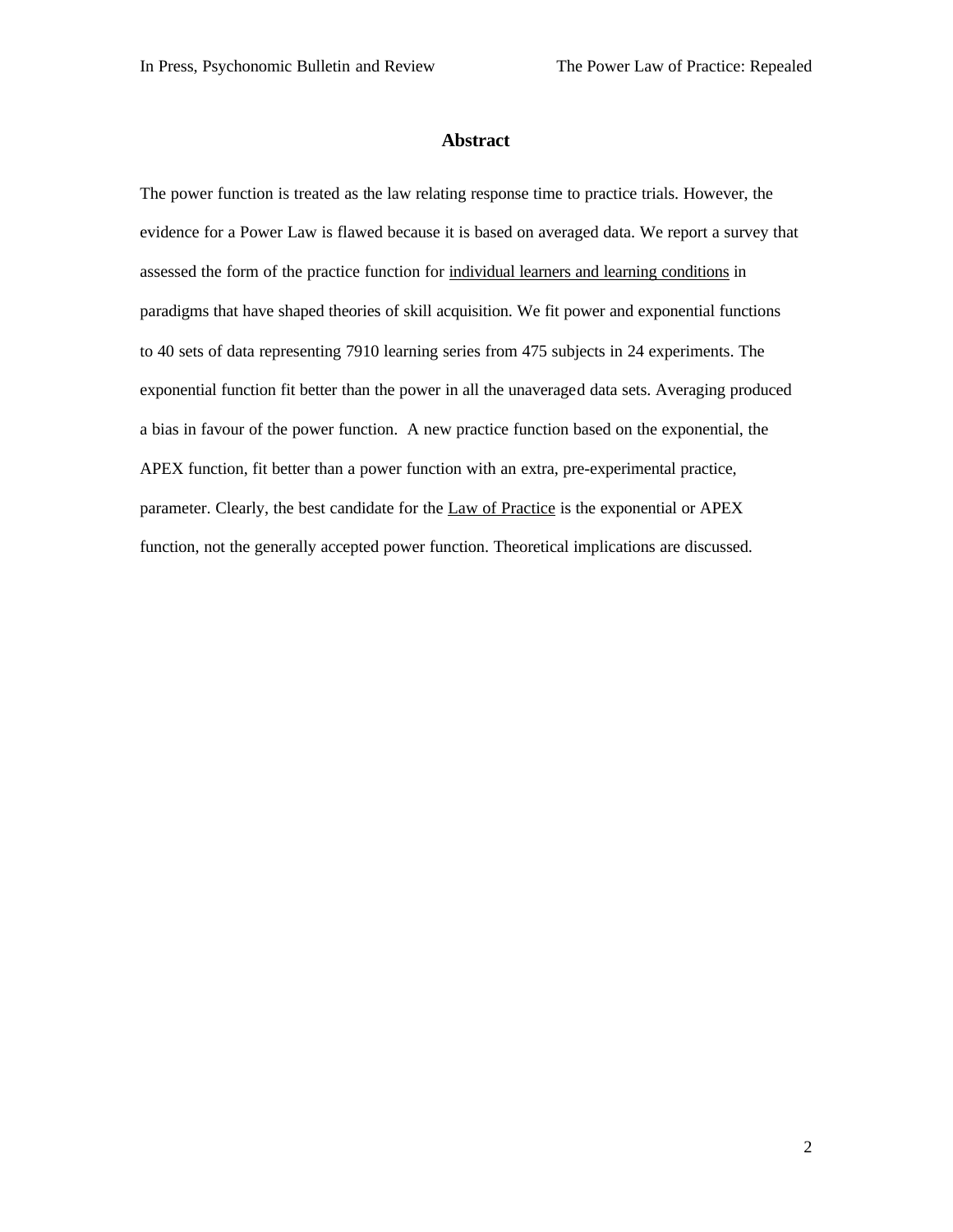## Abstract

The power function is treated as the law relating response time to practice trials. However, the evidence for a Power Law is flawed because it is based on averaged data. We report a survey that assessed the form of the practice function for <u>individual learners and learning conditions</u> in paradigms that have shaped theories of skill acquisition. We fit power and exponential functions to 40 sets of data representing 7910 learning series from 475 subjects in 24 experiments. The exponential function fit better than the power in all the unaveraged data sets. Averaging produced a bias in favour of the power function. A new practice function based on the exponential, the APEX function, fit better than a power function with an extra, pre-experimental practice, parameter. Clearly, the best candidate for the <u>Law of Practice</u> is the exponential or APEX function, not the generally accepted power function. Theoretical implications are discussed.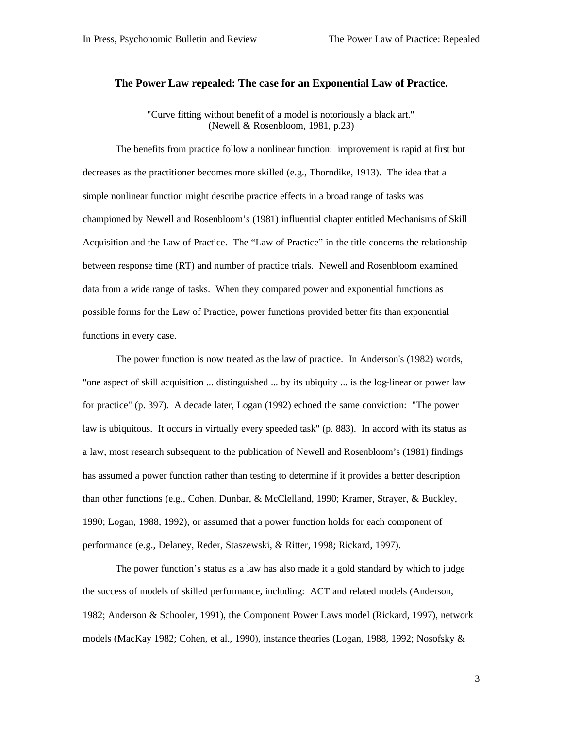## The Power Law repealed: The case for an Exponential Law of Practice.

"Curve fitting without benefit of a model is notoriously a black art."
(Newell & Rosenbloom, 1981, p.23)

The benefits from practice follow a nonlinear function: improvement is rapid at first but decreases as the practitioner becomes more skilled (e.g., Thorndike, 1913). The idea that a simple nonlinear function might describe practice effects in a broad range of tasks was championed by Newell and Rosenbloom's (1981) influential chapter entitled Mechanisms of Skill Acquisition and the Law of Practice. The "Law of Practice" in the title concerns the relationship between response time (RT) and number of practice trials. Newell and Rosenbloom examined data from a wide range of tasks. When they compared power and exponential functions as possible forms for the Law of Practice, power functions provided better fits than exponential functions in every case.

The power function is now treated as the law of practice. In Anderson's (1982) words, "one aspect of skill acquisition ... distinguished ... by its ubiquity ... is the log-linear or power law for practice" (p. 397). A decade later, Logan (1992) echoed the same conviction: "The power law is ubiquitous. It occurs in virtually every speeded task" (p. 883). In accord with its status as a law, most research subsequent to the publication of Newell and Rosenbloom's (1981) findings has assumed a power function rather than testing to determine if it provides a better description than other functions (e.g., Cohen, Dunbar, & McClelland, 1990; Kramer, Strayer, & Buckley, 1990; Logan, 1988, 1992), or assumed that a power function holds for each component of performance (e.g., Delaney, Reder, Staszewski, & Ritter, 1998; Rickard, 1997).

The power function's status as a law has also made it a gold standard by which to judge the success of models of skilled performance, including: ACT and related models (Anderson, 1982; Anderson & Schooler, 1991), the Component Power Laws model (Rickard, 1997), network models (MacKay 1982; Cohen, et al., 1990), instance theories (Logan, 1988, 1992; Nosofsky &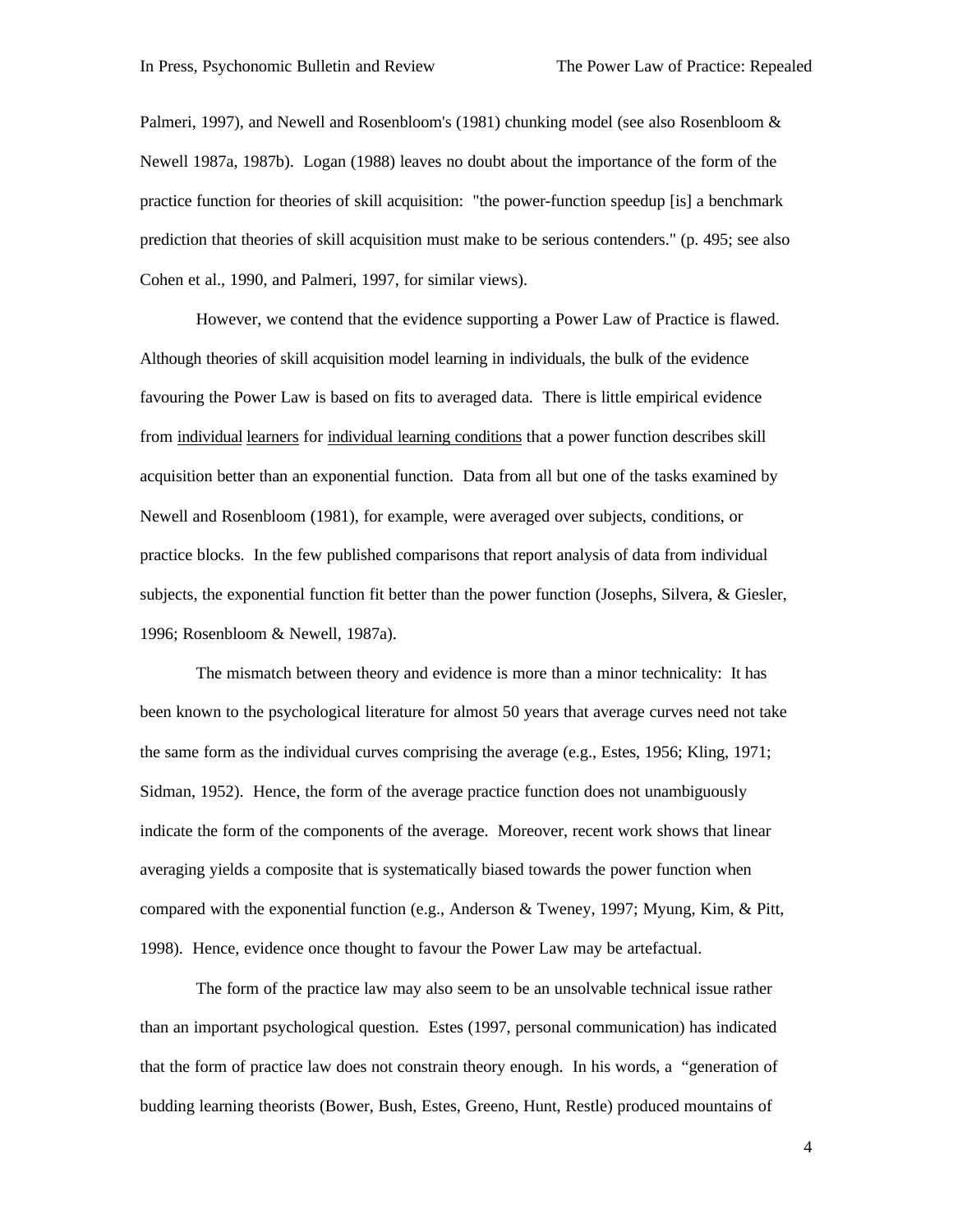Palmeri, 1997), and Newell and Rosenbloom's (1981) chunking model (see also Rosenbloom & Newell 1987a, 1987b). Logan (1988) leaves no doubt about the importance of the form of the practice function for theories of skill acquisition: "the power-function speedup [is] a benchmark prediction that theories of skill acquisition must make to be serious contenders." (p. 495; see also Cohen et al., 1990, and Palmeri, 1997, for similar views).

However, we contend that the evidence supporting a Power Law of Practice is flawed. Although theories of skill acquisition model learning in individuals, the bulk of the evidence favouring the Power Law is based on fits to averaged data. There is little empirical evidence from individual learners for individual learning conditions that a power function describes skill acquisition better than an exponential function. Data from all but one of the tasks examined by Newell and Rosenbloom (1981), for example, were averaged over subjects, conditions, or practice blocks. In the few published comparisons that report analysis of data from individual subjects, the exponential function fit better than the power function (Josephs, Silvera, & Giesler, 1996; Rosenbloom & Newell, 1987a).

The mismatch between theory and evidence is more than a minor technicality: It has been known to the psychological literature for almost 50 years that average curves need not take the same form as the individual curves comprising the average (e.g., Estes, 1956; Kling, 1971; Sidman, 1952). Hence, the form of the average practice function does not unambiguously indicate the form of the components of the average. Moreover, recent work shows that linear averaging yields a composite that is systematically biased towards the power function when compared with the exponential function (e.g., Anderson & Tweney, 1997; Myung, Kim, & Pitt, 1998). Hence, evidence once thought to favour the Power Law may be artefactual.

The form of the practice law may also seem to be an unsolvable technical issue rather than an important psychological question. Estes (1997, personal communication) has indicated that the form of practice law does not constrain theory enough. In his words, a "generation of budding learning theorists (Bower, Bush, Estes, Greeno, Hunt, Restle) produced mountains of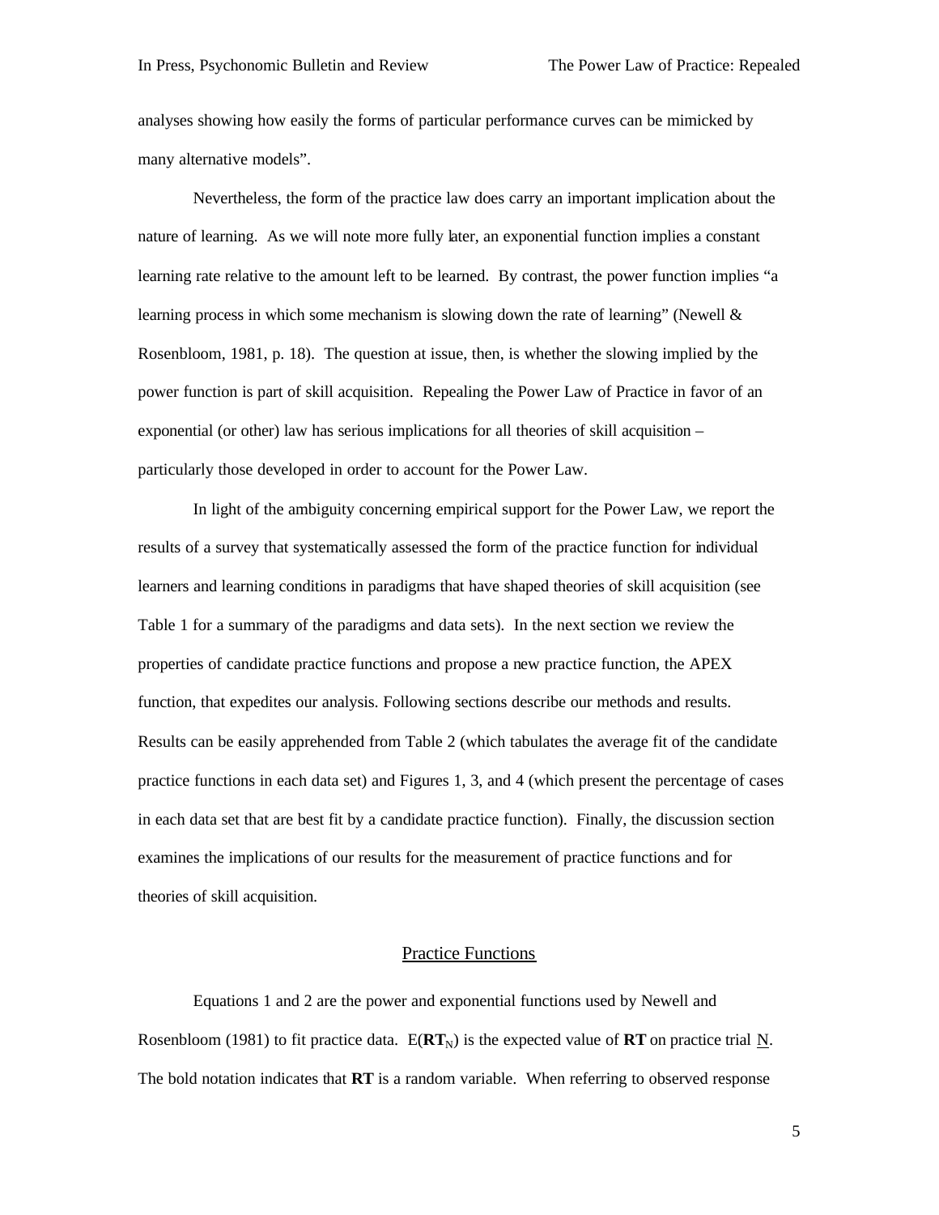analyses showing how easily the forms of particular performance curves can be mimicked by many alternative models".

Nevertheless, the form of the practice law does carry an important implication about the nature of learning. As we will note more fully later, an exponential function implies a constant learning rate relative to the amount left to be learned. By contrast, the power function implies "a learning process in which some mechanism is slowing down the rate of learning" (Newell & Rosenbloom, 1981, p. 18). The question at issue, then, is whether the slowing implied by the power function is part of skill acquisition. Repealing the Power Law of Practice in favor of an exponential (or other) law has serious implications for all theories of skill acquisition – particularly those developed in order to account for the Power Law.

In light of the ambiguity concerning empirical support for the Power Law, we report the results of a survey that systematically assessed the form of the practice function for individual learners and learning conditions in paradigms that have shaped theories of skill acquisition (see Table 1 for a summary of the paradigms and data sets). In the next section we review the properties of candidate practice functions and propose a new practice function, the APEX function, that expedites our analysis. Following sections describe our methods and results. Results can be easily apprehended from Table 2 (which tabulates the average fit of the candidate practice functions in each data set) and Figures 1, 3, and 4 (which present the percentage of cases in each data set that are best fit by a candidate practice function). Finally, the discussion section examines the implications of our results for the measurement of practice functions and for theories of skill acquisition.

## Practice Functions

Equations 1 and 2 are the power and exponential functions used by Newell and Rosenbloom (1981) to fit practice data. $E(\mathbf{RT}_N)$ is the expected value of **RT** on practice trial $\underline{N}$. The bold notation indicates that **RT** is a random variable. When referring to observed response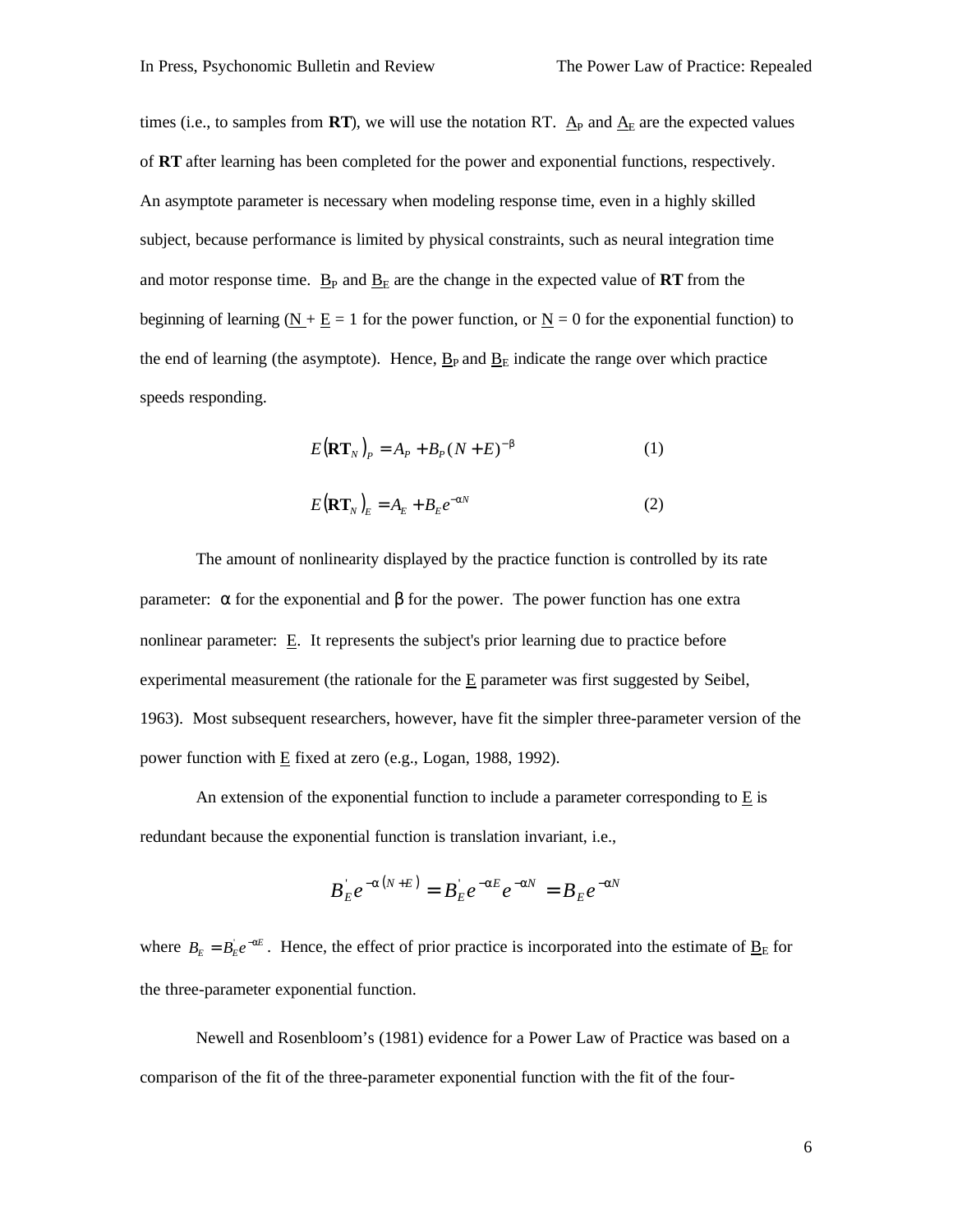times (i.e., to samples from **RT**), we will use the notation RT. $A_P$ and $A_E$ are the expected values of **RT** after learning has been completed for the power and exponential functions, respectively. An asymptote parameter is necessary when modeling response time, even in a highly skilled subject, because performance is limited by physical constraints, such as neural integration time and motor response time. $B_P$ and $B_E$ are the change in the expected value of **RT** from the beginning of learning ($N + E = 1$ for the power function, or $N = 0$ for the exponential function) to the end of learning (the asymptote). Hence, $B_P$ and $B_E$ indicate the range over which practice speeds responding.

$$E\left(\mathbf{RT}_N\right)_P = A_P + B_P (N + E)^{-\beta} \tag{1}$$

$$E\left(\mathbf{RT}_N\right)_E = A_E + B_E e^{-\alpha N} \tag{2}$$

The amount of nonlinearity displayed by the practice function is controlled by its rate parameter: $\alpha$ for the exponential and $\beta$ for the power. The power function has one extra nonlinear parameter: $E$. It represents the subject's prior learning due to practice before experimental measurement (the rationale for the $E$ parameter was first suggested by Seibel, 1963). Most subsequent researchers, however, have fit the simpler three-parameter version of the power function with $E$ fixed at zero (e.g., Logan, 1988, 1992).

An extension of the exponential function to include a parameter corresponding to $E$ is redundant because the exponential function is translation invariant, i.e.,

$$B_E^{'} e^{-\alpha (N+E)} = B_E^{'} e^{-\alpha E} e^{-\alpha N} = B_E e^{-\alpha N}$$

where $B_E = B_E^{'} e^{-\alpha E}$. Hence, the effect of prior practice is incorporated into the estimate of $B_E$ for the three-parameter exponential function.

Newell and Rosenbloom's (1981) evidence for a Power Law of Practice was based on a comparison of the fit of the three-parameter exponential function with the fit of the four-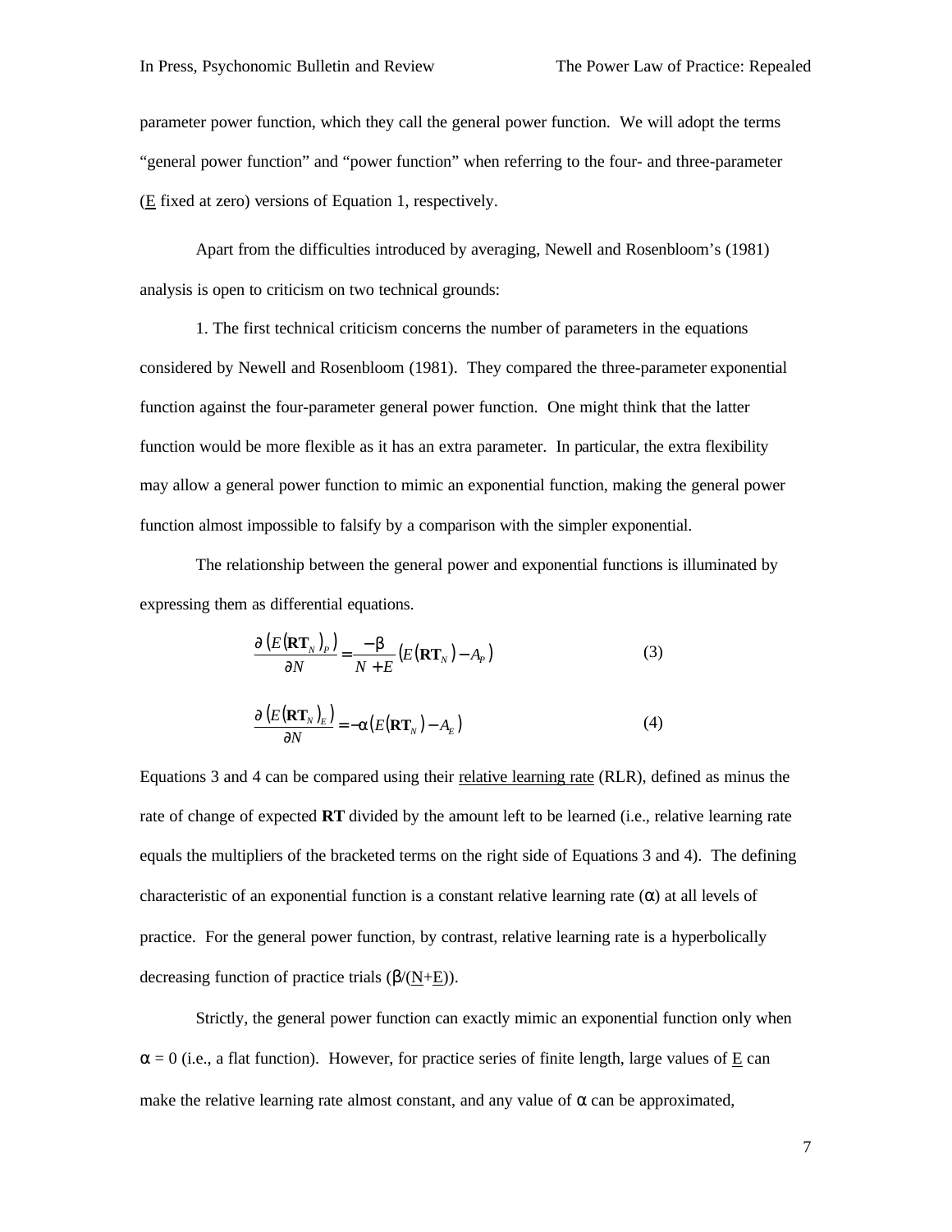parameter power function, which they call the general power function. We will adopt the terms "general power function" and "power function" when referring to the four- and three-parameter ($E$ fixed at zero) versions of Equation 1, respectively.

Apart from the difficulties introduced by averaging, Newell and Rosenbloom's (1981) analysis is open to criticism on two technical grounds:

1. The first technical criticism concerns the number of parameters in the equations considered by Newell and Rosenbloom (1981). They compared the three-parameter exponential function against the four-parameter general power function. One might think that the latter function would be more flexible as it has an extra parameter. In particular, the extra flexibility may allow a general power function to mimic an exponential function, making the general power function almost impossible to falsify by a comparison with the simpler exponential.

The relationship between the general power and exponential functions is illuminated by expressing them as differential equations.

$$\frac{\partial\left(E\left(\mathbf{RT}_N\right)_P\right)}{\partial N} = \frac{-\beta}{N+E}\left(E\left(\mathbf{RT}_N\right) - A_P\right) \quad (3)$$

$$\frac{\partial\left(E\left(\mathbf{RT}_N\right)_E\right)}{\partial N} = -\alpha\left(E\left(\mathbf{RT}_N\right) - A_E\right) \quad (4)$$

Equations 3 and 4 can be compared using their relative learning rate (RLR), defined as minus the rate of change of expected **RT** divided by the amount left to be learned (i.e., relative learning rate equals the multipliers of the bracketed terms on the right side of Equations 3 and 4). The defining characteristic of an exponential function is a constant relative learning rate ($\alpha$) at all levels of practice. For the general power function, by contrast, relative learning rate is a hyperbolically decreasing function of practice trials ($\beta/(N+E)$).

Strictly, the general power function can exactly mimic an exponential function only when $\alpha = 0$ (i.e., a flat function). However, for practice series of finite length, large values of $E$ can make the relative learning rate almost constant, and any value of $\alpha$ can be approximated,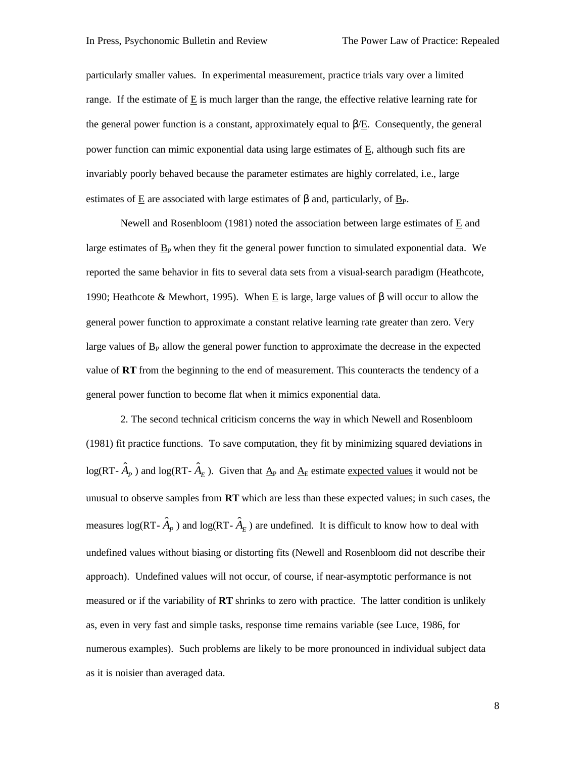particularly smaller values. In experimental measurement, practice trials vary over a limited range. If the estimate of $\underline{E}$ is much larger than the range, the effective relative learning rate for the general power function is a constant, approximately equal to $\beta/\underline{E}$. Consequently, the general power function can mimic exponential data using large estimates of $\underline{E}$, although such fits are invariably poorly behaved because the parameter estimates are highly correlated, i.e., large estimates of $\underline{E}$ are associated with large estimates of $\beta$ and, particularly, of $\underline{B}_P$.

Newell and Rosenbloom (1981) noted the association between large estimates of $\underline{E}$ and large estimates of $\underline{B}_P$ when they fit the general power function to simulated exponential data. We reported the same behavior in fits to several data sets from a visual-search paradigm (Heathcote, 1990; Heathcote & Mewhort, 1995). When $\underline{E}$ is large, large values of $\beta$ will occur to allow the general power function to approximate a constant relative learning rate greater than zero. Very large values of $\underline{B}_P$ allow the general power function to approximate the decrease in the expected value of **RT** from the beginning to the end of measurement. This counteracts the tendency of a general power function to become flat when it mimics exponential data.

2. The second technical criticism concerns the way in which Newell and Rosenbloom (1981) fit practice functions. To save computation, they fit by minimizing squared deviations in $\log(RT-\hat{A}_P)$ and $\log(RT-\hat{A}_E)$. Given that $\underline{A}_P$ and $\underline{A}_E$ estimate expected values it would not be unusual to observe samples from **RT** which are less than these expected values; in such cases, the measures $\log(RT-\hat{A}_P)$ and $\log(RT-\hat{A}_E)$ are undefined. It is difficult to know how to deal with undefined values without biasing or distorting fits (Newell and Rosenbloom did not describe their approach). Undefined values will not occur, of course, if near-asymptotic performance is not measured or if the variability of **RT** shrinks to zero with practice. The latter condition is unlikely as, even in very fast and simple tasks, response time remains variable (see Luce, 1986, for numerous examples). Such problems are likely to be more pronounced in individual subject data as it is noisier than averaged data.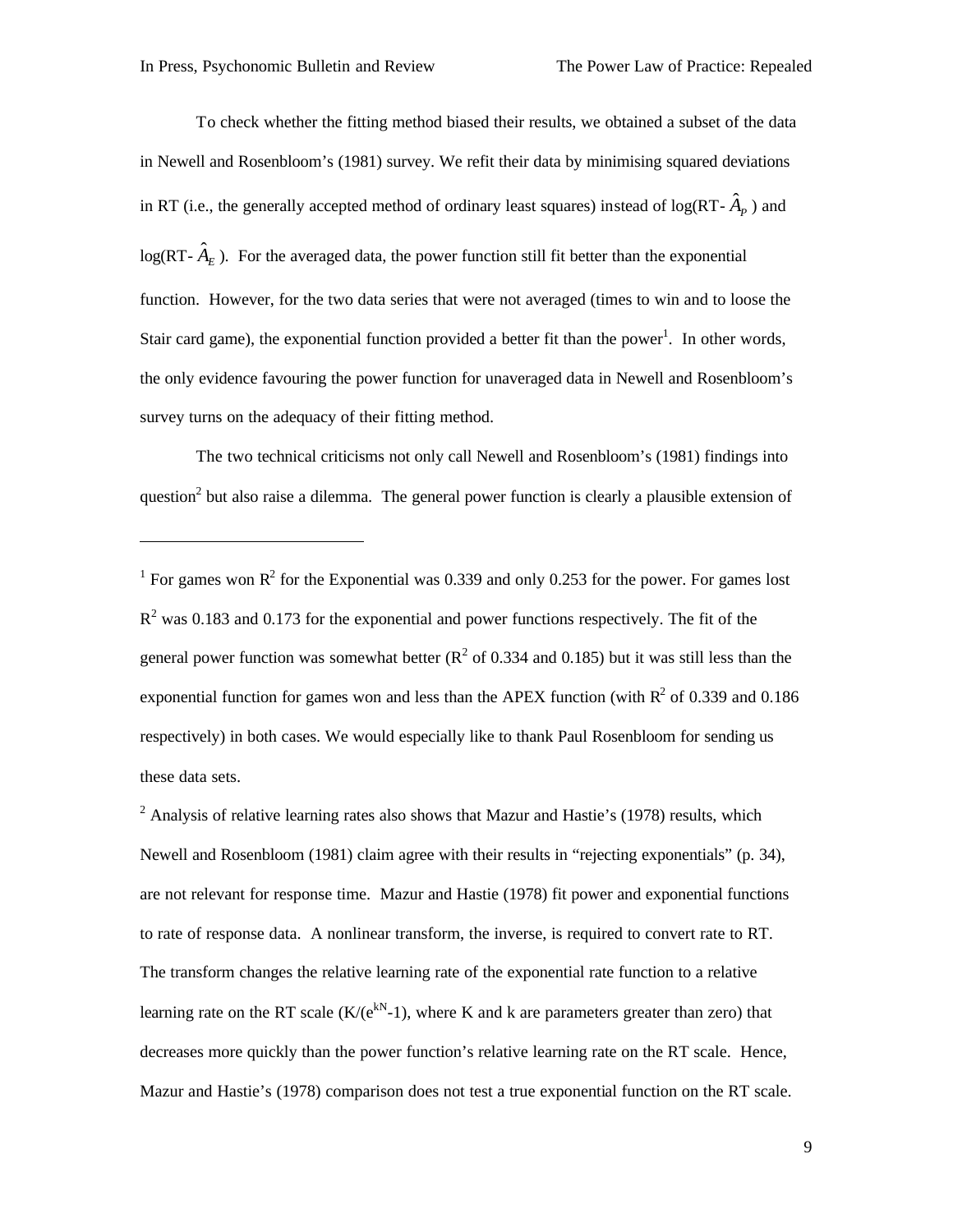To check whether the fitting method biased their results, we obtained a subset of the data in Newell and Rosenbloom's (1981) survey. We refit their data by minimising squared deviations in RT (i.e., the generally accepted method of ordinary least squares) instead of log(RT- $\hat{A}_P$ ) and log(RT- $\hat{A}_E$ ). For the averaged data, the power function still fit better than the exponential function. However, for the two data series that were not averaged (times to win and to loose the Stair card game), the exponential function provided a better fit than the power[1]. In other words, the only evidence favouring the power function for unaveraged data in Newell and Rosenbloom's survey turns on the adequacy of their fitting method.

The two technical criticisms not only call Newell and Rosenbloom's (1981) findings into question[2] but also raise a dilemma. The general power function is clearly a plausible extension of

---

[1] For games won $R^2$ for the Exponential was 0.339 and only 0.253 for the power. For games lost $R^2$ was 0.183 and 0.173 for the exponential and power functions respectively. The fit of the general power function was somewhat better ($R^2$ of 0.334 and 0.185) but it was still less than the exponential function for games won and less than the APEX function (with $R^2$ of 0.339 and 0.186 respectively) in both cases. We would especially like to thank Paul Rosenbloom for sending us these data sets.

[2] Analysis of relative learning rates also shows that Mazur and Hastie's (1978) results, which Newell and Rosenbloom (1981) claim agree with their results in "rejecting exponentials" (p. 34), are not relevant for response time. Mazur and Hastie (1978) fit power and exponential functions to rate of response data. A nonlinear transform, the inverse, is required to convert rate to RT. The transform changes the relative learning rate of the exponential rate function to a relative learning rate on the RT scale ($K/(e^{kN}-1)$, where K and k are parameters greater than zero) that decreases more quickly than the power function's relative learning rate on the RT scale. Hence, Mazur and Hastie's (1978) comparison does not test a true exponential function on the RT scale.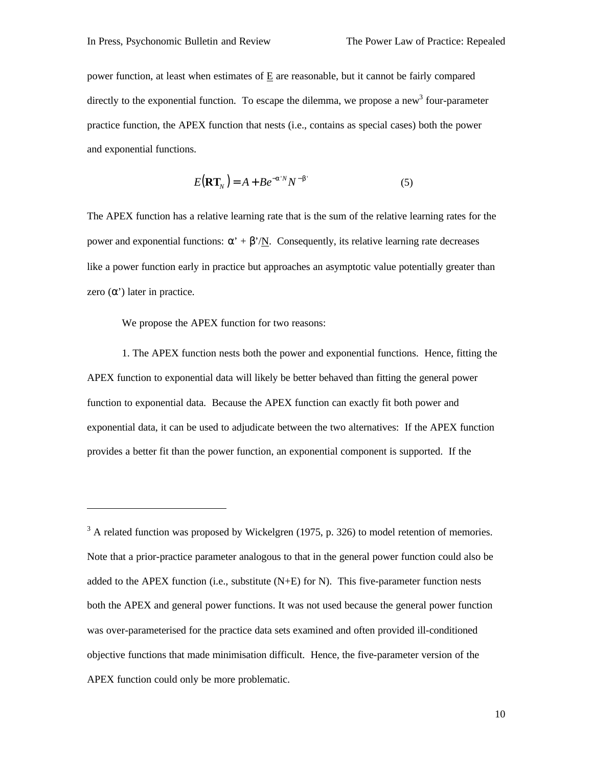power function, at least when estimates of E are reasonable, but it cannot be fairly compared directly to the exponential function. To escape the dilemma, we propose a new[3] four-parameter practice function, the APEX function that nests (i.e., contains as special cases) both the power and exponential functions.

$$E(\mathbf{RT}_N) = A + Be^{-\alpha' N} N^{-\beta'} \qquad (5)$$

The APEX function has a relative learning rate that is the sum of the relative learning rates for the power and exponential functions: $\alpha' + \beta'/N$. Consequently, its relative learning rate decreases like a power function early in practice but approaches an asymptotic value potentially greater than zero ($\alpha'$) later in practice.

We propose the APEX function for two reasons:

1. The APEX function nests both the power and exponential functions. Hence, fitting the APEX function to exponential data will likely be better behaved than fitting the general power function to exponential data. Because the APEX function can exactly fit both power and exponential data, it can be used to adjudicate between the two alternatives: If the APEX function provides a better fit than the power function, an exponential component is supported. If the

---

[3] A related function was proposed by Wickelgren (1975, p. 326) to model retention of memories. Note that a prior-practice parameter analogous to that in the general power function could also be added to the APEX function (i.e., substitute (N+E) for N). This five-parameter function nests both the APEX and general power functions. It was not used because the general power function was over-parameterised for the practice data sets examined and often provided ill-conditioned objective functions that made minimisation difficult. Hence, the five-parameter version of the APEX function could only be more problematic.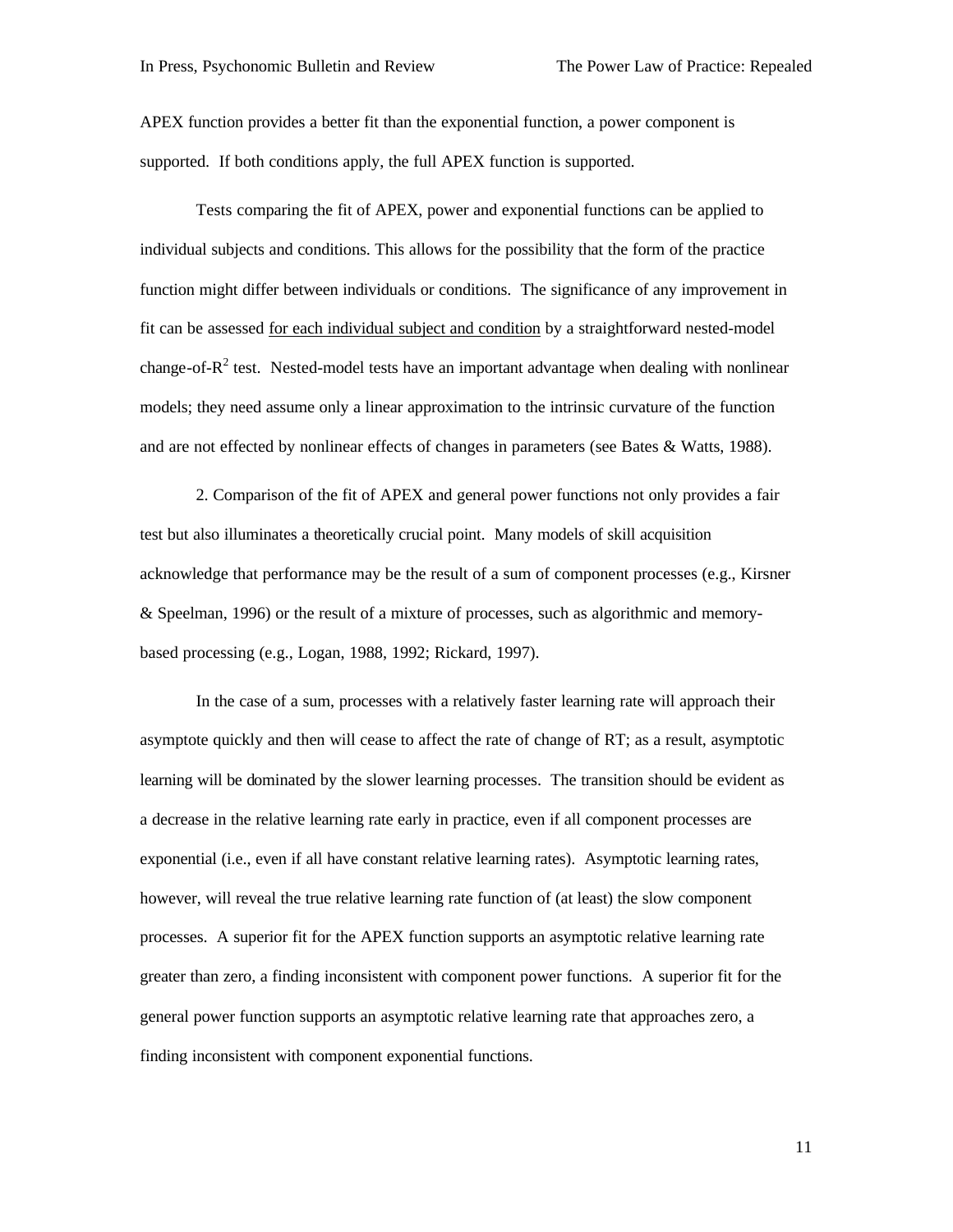APEX function provides a better fit than the exponential function, a power component is supported. If both conditions apply, the full APEX function is supported.

Tests comparing the fit of APEX, power and exponential functions can be applied to individual subjects and conditions. This allows for the possibility that the form of the practice function might differ between individuals or conditions. The significance of any improvement in fit can be assessed <u>for each individual subject and condition</u> by a straightforward nested-model change-of-$R^2$ test. Nested-model tests have an important advantage when dealing with nonlinear models; they need assume only a linear approximation to the intrinsic curvature of the function and are not effected by nonlinear effects of changes in parameters (see Bates & Watts, 1988).

2. Comparison of the fit of APEX and general power functions not only provides a fair test but also illuminates a theoretically crucial point. Many models of skill acquisition acknowledge that performance may be the result of a sum of component processes (e.g., Kirsner & Speelman, 1996) or the result of a mixture of processes, such as algorithmic and memory-based processing (e.g., Logan, 1988, 1992; Rickard, 1997).

In the case of a sum, processes with a relatively faster learning rate will approach their asymptote quickly and then will cease to affect the rate of change of RT; as a result, asymptotic learning will be dominated by the slower learning processes. The transition should be evident as a decrease in the relative learning rate early in practice, even if all component processes are exponential (i.e., even if all have constant relative learning rates). Asymptotic learning rates, however, will reveal the true relative learning rate function of (at least) the slow component processes. A superior fit for the APEX function supports an asymptotic relative learning rate greater than zero, a finding inconsistent with component power functions. A superior fit for the general power function supports an asymptotic relative learning rate that approaches zero, a finding inconsistent with component exponential functions.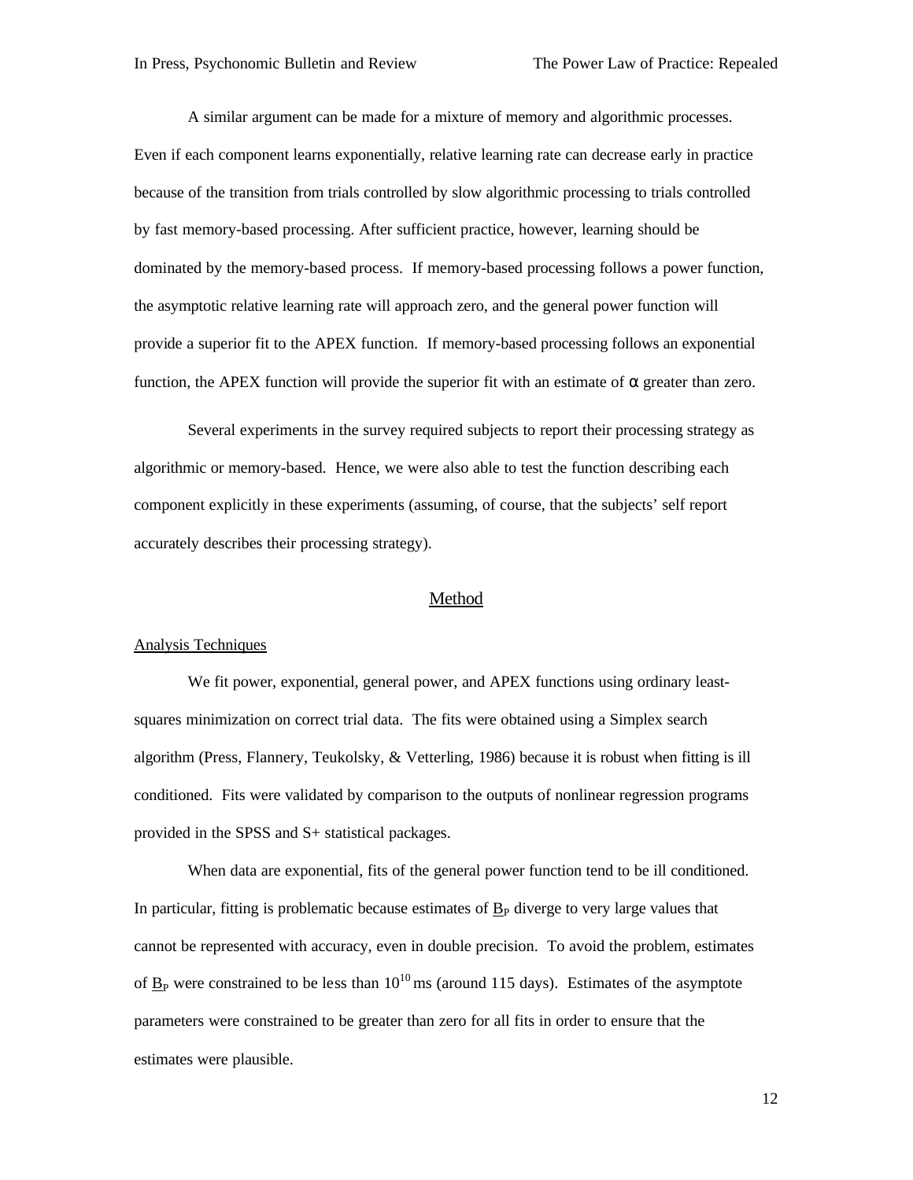A similar argument can be made for a mixture of memory and algorithmic processes. Even if each component learns exponentially, relative learning rate can decrease early in practice because of the transition from trials controlled by slow algorithmic processing to trials controlled by fast memory-based processing. After sufficient practice, however, learning should be dominated by the memory-based process. If memory-based processing follows a power function, the asymptotic relative learning rate will approach zero, and the general power function will provide a superior fit to the APEX function. If memory-based processing follows an exponential function, the APEX function will provide the superior fit with an estimate of $\alpha$ greater than zero.

Several experiments in the survey required subjects to report their processing strategy as algorithmic or memory-based. Hence, we were also able to test the function describing each component explicitly in these experiments (assuming, of course, that the subjects' self report accurately describes their processing strategy).

## Method

### Analysis Techniques

We fit power, exponential, general power, and APEX functions using ordinary least-squares minimization on correct trial data. The fits were obtained using a Simplex search algorithm (Press, Flannery, Teukolsky, & Vetterling, 1986) because it is robust when fitting is ill conditioned. Fits were validated by comparison to the outputs of nonlinear regression programs provided in the SPSS and S+ statistical packages.

When data are exponential, fits of the general power function tend to be ill conditioned. In particular, fitting is problematic because estimates of $\underline{B}_P$ diverge to very large values that cannot be represented with accuracy, even in double precision. To avoid the problem, estimates of $\underline{B}_P$ were constrained to be less than $10^{10}$ ms (around 115 days). Estimates of the asymptote parameters were constrained to be greater than zero for all fits in order to ensure that the estimates were plausible.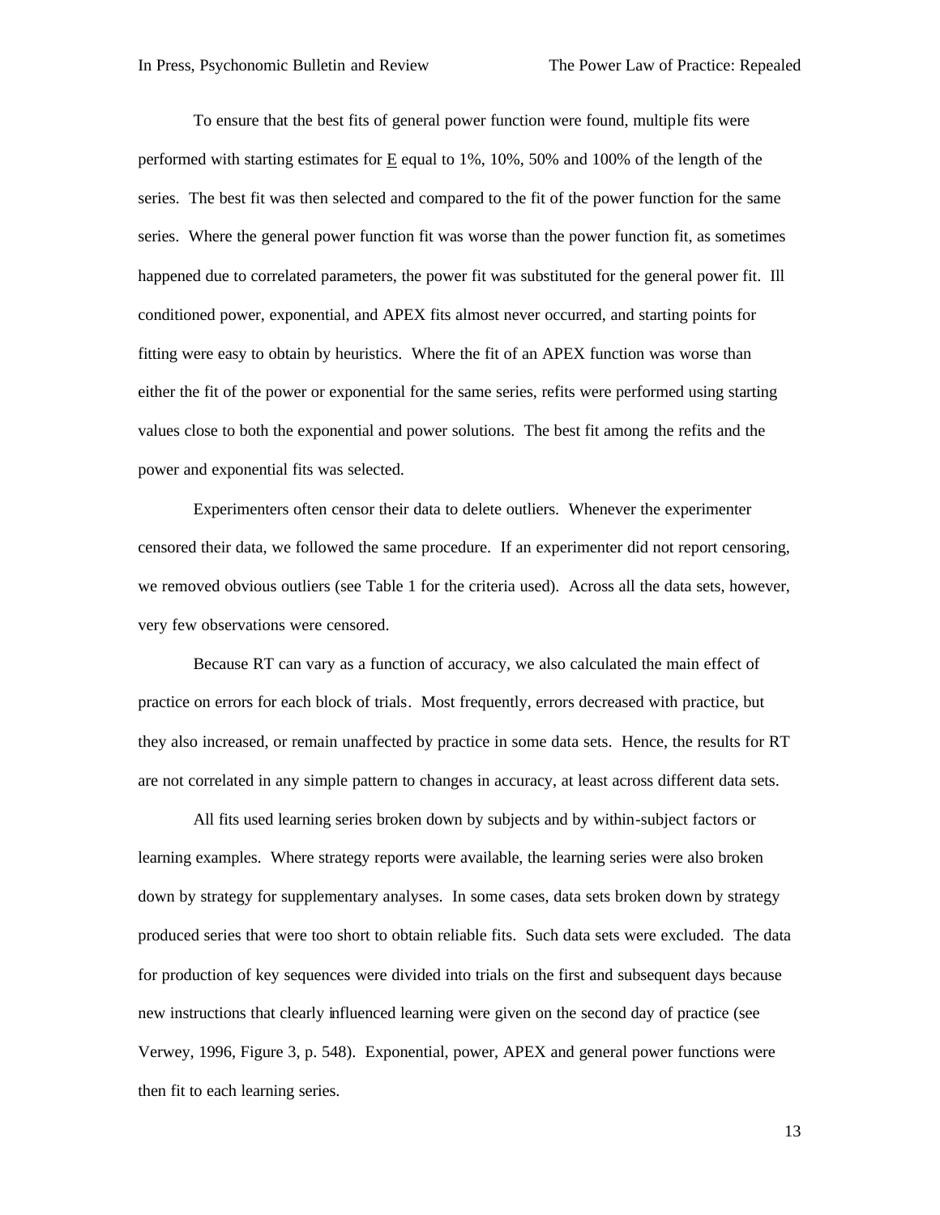To ensure that the best fits of general power function were found, multiple fits were performed with starting estimates for E equal to 1%, 10%, 50% and 100% of the length of the series. The best fit was then selected and compared to the fit of the power function for the same series. Where the general power function fit was worse than the power function fit, as sometimes happened due to correlated parameters, the power fit was substituted for the general power fit. Ill conditioned power, exponential, and APEX fits almost never occurred, and starting points for fitting were easy to obtain by heuristics. Where the fit of an APEX function was worse than either the fit of the power or exponential for the same series, refits were performed using starting values close to both the exponential and power solutions. The best fit among the refits and the power and exponential fits was selected.

Experimenters often censor their data to delete outliers. Whenever the experimenter censored their data, we followed the same procedure. If an experimenter did not report censoring, we removed obvious outliers (see Table 1 for the criteria used). Across all the data sets, however, very few observations were censored.

Because RT can vary as a function of accuracy, we also calculated the main effect of practice on errors for each block of trials. Most frequently, errors decreased with practice, but they also increased, or remain unaffected by practice in some data sets. Hence, the results for RT are not correlated in any simple pattern to changes in accuracy, at least across different data sets.

All fits used learning series broken down by subjects and by within-subject factors or learning examples. Where strategy reports were available, the learning series were also broken down by strategy for supplementary analyses. In some cases, data sets broken down by strategy produced series that were too short to obtain reliable fits. Such data sets were excluded. The data for production of key sequences were divided into trials on the first and subsequent days because new instructions that clearly influenced learning were given on the second day of practice (see Verwey, 1996, Figure 3, p. 548). Exponential, power, APEX and general power functions were then fit to each learning series.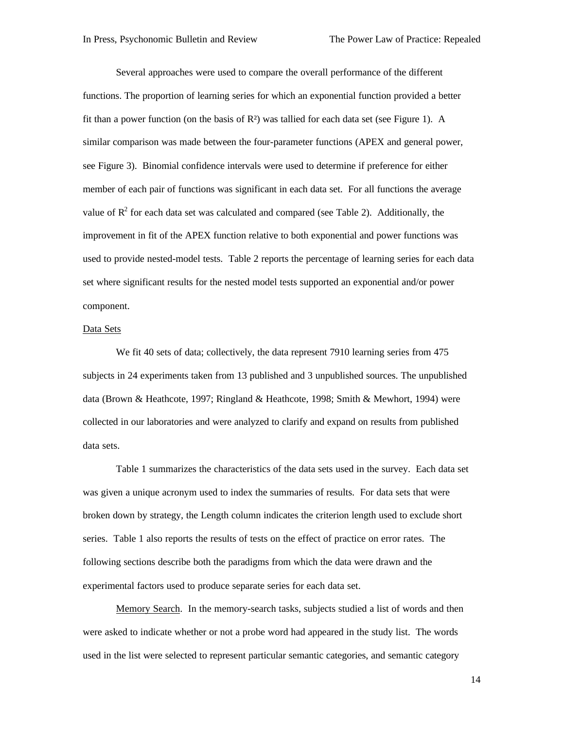Several approaches were used to compare the overall performance of the different functions. The proportion of learning series for which an exponential function provided a better fit than a power function (on the basis of $R^2$) was tallied for each data set (see Figure 1). A similar comparison was made between the four-parameter functions (APEX and general power, see Figure 3). Binomial confidence intervals were used to determine if preference for either member of each pair of functions was significant in each data set. For all functions the average value of $R^2$ for each data set was calculated and compared (see Table 2). Additionally, the improvement in fit of the APEX function relative to both exponential and power functions was used to provide nested-model tests. Table 2 reports the percentage of learning series for each data set where significant results for the nested model tests supported an exponential and/or power component.

Data Sets

We fit 40 sets of data; collectively, the data represent 7910 learning series from 475 subjects in 24 experiments taken from 13 published and 3 unpublished sources. The unpublished data (Brown & Heathcote, 1997; Ringland & Heathcote, 1998; Smith & Mewhort, 1994) were collected in our laboratories and were analyzed to clarify and expand on results from published data sets.

Table 1 summarizes the characteristics of the data sets used in the survey. Each data set was given a unique acronym used to index the summaries of results. For data sets that were broken down by strategy, the Length column indicates the criterion length used to exclude short series. Table 1 also reports the results of tests on the effect of practice on error rates. The following sections describe both the paradigms from which the data were drawn and the experimental factors used to produce separate series for each data set.

Memory Search. In the memory-search tasks, subjects studied a list of words and then were asked to indicate whether or not a probe word had appeared in the study list. The words used in the list were selected to represent particular semantic categories, and semantic category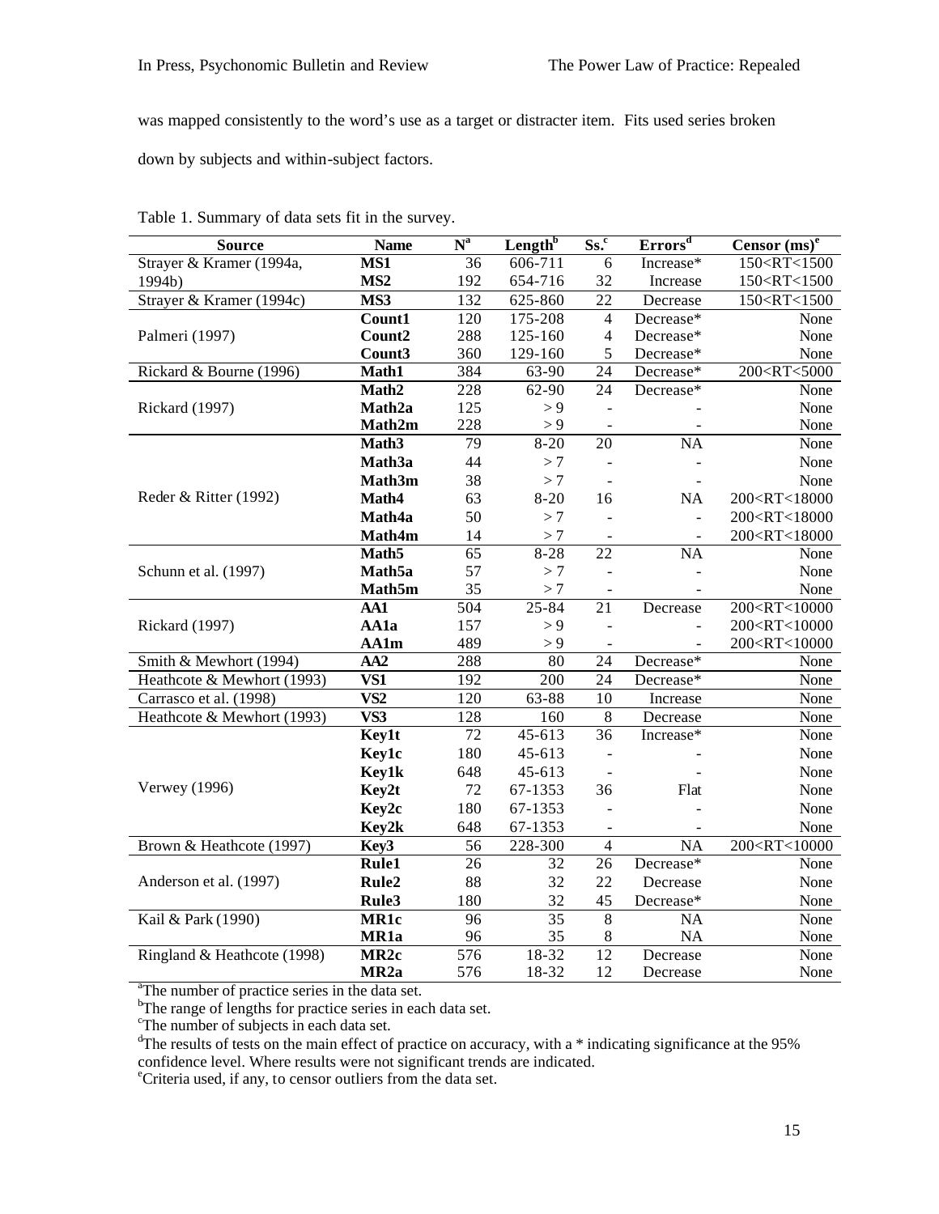was mapped consistently to the word's use as a target or distracter item. Fits used series broken down by subjects and within-subject factors.

Table 1. Summary of data sets fit in the survey.

| Source | Name | N[a] | Length[b] | Ss.[c] | Errors[d] | Censor (ms)[e] |
|---|---|---|---|---|---|---|
| Strayer & Kramer (1994a, 1994b) | **MS1** | 36 | 606-711 | 6 | Increase* | 150<RT<1500 |
| | **MS2** | 192 | 654-716 | 32 | Increase | 150<RT<1500 |
| Strayer & Kramer (1994c) | **MS3** | 132 | 625-860 | 22 | Decrease | 150<RT<1500 |
| Palmeri (1997) | **Count1** | 120 | 175-208 | 4 | Decrease* | None |
| | **Count2** | 288 | 125-160 | 4 | Decrease* | None |
| | **Count3** | 360 | 129-160 | 5 | Decrease* | None |
| Rickard & Bourne (1996) | **Math1** | 384 | 63-90 | 24 | Decrease* | 200<RT<5000 |
| Rickard (1997) | **Math2** | 228 | 62-90 | 24 | Decrease* | None |
| | **Math2a** | 125 | > 9 | - | - | None |
| | **Math2m** | 228 | > 9 | - | - | None |
| Reder & Ritter (1992) | **Math3** | 79 | 8-20 | 20 | NA | None |
| | **Math3a** | 44 | > 7 | - | - | None |
| | **Math3m** | 38 | > 7 | - | - | None |
| | **Math4** | 63 | 8-20 | 16 | NA | 200<RT<18000 |
| | **Math4a** | 50 | > 7 | - | - | 200<RT<18000 |
| | **Math4m** | 14 | > 7 | - | - | 200<RT<18000 |
| Schunn et al. (1997) | **Math5** | 65 | 8-28 | 22 | NA | None |
| | **Math5a** | 57 | > 7 | - | - | None |
| | **Math5m** | 35 | > 7 | - | - | None |
| Rickard (1997) | **AA1** | 504 | 25-84 | 21 | Decrease | 200<RT<10000 |
| | **AA1a** | 157 | > 9 | - | - | 200<RT<10000 |
| | **AA1m** | 489 | > 9 | - | - | 200<RT<10000 |
| Smith & Mewhort (1994) | **AA2** | 288 | 80 | 24 | Decrease* | None |
| Heathcote & Mewhort (1993) | **VS1** | 192 | 200 | 24 | Decrease* | None |
| Carrasco et al. (1998) | **VS2** | 120 | 63-88 | 10 | Increase | None |
| Heathcote & Mewhort (1993) | **VS3** | 128 | 160 | 8 | Decrease | None |
| Verwey (1996) | **Key1t** | 72 | 45-613 | 36 | Increase* | None |
| | **Key1c** | 180 | 45-613 | - | - | None |
| | **Key1k** | 648 | 45-613 | - | - | None |
| | **Key2t** | 72 | 67-1353 | 36 | Flat | None |
| | **Key2c** | 180 | 67-1353 | - | - | None |
| | **Key2k** | 648 | 67-1353 | - | - | None |
| Brown & Heathcote (1997) | **Key3** | 56 | 228-300 | 4 | NA | 200<RT<10000 |
| Anderson et al. (1997) | **Rule1** | 26 | 32 | 26 | Decrease* | None |
| | **Rule2** | 88 | 32 | 22 | Decrease | None |
| | **Rule3** | 180 | 32 | 45 | Decrease* | None |
| Kail & Park (1990) | **MR1c** | 96 | 35 | 8 | NA | None |
| | **MR1a** | 96 | 35 | 8 | NA | None |
| Ringland & Heathcote (1998) | **MR2c** | 576 | 18-32 | 12 | Decrease | None |
| | **MR2a** | 576 | 18-32 | 12 | Decrease | None |

[a]The number of practice series in the data set.
[b]The range of lengths for practice series in each data set.
[c]The number of subjects in each data set.
[d]The results of tests on the main effect of practice on accuracy, with a * indicating significance at the 95% confidence level. Where results were not significant trends are indicated.
[e]Criteria used, if any, to censor outliers from the data set.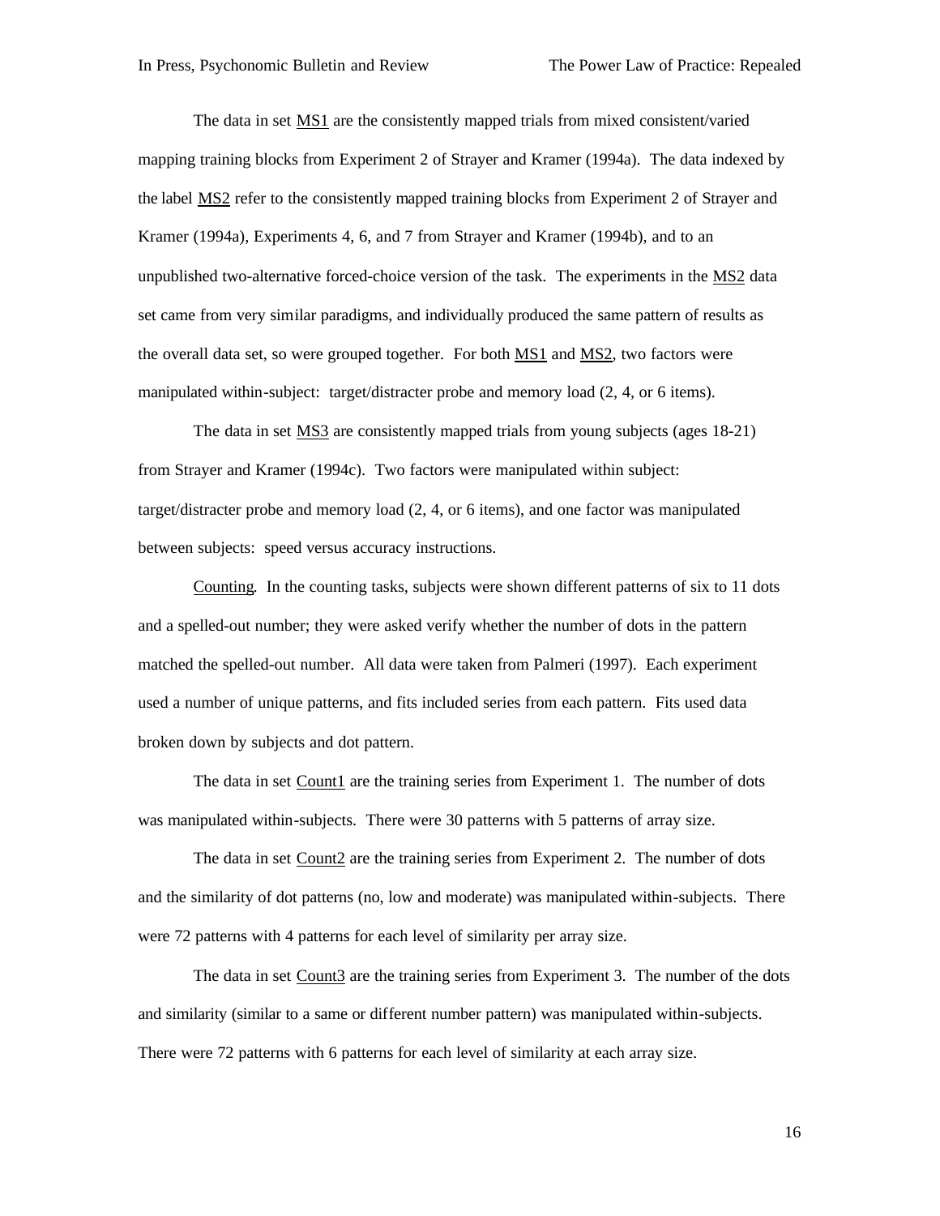The data in set <u>MS1</u> are the consistently mapped trials from mixed consistent/varied mapping training blocks from Experiment 2 of Strayer and Kramer (1994a). The data indexed by the label <u>MS2</u> refer to the consistently mapped training blocks from Experiment 2 of Strayer and Kramer (1994a), Experiments 4, 6, and 7 from Strayer and Kramer (1994b), and to an unpublished two-alternative forced-choice version of the task. The experiments in the <u>MS2</u> data set came from very similar paradigms, and individually produced the same pattern of results as the overall data set, so were grouped together. For both <u>MS1</u> and <u>MS2</u>, two factors were manipulated within-subject: target/distracter probe and memory load (2, 4, or 6 items).

The data in set <u>MS3</u> are consistently mapped trials from young subjects (ages 18-21) from Strayer and Kramer (1994c). Two factors were manipulated within subject: target/distracter probe and memory load (2, 4, or 6 items), and one factor was manipulated between subjects: speed versus accuracy instructions.

<u>Counting</u>. In the counting tasks, subjects were shown different patterns of six to 11 dots and a spelled-out number; they were asked verify whether the number of dots in the pattern matched the spelled-out number. All data were taken from Palmeri (1997). Each experiment used a number of unique patterns, and fits included series from each pattern. Fits used data broken down by subjects and dot pattern.

The data in set <u>Count1</u> are the training series from Experiment 1. The number of dots was manipulated within-subjects. There were 30 patterns with 5 patterns of array size.

The data in set <u>Count2</u> are the training series from Experiment 2. The number of dots and the similarity of dot patterns (no, low and moderate) was manipulated within-subjects. There were 72 patterns with 4 patterns for each level of similarity per array size.

The data in set <u>Count3</u> are the training series from Experiment 3. The number of the dots and similarity (similar to a same or different number pattern) was manipulated within-subjects. There were 72 patterns with 6 patterns for each level of similarity at each array size.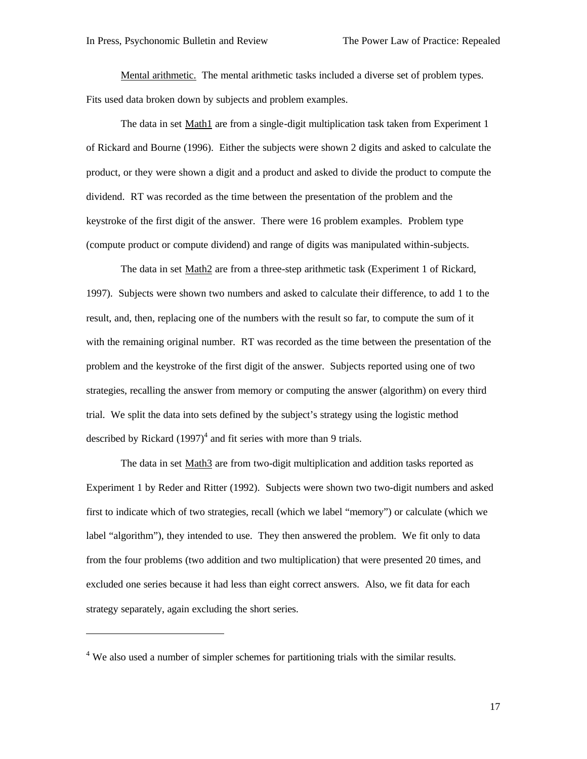Mental arithmetic. The mental arithmetic tasks included a diverse set of problem types. Fits used data broken down by subjects and problem examples.

The data in set Math1 are from a single-digit multiplication task taken from Experiment 1 of Rickard and Bourne (1996). Either the subjects were shown 2 digits and asked to calculate the product, or they were shown a digit and a product and asked to divide the product to compute the dividend. RT was recorded as the time between the presentation of the problem and the keystroke of the first digit of the answer. There were 16 problem examples. Problem type (compute product or compute dividend) and range of digits was manipulated within-subjects.

The data in set Math2 are from a three-step arithmetic task (Experiment 1 of Rickard, 1997). Subjects were shown two numbers and asked to calculate their difference, to add 1 to the result, and, then, replacing one of the numbers with the result so far, to compute the sum of it with the remaining original number. RT was recorded as the time between the presentation of the problem and the keystroke of the first digit of the answer. Subjects reported using one of two strategies, recalling the answer from memory or computing the answer (algorithm) on every third trial. We split the data into sets defined by the subject's strategy using the logistic method described by Rickard (1997)[4] and fit series with more than 9 trials.

The data in set Math3 are from two-digit multiplication and addition tasks reported as Experiment 1 by Reder and Ritter (1992). Subjects were shown two two-digit numbers and asked first to indicate which of two strategies, recall (which we label "memory") or calculate (which we label "algorithm"), they intended to use. They then answered the problem. We fit only to data from the four problems (two addition and two multiplication) that were presented 20 times, and excluded one series because it had less than eight correct answers. Also, we fit data for each strategy separately, again excluding the short series.

---

[4] We also used a number of simpler schemes for partitioning trials with the similar results.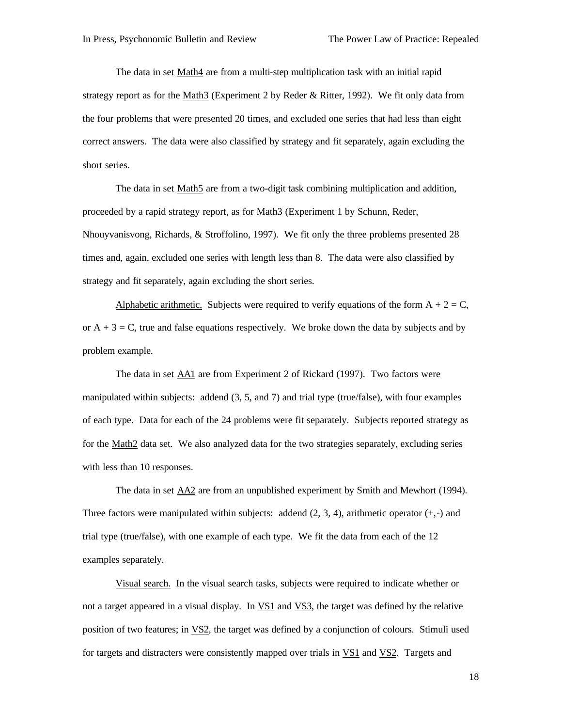The data in set Math4 are from a multi-step multiplication task with an initial rapid strategy report as for the Math3 (Experiment 2 by Reder & Ritter, 1992). We fit only data from the four problems that were presented 20 times, and excluded one series that had less than eight correct answers. The data were also classified by strategy and fit separately, again excluding the short series.

The data in set Math5 are from a two-digit task combining multiplication and addition, proceeded by a rapid strategy report, as for Math3 (Experiment 1 by Schunn, Reder, Nhouyvanisvong, Richards, & Stroffolino, 1997). We fit only the three problems presented 28 times and, again, excluded one series with length less than 8. The data were also classified by strategy and fit separately, again excluding the short series.

Alphabetic arithmetic. Subjects were required to verify equations of the form A + 2 = C, or A + 3 = C, true and false equations respectively. We broke down the data by subjects and by problem example.

The data in set AA1 are from Experiment 2 of Rickard (1997). Two factors were manipulated within subjects: addend (3, 5, and 7) and trial type (true/false), with four examples of each type. Data for each of the 24 problems were fit separately. Subjects reported strategy as for the Math2 data set. We also analyzed data for the two strategies separately, excluding series with less than 10 responses.

The data in set AA2 are from an unpublished experiment by Smith and Mewhort (1994). Three factors were manipulated within subjects: addend (2, 3, 4), arithmetic operator (+,-) and trial type (true/false), with one example of each type. We fit the data from each of the 12 examples separately.

Visual search. In the visual search tasks, subjects were required to indicate whether or not a target appeared in a visual display. In VS1 and VS3, the target was defined by the relative position of two features; in VS2, the target was defined by a conjunction of colours. Stimuli used for targets and distracters were consistently mapped over trials in VS1 and VS2. Targets and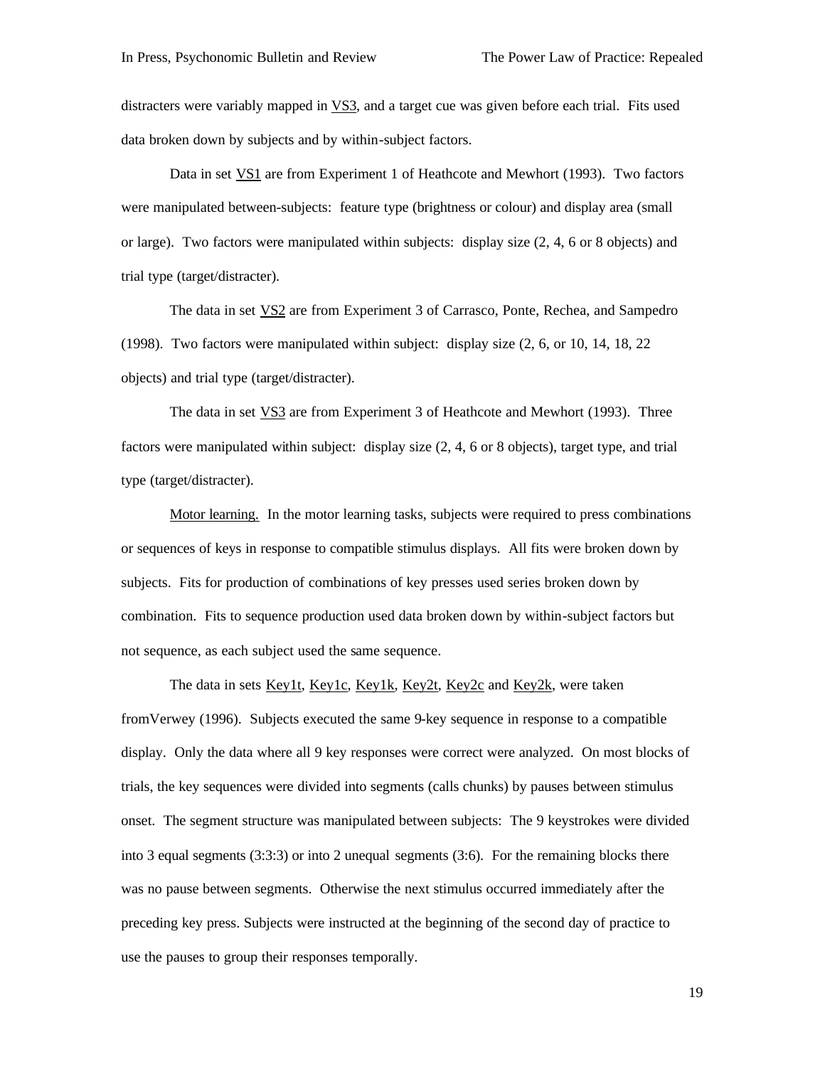distracters were variably mapped in VS3, and a target cue was given before each trial. Fits used data broken down by subjects and by within-subject factors.

Data in set VS1 are from Experiment 1 of Heathcote and Mewhort (1993). Two factors were manipulated between-subjects: feature type (brightness or colour) and display area (small or large). Two factors were manipulated within subjects: display size (2, 4, 6 or 8 objects) and trial type (target/distracter).

The data in set VS2 are from Experiment 3 of Carrasco, Ponte, Rechea, and Sampedro (1998). Two factors were manipulated within subject: display size (2, 6, or 10, 14, 18, 22 objects) and trial type (target/distracter).

The data in set VS3 are from Experiment 3 of Heathcote and Mewhort (1993). Three factors were manipulated within subject: display size (2, 4, 6 or 8 objects), target type, and trial type (target/distracter).

Motor learning. In the motor learning tasks, subjects were required to press combinations or sequences of keys in response to compatible stimulus displays. All fits were broken down by subjects. Fits for production of combinations of key presses used series broken down by combination. Fits to sequence production used data broken down by within-subject factors but not sequence, as each subject used the same sequence.

The data in sets Key1t, Key1c, Key1k, Key2t, Key2c and Key2k, were taken fromVerwey (1996). Subjects executed the same 9-key sequence in response to a compatible display. Only the data where all 9 key responses were correct were analyzed. On most blocks of trials, the key sequences were divided into segments (calls chunks) by pauses between stimulus onset. The segment structure was manipulated between subjects: The 9 keystrokes were divided into 3 equal segments (3:3:3) or into 2 unequal segments (3:6). For the remaining blocks there was no pause between segments. Otherwise the next stimulus occurred immediately after the preceding key press. Subjects were instructed at the beginning of the second day of practice to use the pauses to group their responses temporally.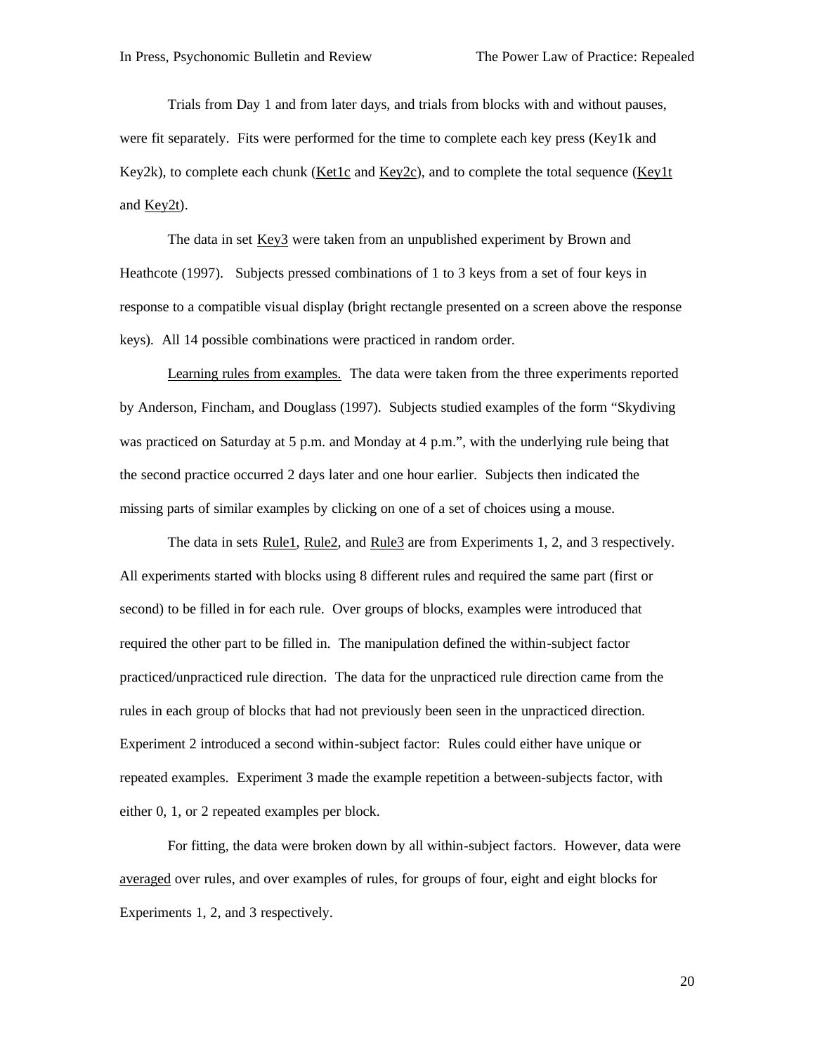Trials from Day 1 and from later days, and trials from blocks with and without pauses, were fit separately. Fits were performed for the time to complete each key press (Key1k and Key2k), to complete each chunk (Ket1c and Key2c), and to complete the total sequence (Key1t and Key2t).

The data in set Key3 were taken from an unpublished experiment by Brown and Heathcote (1997). Subjects pressed combinations of 1 to 3 keys from a set of four keys in response to a compatible visual display (bright rectangle presented on a screen above the response keys). All 14 possible combinations were practiced in random order.

Learning rules from examples. The data were taken from the three experiments reported by Anderson, Fincham, and Douglass (1997). Subjects studied examples of the form "Skydiving was practiced on Saturday at 5 p.m. and Monday at 4 p.m.", with the underlying rule being that the second practice occurred 2 days later and one hour earlier. Subjects then indicated the missing parts of similar examples by clicking on one of a set of choices using a mouse.

The data in sets Rule1, Rule2, and Rule3 are from Experiments 1, 2, and 3 respectively. All experiments started with blocks using 8 different rules and required the same part (first or second) to be filled in for each rule. Over groups of blocks, examples were introduced that required the other part to be filled in. The manipulation defined the within-subject factor practiced/unpracticed rule direction. The data for the unpracticed rule direction came from the rules in each group of blocks that had not previously been seen in the unpracticed direction. Experiment 2 introduced a second within-subject factor: Rules could either have unique or repeated examples. Experiment 3 made the example repetition a between-subjects factor, with either 0, 1, or 2 repeated examples per block.

For fitting, the data were broken down by all within-subject factors. However, data were averaged over rules, and over examples of rules, for groups of four, eight and eight blocks for Experiments 1, 2, and 3 respectively.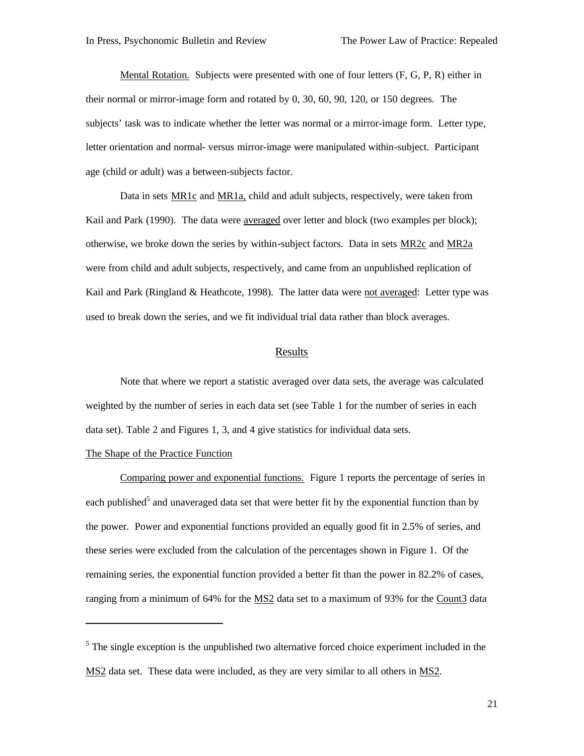Mental Rotation. Subjects were presented with one of four letters (F, G, P, R) either in their normal or mirror-image form and rotated by 0, 30, 60, 90, 120, or 150 degrees. The subjects' task was to indicate whether the letter was normal or a mirror-image form. Letter type, letter orientation and normal- versus mirror-image were manipulated within-subject. Participant age (child or adult) was a between-subjects factor.

Data in sets MR1c and MR1a, child and adult subjects, respectively, were taken from Kail and Park (1990). The data were averaged over letter and block (two examples per block); otherwise, we broke down the series by within-subject factors. Data in sets MR2c and MR2a were from child and adult subjects, respectively, and came from an unpublished replication of Kail and Park (Ringland & Heathcote, 1998). The latter data were not averaged: Letter type was used to break down the series, and we fit individual trial data rather than block averages.

## Results

Note that where we report a statistic averaged over data sets, the average was calculated weighted by the number of series in each data set (see Table 1 for the number of series in each data set). Table 2 and Figures 1, 3, and 4 give statistics for individual data sets.

### The Shape of the Practice Function

Comparing power and exponential functions. Figure 1 reports the percentage of series in each published[5] and unaveraged data set that were better fit by the exponential function than by the power. Power and exponential functions provided an equally good fit in 2.5% of series, and these series were excluded from the calculation of the percentages shown in Figure 1. Of the remaining series, the exponential function provided a better fit than the power in 82.2% of cases, ranging from a minimum of 64% for the MS2 data set to a maximum of 93% for the Count3 data

---

[5] The single exception is the unpublished two alternative forced choice experiment included in the MS2 data set. These data were included, as they are very similar to all others in MS2.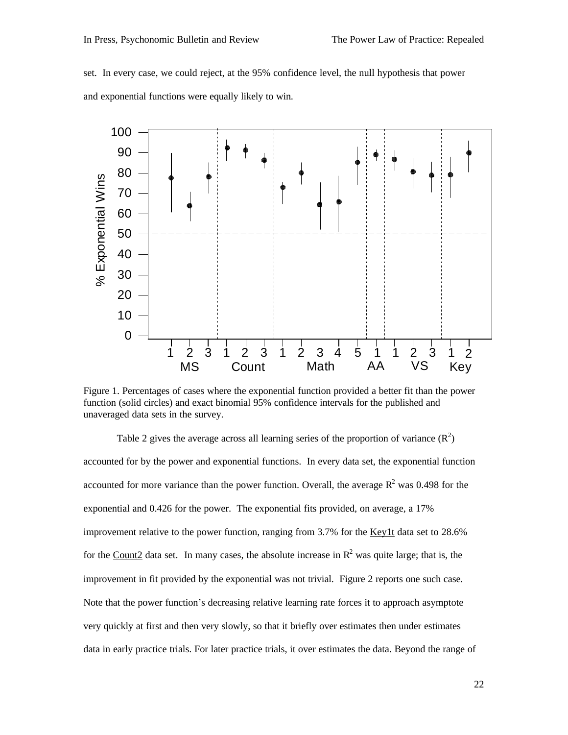set. In every case, we could reject, at the 95% confidence level, the null hypothesis that power and exponential functions were equally likely to win.

Figure 1. Percentages of cases where the exponential function provided a better fit than the power function (solid circles) and exact binomial 95% confidence intervals for the published and unaveraged data sets in the survey.

Table 2 gives the average across all learning series of the proportion of variance ($R^2$) accounted for by the power and exponential functions. In every data set, the exponential function accounted for more variance than the power function. Overall, the average $R^2$ was 0.498 for the exponential and 0.426 for the power. The exponential fits provided, on average, a 17% improvement relative to the power function, ranging from 3.7% for the Key1t data set to 28.6% for the Count2 data set. In many cases, the absolute increase in $R^2$ was quite large; that is, the improvement in fit provided by the exponential was not trivial. Figure 2 reports one such case. Note that the power function's decreasing relative learning rate forces it to approach asymptote very quickly at first and then very slowly, so that it briefly over estimates then under estimates data in early practice trials. For later practice trials, it over estimates the data. Beyond the range of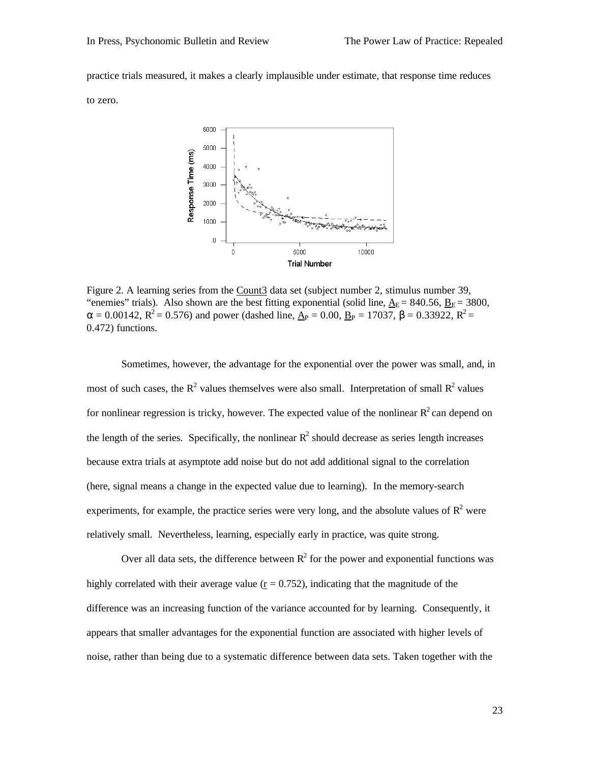practice trials measured, it makes a clearly implausible under estimate, that response time reduces to zero.

Figure 2. A learning series from the Count3 data set (subject number 2, stimulus number 39, "enemies" trials). Also shown are the best fitting exponential (solid line, $\underline{A}_E = 840.56$, $\underline{B}_E = 3800$, $\alpha = 0.00142$, $R^2 = 0.576$) and power (dashed line, $\underline{A}_P = 0.00$, $\underline{B}_P = 17037$, $\beta = 0.33922$, $R^2 = 0.472$) functions.

Sometimes, however, the advantage for the exponential over the power was small, and, in most of such cases, the $R^2$ values themselves were also small. Interpretation of small $R^2$ values for nonlinear regression is tricky, however. The expected value of the nonlinear $R^2$ can depend on the length of the series. Specifically, the nonlinear $R^2$ should decrease as series length increases because extra trials at asymptote add noise but do not add additional signal to the correlation (here, signal means a change in the expected value due to learning). In the memory-search experiments, for example, the practice series were very long, and the absolute values of $R^2$ were relatively small. Nevertheless, learning, especially early in practice, was quite strong.

Over all data sets, the difference between $R^2$ for the power and exponential functions was highly correlated with their average value ($\underline{r} = 0.752$), indicating that the magnitude of the difference was an increasing function of the variance accounted for by learning. Consequently, it appears that smaller advantages for the exponential function are associated with higher levels of noise, rather than being due to a systematic difference between data sets. Taken together with the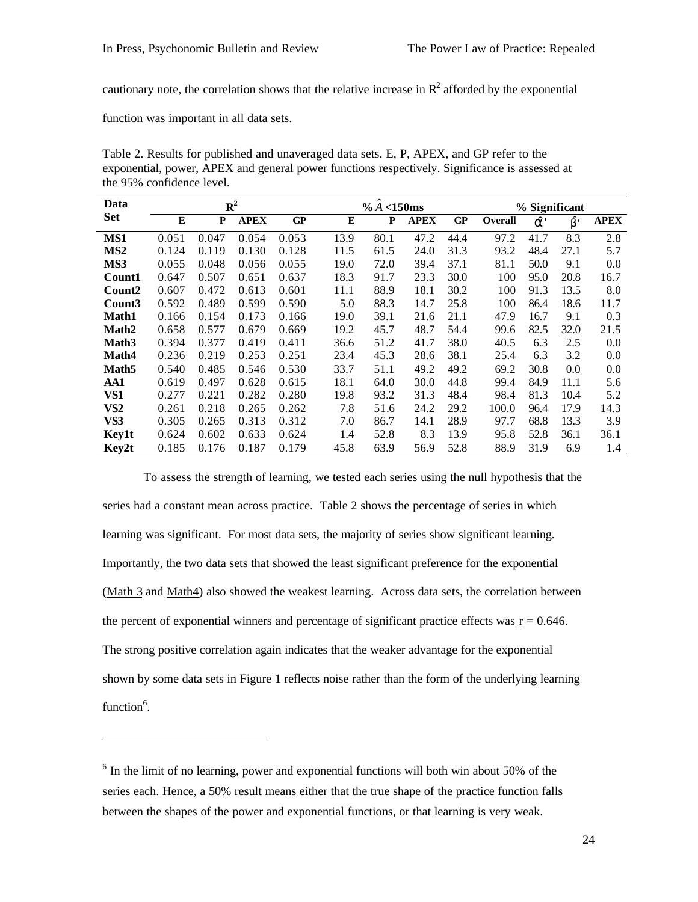cautionary note, the correlation shows that the relative increase in $R^2$ afforded by the exponential function was important in all data sets.

Table 2. Results for published and unaveraged data sets. E, P, APEX, and GP refer to the exponential, power, APEX and general power functions respectively. Significance is assessed at the 95% confidence level.

| Data Set | $R^2$ | | | | % $\hat{A}$ <150ms | | | | % Significant | | | |
|---|---|---|---|---|---|---|---|---|---|---|---|---|
| | E | P | APEX | GP | E | P | APEX | GP | Overall | $\hat{\alpha}'$ | $\hat{\beta}'$ | APEX |
| **MS1** | 0.051 | 0.047 | 0.054 | 0.053 | 13.9 | 80.1 | 47.2 | 44.4 | 97.2 | 41.7 | 8.3 | 2.8 |
| **MS2** | 0.124 | 0.119 | 0.130 | 0.128 | 11.5 | 61.5 | 24.0 | 31.3 | 93.2 | 48.4 | 27.1 | 5.7 |
| **MS3** | 0.055 | 0.048 | 0.056 | 0.055 | 19.0 | 72.0 | 39.4 | 37.1 | 81.1 | 50.0 | 9.1 | 0.0 |
| **Count1** | 0.647 | 0.507 | 0.651 | 0.637 | 18.3 | 91.7 | 23.3 | 30.0 | 100 | 95.0 | 20.8 | 16.7 |
| **Count2** | 0.607 | 0.472 | 0.613 | 0.601 | 11.1 | 88.9 | 18.1 | 30.2 | 100 | 91.3 | 13.5 | 8.0 |
| **Count3** | 0.592 | 0.489 | 0.599 | 0.590 | 5.0 | 88.3 | 14.7 | 25.8 | 100 | 86.4 | 18.6 | 11.7 |
| **Math1** | 0.166 | 0.154 | 0.173 | 0.166 | 19.0 | 39.1 | 21.6 | 21.1 | 47.9 | 16.7 | 9.1 | 0.3 |
| **Math2** | 0.658 | 0.577 | 0.679 | 0.669 | 19.2 | 45.7 | 48.7 | 54.4 | 99.6 | 82.5 | 32.0 | 21.5 |
| **Math3** | 0.394 | 0.377 | 0.419 | 0.411 | 36.6 | 51.2 | 41.7 | 38.0 | 40.5 | 6.3 | 2.5 | 0.0 |
| **Math4** | 0.236 | 0.219 | 0.253 | 0.251 | 23.4 | 45.3 | 28.6 | 38.1 | 25.4 | 6.3 | 3.2 | 0.0 |
| **Math5** | 0.540 | 0.485 | 0.546 | 0.530 | 33.7 | 51.1 | 49.2 | 49.2 | 69.2 | 30.8 | 0.0 | 0.0 |
| **AA1** | 0.619 | 0.497 | 0.628 | 0.615 | 18.1 | 64.0 | 30.0 | 44.8 | 99.4 | 84.9 | 11.1 | 5.6 |
| **VS1** | 0.277 | 0.221 | 0.282 | 0.280 | 19.8 | 93.2 | 31.3 | 48.4 | 98.4 | 81.3 | 10.4 | 5.2 |
| **VS2** | 0.261 | 0.218 | 0.265 | 0.262 | 7.8 | 51.6 | 24.2 | 29.2 | 100.0 | 96.4 | 17.9 | 14.3 |
| **VS3** | 0.305 | 0.265 | 0.313 | 0.312 | 7.0 | 86.7 | 14.1 | 28.9 | 97.7 | 68.8 | 13.3 | 3.9 |
| **Key1t** | 0.624 | 0.602 | 0.633 | 0.624 | 1.4 | 52.8 | 8.3 | 13.9 | 95.8 | 52.8 | 36.1 | 36.1 |
| **Key2t** | 0.185 | 0.176 | 0.187 | 0.179 | 45.8 | 63.9 | 56.9 | 52.8 | 88.9 | 31.9 | 6.9 | 1.4 |

To assess the strength of learning, we tested each series using the null hypothesis that the series had a constant mean across practice. Table 2 shows the percentage of series in which learning was significant. For most data sets, the majority of series show significant learning. Importantly, the two data sets that showed the least significant preference for the exponential (Math 3 and Math4) also showed the weakest learning. Across data sets, the correlation between the percent of exponential winners and percentage of significant practice effects was $r = 0.646$. The strong positive correlation again indicates that the weaker advantage for the exponential shown by some data sets in Figure 1 reflects noise rather than the form of the underlying learning function[6].

[6] In the limit of no learning, power and exponential functions will both win about 50% of the series each. Hence, a 50% result means either that the true shape of the practice function falls between the shapes of the power and exponential functions, or that learning is very weak.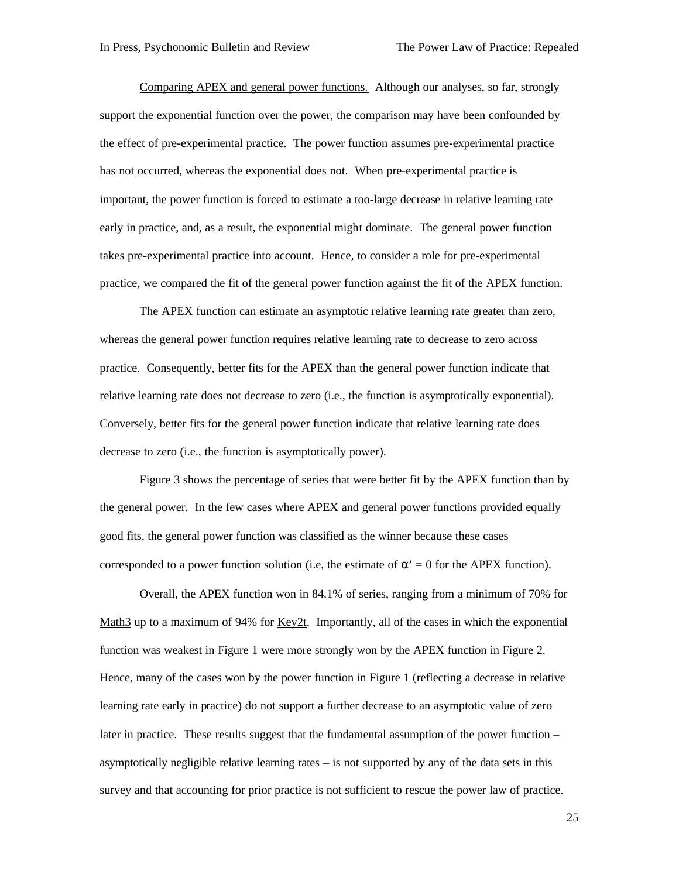Comparing APEX and general power functions. Although our analyses, so far, strongly support the exponential function over the power, the comparison may have been confounded by the effect of pre-experimental practice. The power function assumes pre-experimental practice has not occurred, whereas the exponential does not. When pre-experimental practice is important, the power function is forced to estimate a too-large decrease in relative learning rate early in practice, and, as a result, the exponential might dominate. The general power function takes pre-experimental practice into account. Hence, to consider a role for pre-experimental practice, we compared the fit of the general power function against the fit of the APEX function.

The APEX function can estimate an asymptotic relative learning rate greater than zero, whereas the general power function requires relative learning rate to decrease to zero across practice. Consequently, better fits for the APEX than the general power function indicate that relative learning rate does not decrease to zero (i.e., the function is asymptotically exponential). Conversely, better fits for the general power function indicate that relative learning rate does decrease to zero (i.e., the function is asymptotically power).

Figure 3 shows the percentage of series that were better fit by the APEX function than by the general power. In the few cases where APEX and general power functions provided equally good fits, the general power function was classified as the winner because these cases corresponded to a power function solution (i.e, the estimate of $\alpha' = 0$ for the APEX function).

Overall, the APEX function won in 84.1% of series, ranging from a minimum of 70% for Math3 up to a maximum of 94% for Key2t. Importantly, all of the cases in which the exponential function was weakest in Figure 1 were more strongly won by the APEX function in Figure 2. Hence, many of the cases won by the power function in Figure 1 (reflecting a decrease in relative learning rate early in practice) do not support a further decrease to an asymptotic value of zero later in practice. These results suggest that the fundamental assumption of the power function – asymptotically negligible relative learning rates – is not supported by any of the data sets in this survey and that accounting for prior practice is not sufficient to rescue the power law of practice.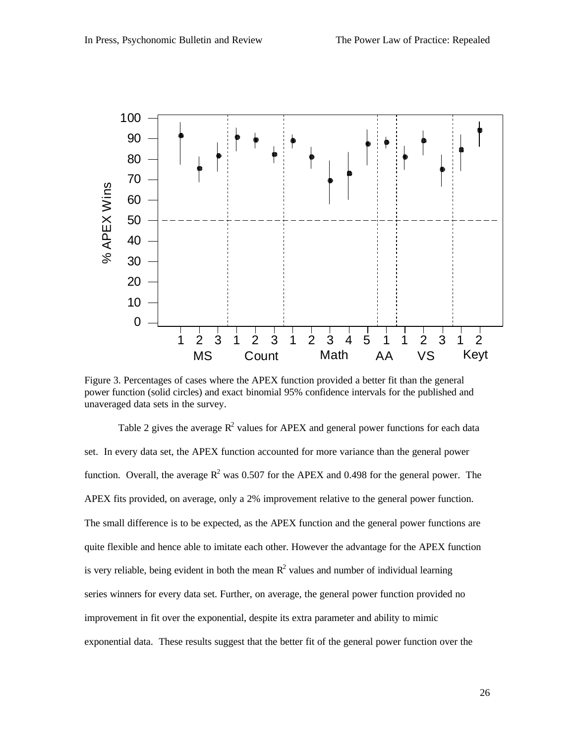Figure 3. Percentages of cases where the APEX function provided a better fit than the general power function (solid circles) and exact binomial 95% confidence intervals for the published and unaveraged data sets in the survey.

Table 2 gives the average $R^2$ values for APEX and general power functions for each data set. In every data set, the APEX function accounted for more variance than the general power function. Overall, the average $R^2$ was 0.507 for the APEX and 0.498 for the general power. The APEX fits provided, on average, only a 2% improvement relative to the general power function. The small difference is to be expected, as the APEX function and the general power functions are quite flexible and hence able to imitate each other. However the advantage for the APEX function is very reliable, being evident in both the mean $R^2$ values and number of individual learning series winners for every data set. Further, on average, the general power function provided no improvement in fit over the exponential, despite its extra parameter and ability to mimic exponential data. These results suggest that the better fit of the general power function over the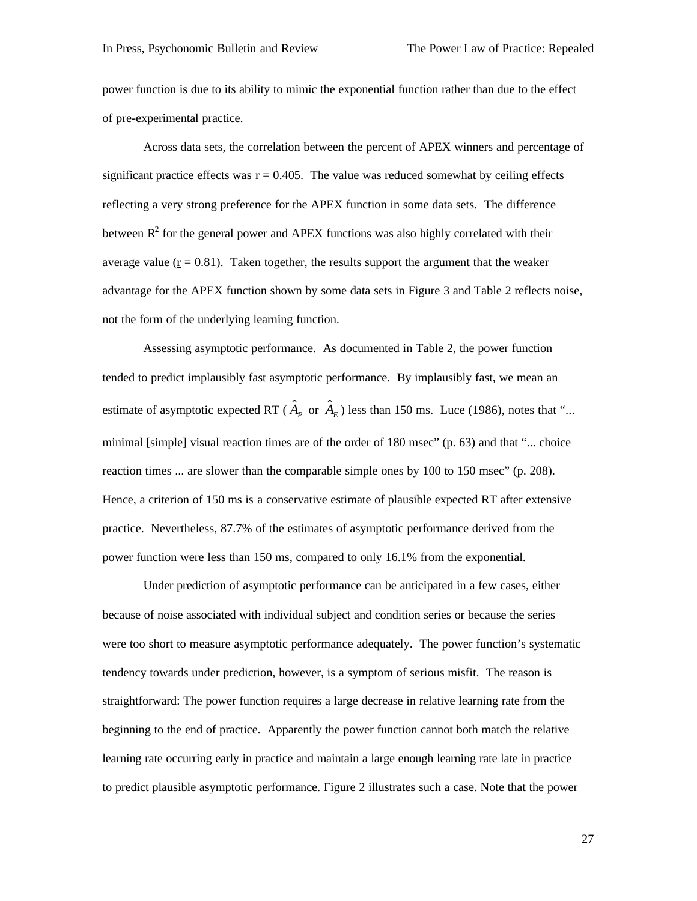power function is due to its ability to mimic the exponential function rather than due to the effect of pre-experimental practice.

Across data sets, the correlation between the percent of APEX winners and percentage of significant practice effects was $\underline{r} = 0.405$. The value was reduced somewhat by ceiling effects reflecting a very strong preference for the APEX function in some data sets. The difference between $R^2$ for the general power and APEX functions was also highly correlated with their average value ($\underline{r} = 0.81$). Taken together, the results support the argument that the weaker advantage for the APEX function shown by some data sets in Figure 3 and Table 2 reflects noise, not the form of the underlying learning function.

Assessing asymptotic performance. As documented in Table 2, the power function tended to predict implausibly fast asymptotic performance. By implausibly fast, we mean an estimate of asymptotic expected RT ($\hat{A}_P$ or $\hat{A}_E$) less than 150 ms. Luce (1986), notes that "... minimal [simple] visual reaction times are of the order of 180 msec" (p. 63) and that "... choice reaction times ... are slower than the comparable simple ones by 100 to 150 msec" (p. 208). Hence, a criterion of 150 ms is a conservative estimate of plausible expected RT after extensive practice. Nevertheless, 87.7% of the estimates of asymptotic performance derived from the power function were less than 150 ms, compared to only 16.1% from the exponential.

Under prediction of asymptotic performance can be anticipated in a few cases, either because of noise associated with individual subject and condition series or because the series were too short to measure asymptotic performance adequately. The power function's systematic tendency towards under prediction, however, is a symptom of serious misfit. The reason is straightforward: The power function requires a large decrease in relative learning rate from the beginning to the end of practice. Apparently the power function cannot both match the relative learning rate occurring early in practice and maintain a large enough learning rate late in practice to predict plausible asymptotic performance. Figure 2 illustrates such a case. Note that the power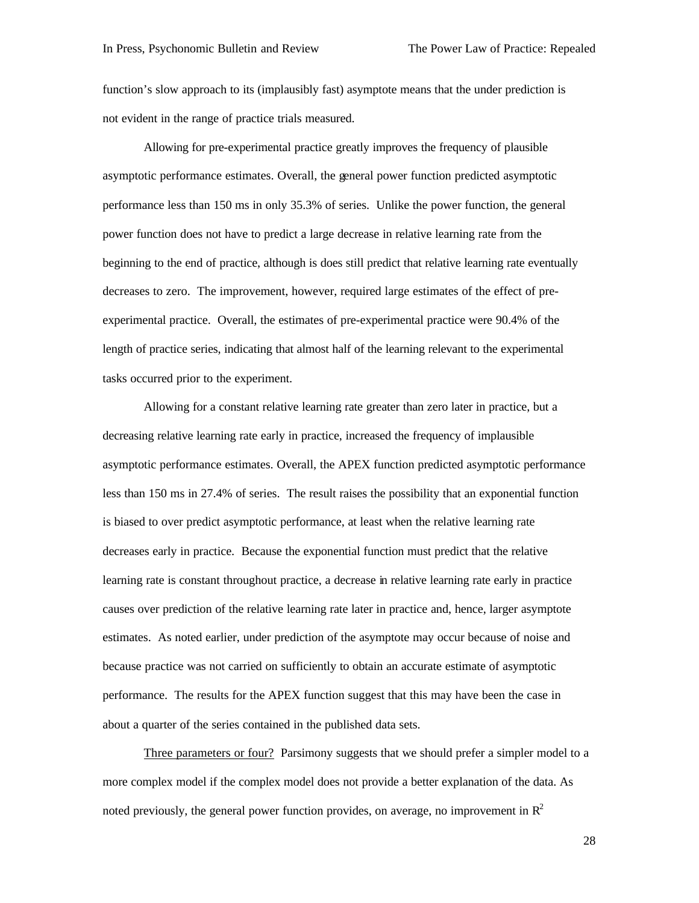function's slow approach to its (implausibly fast) asymptote means that the under prediction is not evident in the range of practice trials measured.

Allowing for pre-experimental practice greatly improves the frequency of plausible asymptotic performance estimates. Overall, the general power function predicted asymptotic performance less than 150 ms in only 35.3% of series. Unlike the power function, the general power function does not have to predict a large decrease in relative learning rate from the beginning to the end of practice, although is does still predict that relative learning rate eventually decreases to zero. The improvement, however, required large estimates of the effect of pre-experimental practice. Overall, the estimates of pre-experimental practice were 90.4% of the length of practice series, indicating that almost half of the learning relevant to the experimental tasks occurred prior to the experiment.

Allowing for a constant relative learning rate greater than zero later in practice, but a decreasing relative learning rate early in practice, increased the frequency of implausible asymptotic performance estimates. Overall, the APEX function predicted asymptotic performance less than 150 ms in 27.4% of series. The result raises the possibility that an exponential function is biased to over predict asymptotic performance, at least when the relative learning rate decreases early in practice. Because the exponential function must predict that the relative learning rate is constant throughout practice, a decrease in relative learning rate early in practice causes over prediction of the relative learning rate later in practice and, hence, larger asymptote estimates. As noted earlier, under prediction of the asymptote may occur because of noise and because practice was not carried on sufficiently to obtain an accurate estimate of asymptotic performance. The results for the APEX function suggest that this may have been the case in about a quarter of the series contained in the published data sets.

<u>Three parameters or four?</u> Parsimony suggests that we should prefer a simpler model to a more complex model if the complex model does not provide a better explanation of the data. As noted previously, the general power function provides, on average, no improvement in $R^2$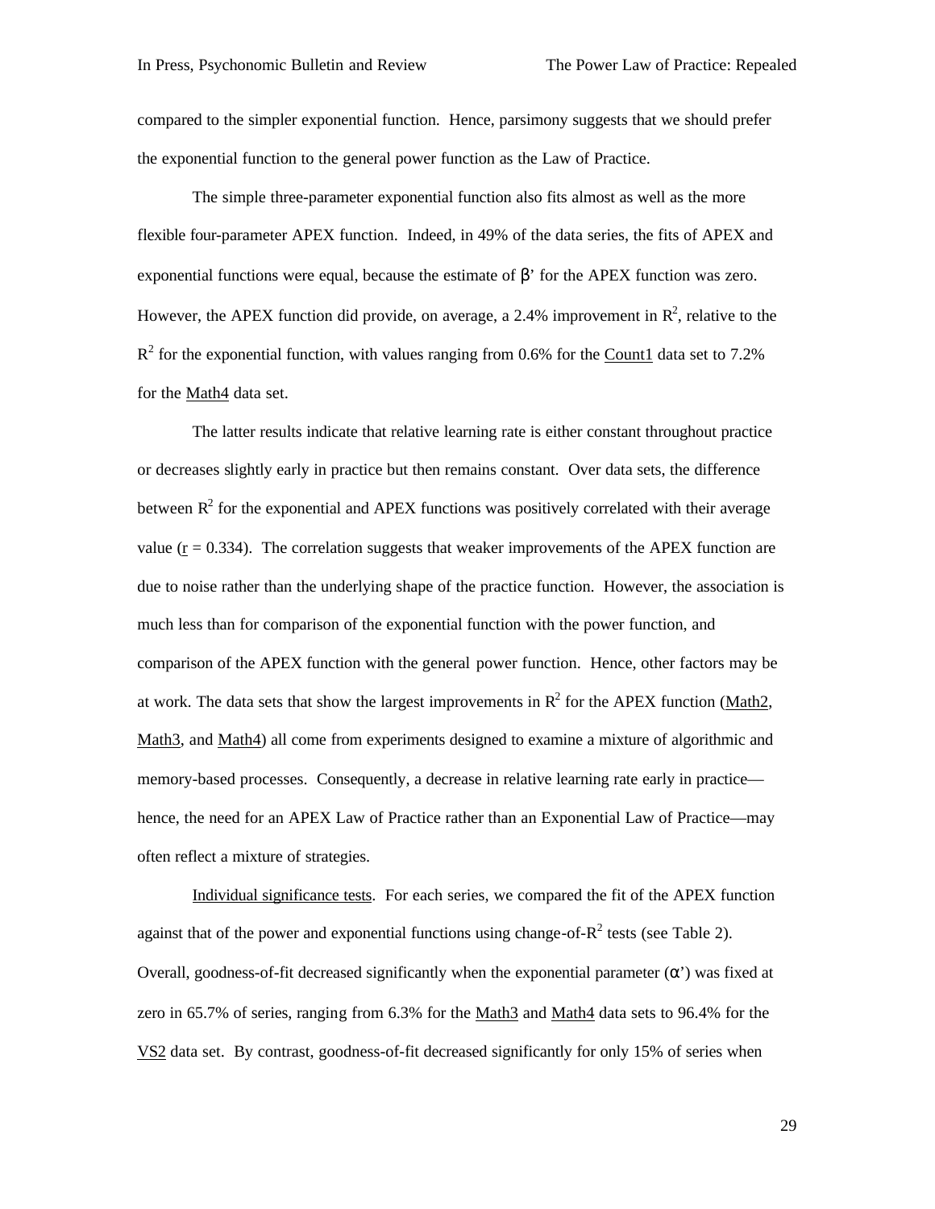compared to the simpler exponential function. Hence, parsimony suggests that we should prefer the exponential function to the general power function as the Law of Practice.

The simple three-parameter exponential function also fits almost as well as the more flexible four-parameter APEX function. Indeed, in 49% of the data series, the fits of APEX and exponential functions were equal, because the estimate of $\beta$' for the APEX function was zero. However, the APEX function did provide, on average, a 2.4% improvement in $R^2$, relative to the $R^2$ for the exponential function, with values ranging from 0.6% for the Count1 data set to 7.2% for the Math4 data set.

The latter results indicate that relative learning rate is either constant throughout practice or decreases slightly early in practice but then remains constant. Over data sets, the difference between $R^2$ for the exponential and APEX functions was positively correlated with their average value ($r = 0.334$). The correlation suggests that weaker improvements of the APEX function are due to noise rather than the underlying shape of the practice function. However, the association is much less than for comparison of the exponential function with the power function, and comparison of the APEX function with the general power function. Hence, other factors may be at work. The data sets that show the largest improvements in $R^2$ for the APEX function (Math2, Math3, and Math4) all come from experiments designed to examine a mixture of algorithmic and memory-based processes. Consequently, a decrease in relative learning rate early in practice—hence, the need for an APEX Law of Practice rather than an Exponential Law of Practice—may often reflect a mixture of strategies.

Individual significance tests. For each series, we compared the fit of the APEX function against that of the power and exponential functions using change-of-$R^2$ tests (see Table 2). Overall, goodness-of-fit decreased significantly when the exponential parameter ($\alpha$') was fixed at zero in 65.7% of series, ranging from 6.3% for the Math3 and Math4 data sets to 96.4% for the VS2 data set. By contrast, goodness-of-fit decreased significantly for only 15% of series when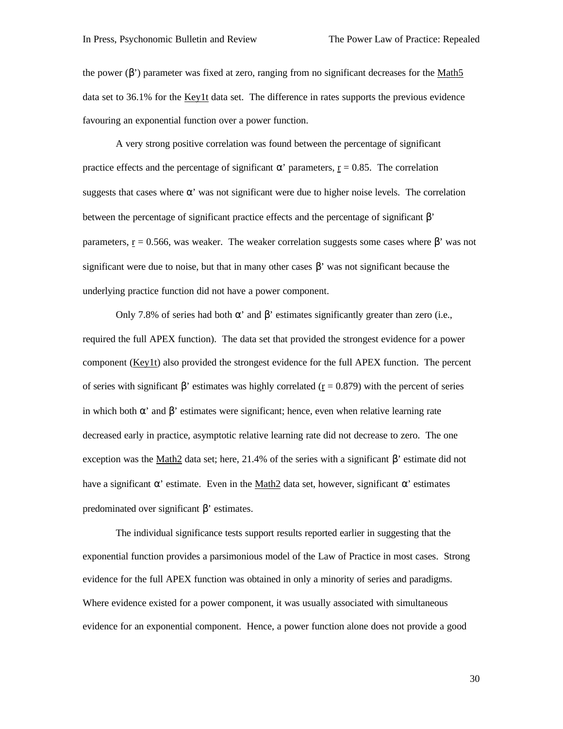the power ($\beta$') parameter was fixed at zero, ranging from no significant decreases for the Math5 data set to 36.1% for the Key1t data set. The difference in rates supports the previous evidence favouring an exponential function over a power function.

A very strong positive correlation was found between the percentage of significant practice effects and the percentage of significant $\alpha$' parameters, $r = 0.85$. The correlation suggests that cases where $\alpha$' was not significant were due to higher noise levels. The correlation between the percentage of significant practice effects and the percentage of significant $\beta$' parameters, $r = 0.566$, was weaker. The weaker correlation suggests some cases where $\beta$' was not significant were due to noise, but that in many other cases $\beta$' was not significant because the underlying practice function did not have a power component.

Only 7.8% of series had both $\alpha$' and $\beta$' estimates significantly greater than zero (i.e., required the full APEX function). The data set that provided the strongest evidence for a power component (Key1t) also provided the strongest evidence for the full APEX function. The percent of series with significant $\beta$' estimates was highly correlated ($r = 0.879$) with the percent of series in which both $\alpha$' and $\beta$' estimates were significant; hence, even when relative learning rate decreased early in practice, asymptotic relative learning rate did not decrease to zero. The one exception was the Math2 data set; here, 21.4% of the series with a significant $\beta$' estimate did not have a significant $\alpha$' estimate. Even in the Math2 data set, however, significant $\alpha$' estimates predominated over significant $\beta$' estimates.

The individual significance tests support results reported earlier in suggesting that the exponential function provides a parsimonious model of the Law of Practice in most cases. Strong evidence for the full APEX function was obtained in only a minority of series and paradigms. Where evidence existed for a power component, it was usually associated with simultaneous evidence for an exponential component. Hence, a power function alone does not provide a good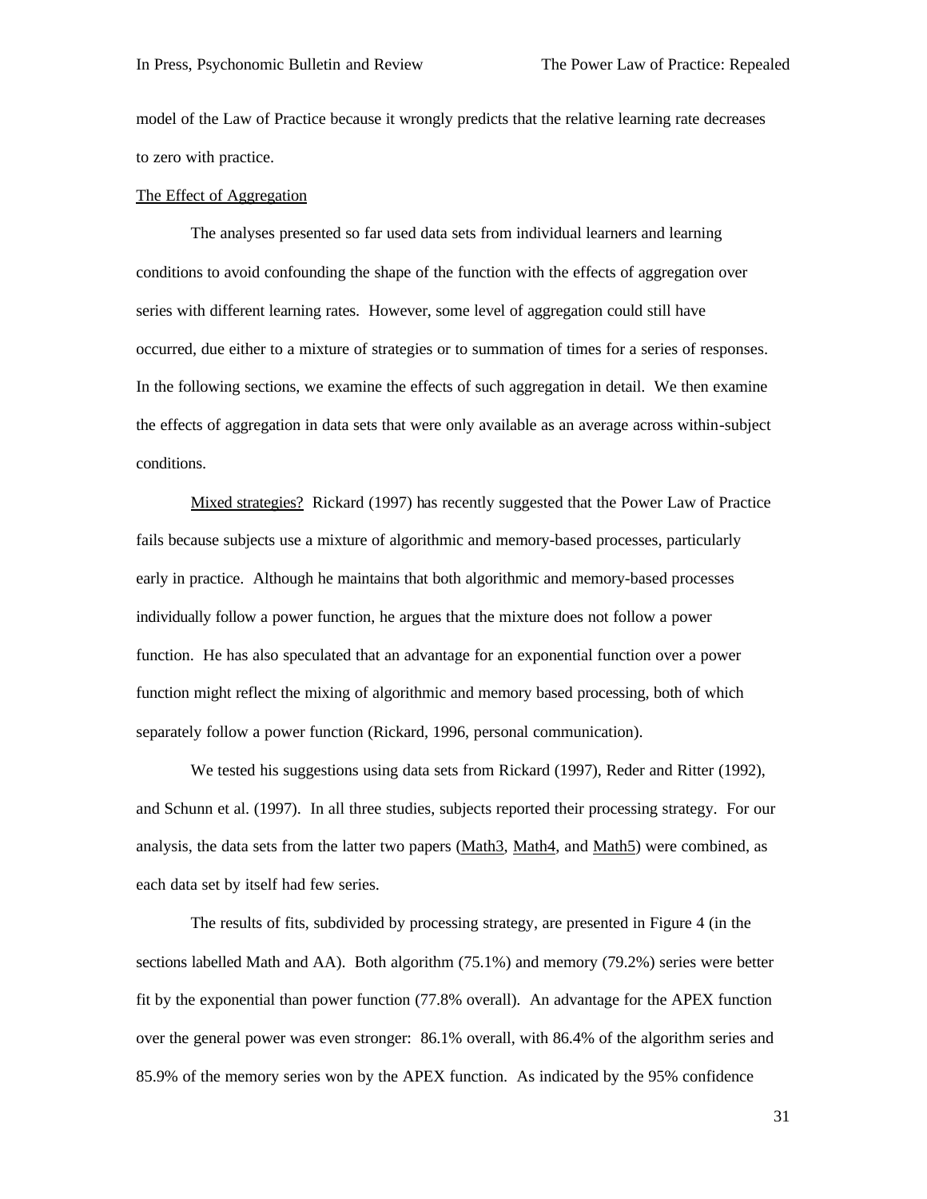model of the Law of Practice because it wrongly predicts that the relative learning rate decreases to zero with practice.

The Effect of Aggregation

The analyses presented so far used data sets from individual learners and learning conditions to avoid confounding the shape of the function with the effects of aggregation over series with different learning rates. However, some level of aggregation could still have occurred, due either to a mixture of strategies or to summation of times for a series of responses. In the following sections, we examine the effects of such aggregation in detail. We then examine the effects of aggregation in data sets that were only available as an average across within-subject conditions.

Mixed strategies? Rickard (1997) has recently suggested that the Power Law of Practice fails because subjects use a mixture of algorithmic and memory-based processes, particularly early in practice. Although he maintains that both algorithmic and memory-based processes individually follow a power function, he argues that the mixture does not follow a power function. He has also speculated that an advantage for an exponential function over a power function might reflect the mixing of algorithmic and memory based processing, both of which separately follow a power function (Rickard, 1996, personal communication).

We tested his suggestions using data sets from Rickard (1997), Reder and Ritter (1992), and Schunn et al. (1997). In all three studies, subjects reported their processing strategy. For our analysis, the data sets from the latter two papers (Math3, Math4, and Math5) were combined, as each data set by itself had few series.

The results of fits, subdivided by processing strategy, are presented in Figure 4 (in the sections labelled Math and AA). Both algorithm (75.1%) and memory (79.2%) series were better fit by the exponential than power function (77.8% overall). An advantage for the APEX function over the general power was even stronger: 86.1% overall, with 86.4% of the algorithm series and 85.9% of the memory series won by the APEX function. As indicated by the 95% confidence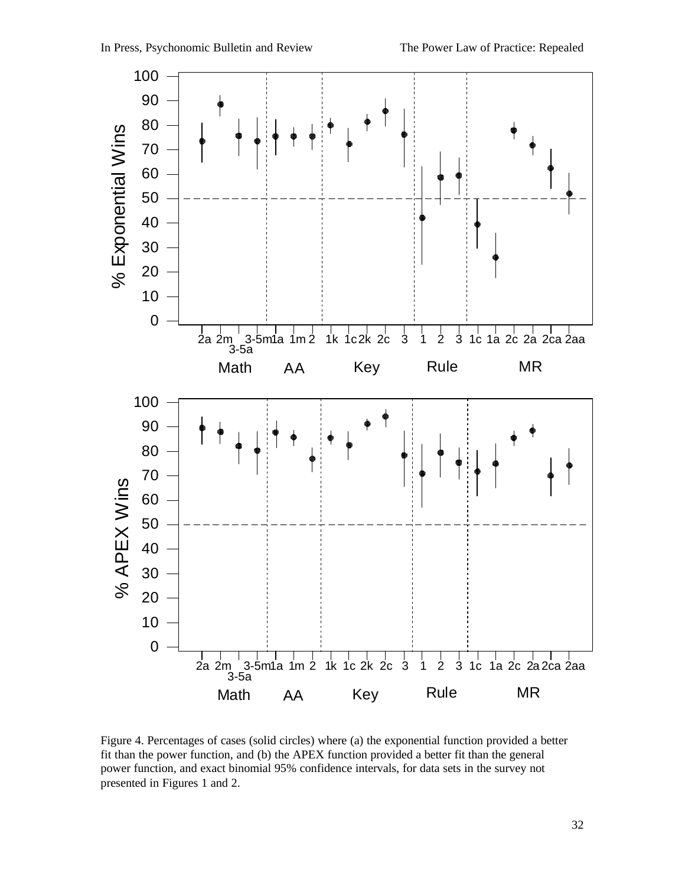Figure 4. Percentages of cases (solid circles) where (a) the exponential function provided a better fit than the power function, and (b) the APEX function provided a better fit than the general power function, and exact binomial 95% confidence intervals, for data sets in the survey not presented in Figures 1 and 2.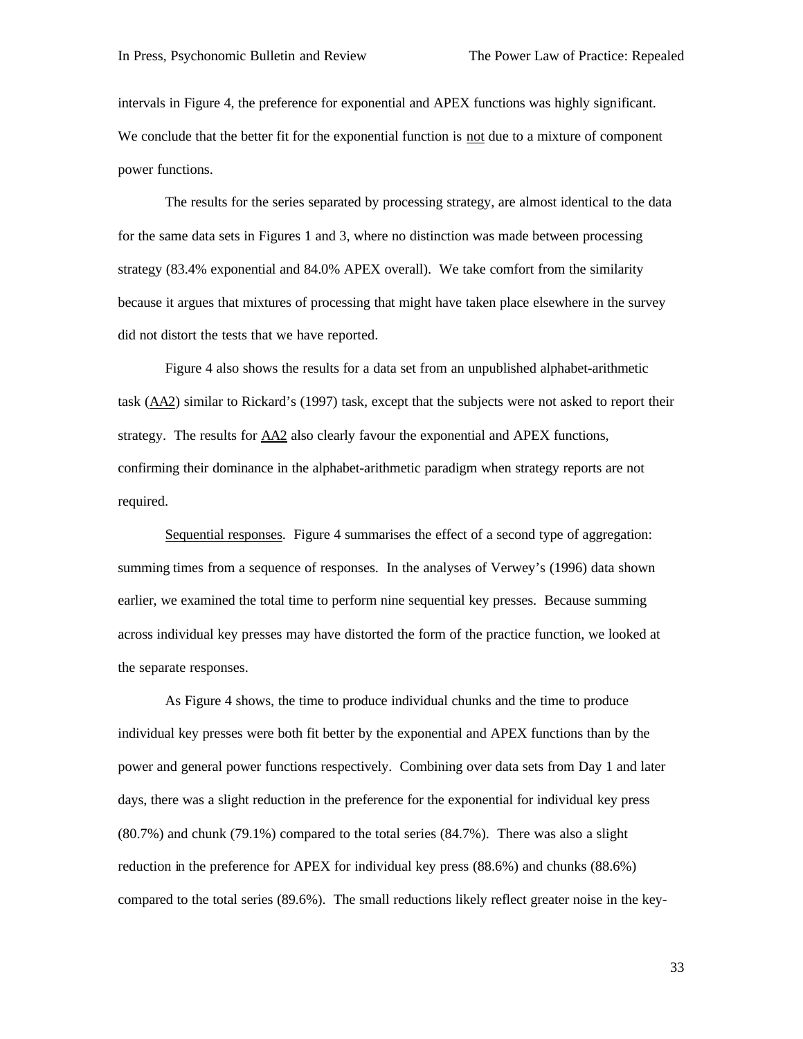intervals in Figure 4, the preference for exponential and APEX functions was highly significant. We conclude that the better fit for the exponential function is not due to a mixture of component power functions.

The results for the series separated by processing strategy, are almost identical to the data for the same data sets in Figures 1 and 3, where no distinction was made between processing strategy (83.4% exponential and 84.0% APEX overall). We take comfort from the similarity because it argues that mixtures of processing that might have taken place elsewhere in the survey did not distort the tests that we have reported.

Figure 4 also shows the results for a data set from an unpublished alphabet-arithmetic task (AA2) similar to Rickard's (1997) task, except that the subjects were not asked to report their strategy. The results for AA2 also clearly favour the exponential and APEX functions, confirming their dominance in the alphabet-arithmetic paradigm when strategy reports are not required.

Sequential responses. Figure 4 summarises the effect of a second type of aggregation: summing times from a sequence of responses. In the analyses of Verwey's (1996) data shown earlier, we examined the total time to perform nine sequential key presses. Because summing across individual key presses may have distorted the form of the practice function, we looked at the separate responses.

As Figure 4 shows, the time to produce individual chunks and the time to produce individual key presses were both fit better by the exponential and APEX functions than by the power and general power functions respectively. Combining over data sets from Day 1 and later days, there was a slight reduction in the preference for the exponential for individual key press (80.7%) and chunk (79.1%) compared to the total series (84.7%). There was also a slight reduction in the preference for APEX for individual key press (88.6%) and chunks (88.6%) compared to the total series (89.6%). The small reductions likely reflect greater noise in the key-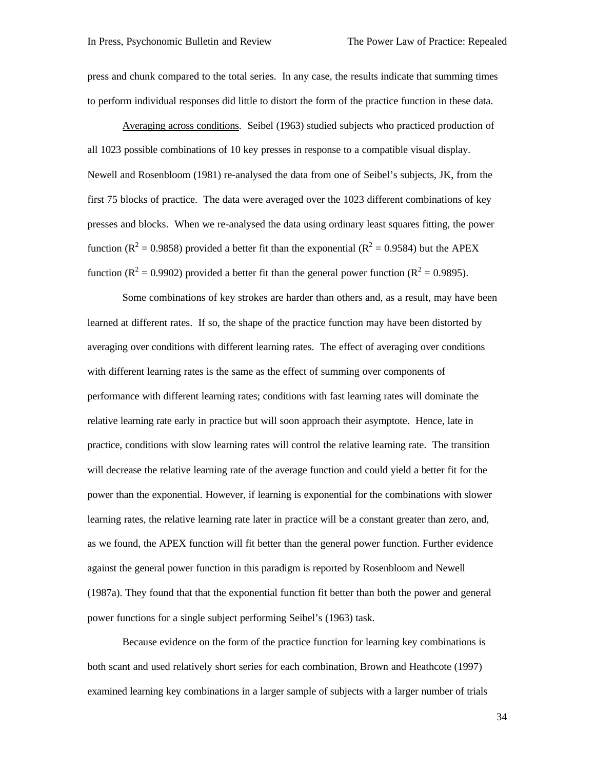press and chunk compared to the total series. In any case, the results indicate that summing times to perform individual responses did little to distort the form of the practice function in these data.

Averaging across conditions. Seibel (1963) studied subjects who practiced production of all 1023 possible combinations of 10 key presses in response to a compatible visual display. Newell and Rosenbloom (1981) re-analysed the data from one of Seibel's subjects, JK, from the first 75 blocks of practice. The data were averaged over the 1023 different combinations of key presses and blocks. When we re-analysed the data using ordinary least squares fitting, the power function ($R^2 = 0.9858$) provided a better fit than the exponential ($R^2 = 0.9584$) but the APEX function ($R^2 = 0.9902$) provided a better fit than the general power function ($R^2 = 0.9895$).

Some combinations of key strokes are harder than others and, as a result, may have been learned at different rates. If so, the shape of the practice function may have been distorted by averaging over conditions with different learning rates. The effect of averaging over conditions with different learning rates is the same as the effect of summing over components of performance with different learning rates; conditions with fast learning rates will dominate the relative learning rate early in practice but will soon approach their asymptote. Hence, late in practice, conditions with slow learning rates will control the relative learning rate. The transition will decrease the relative learning rate of the average function and could yield a better fit for the power than the exponential. However, if learning is exponential for the combinations with slower learning rates, the relative learning rate later in practice will be a constant greater than zero, and, as we found, the APEX function will fit better than the general power function. Further evidence against the general power function in this paradigm is reported by Rosenbloom and Newell (1987a). They found that that the exponential function fit better than both the power and general power functions for a single subject performing Seibel's (1963) task.

Because evidence on the form of the practice function for learning key combinations is both scant and used relatively short series for each combination, Brown and Heathcote (1997) examined learning key combinations in a larger sample of subjects with a larger number of trials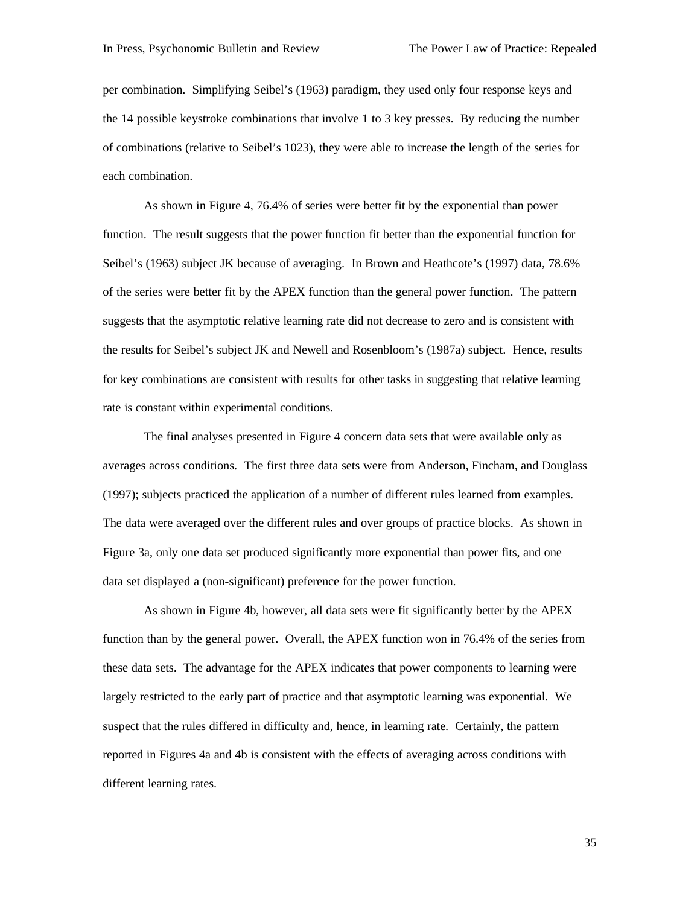per combination. Simplifying Seibel's (1963) paradigm, they used only four response keys and the 14 possible keystroke combinations that involve 1 to 3 key presses. By reducing the number of combinations (relative to Seibel's 1023), they were able to increase the length of the series for each combination.

As shown in Figure 4, 76.4% of series were better fit by the exponential than power function. The result suggests that the power function fit better than the exponential function for Seibel's (1963) subject JK because of averaging. In Brown and Heathcote's (1997) data, 78.6% of the series were better fit by the APEX function than the general power function. The pattern suggests that the asymptotic relative learning rate did not decrease to zero and is consistent with the results for Seibel's subject JK and Newell and Rosenbloom's (1987a) subject. Hence, results for key combinations are consistent with results for other tasks in suggesting that relative learning rate is constant within experimental conditions.

The final analyses presented in Figure 4 concern data sets that were available only as averages across conditions. The first three data sets were from Anderson, Fincham, and Douglass (1997); subjects practiced the application of a number of different rules learned from examples. The data were averaged over the different rules and over groups of practice blocks. As shown in Figure 3a, only one data set produced significantly more exponential than power fits, and one data set displayed a (non-significant) preference for the power function.

As shown in Figure 4b, however, all data sets were fit significantly better by the APEX function than by the general power. Overall, the APEX function won in 76.4% of the series from these data sets. The advantage for the APEX indicates that power components to learning were largely restricted to the early part of practice and that asymptotic learning was exponential. We suspect that the rules differed in difficulty and, hence, in learning rate. Certainly, the pattern reported in Figures 4a and 4b is consistent with the effects of averaging across conditions with different learning rates.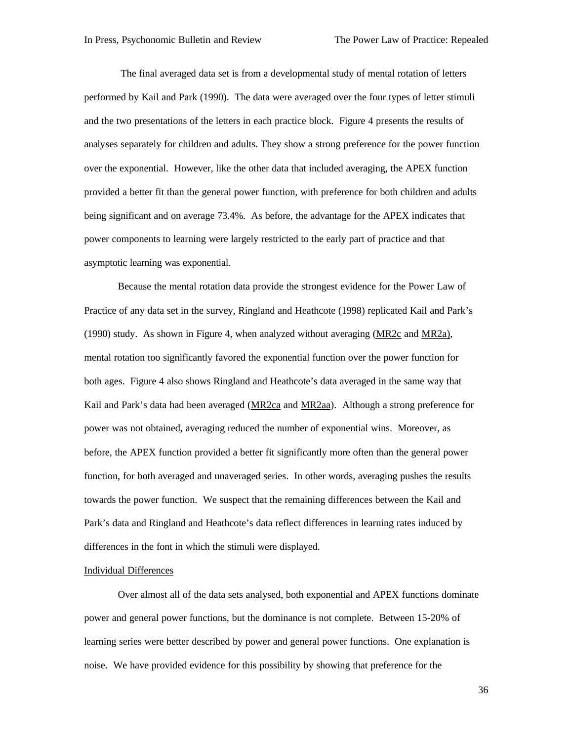The final averaged data set is from a developmental study of mental rotation of letters performed by Kail and Park (1990). The data were averaged over the four types of letter stimuli and the two presentations of the letters in each practice block. Figure 4 presents the results of analyses separately for children and adults. They show a strong preference for the power function over the exponential. However, like the other data that included averaging, the APEX function provided a better fit than the general power function, with preference for both children and adults being significant and on average 73.4%. As before, the advantage for the APEX indicates that power components to learning were largely restricted to the early part of practice and that asymptotic learning was exponential.

Because the mental rotation data provide the strongest evidence for the Power Law of Practice of any data set in the survey, Ringland and Heathcote (1998) replicated Kail and Park's (1990) study. As shown in Figure 4, when analyzed without averaging (<u>MR2c</u> and <u>MR2a)</u>, mental rotation too significantly favored the exponential function over the power function for both ages. Figure 4 also shows Ringland and Heathcote's data averaged in the same way that Kail and Park's data had been averaged (<u>MR2ca</u> and <u>MR2aa</u>). Although a strong preference for power was not obtained, averaging reduced the number of exponential wins. Moreover, as before, the APEX function provided a better fit significantly more often than the general power function, for both averaged and unaveraged series. In other words, averaging pushes the results towards the power function. We suspect that the remaining differences between the Kail and Park's data and Ringland and Heathcote's data reflect differences in learning rates induced by differences in the font in which the stimuli were displayed.

<u>Individual Differences</u>

Over almost all of the data sets analysed, both exponential and APEX functions dominate power and general power functions, but the dominance is not complete. Between 15-20% of learning series were better described by power and general power functions. One explanation is noise. We have provided evidence for this possibility by showing that preference for the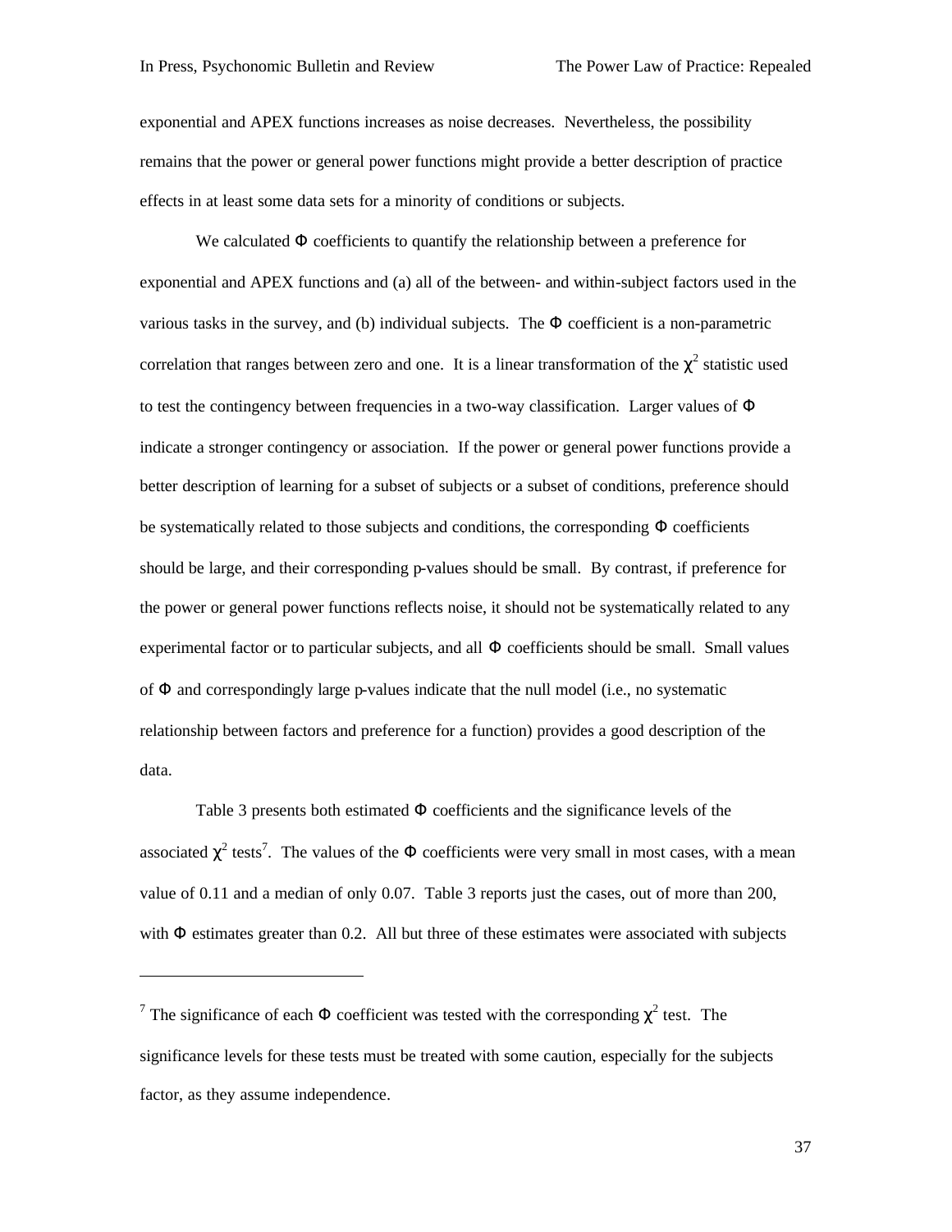exponential and APEX functions increases as noise decreases. Nevertheless, the possibility remains that the power or general power functions might provide a better description of practice effects in at least some data sets for a minority of conditions or subjects.

We calculated $\Phi$ coefficients to quantify the relationship between a preference for exponential and APEX functions and (a) all of the between- and within-subject factors used in the various tasks in the survey, and (b) individual subjects. The $\Phi$ coefficient is a non-parametric correlation that ranges between zero and one. It is a linear transformation of the $\chi^2$ statistic used to test the contingency between frequencies in a two-way classification. Larger values of $\Phi$ indicate a stronger contingency or association. If the power or general power functions provide a better description of learning for a subset of subjects or a subset of conditions, preference should be systematically related to those subjects and conditions, the corresponding $\Phi$ coefficients should be large, and their corresponding p-values should be small. By contrast, if preference for the power or general power functions reflects noise, it should not be systematically related to any experimental factor or to particular subjects, and all $\Phi$ coefficients should be small. Small values of $\Phi$ and correspondingly large p-values indicate that the null model (i.e., no systematic relationship between factors and preference for a function) provides a good description of the data.

Table 3 presents both estimated $\Phi$ coefficients and the significance levels of the associated $\chi^2$ tests[7]. The values of the $\Phi$ coefficients were very small in most cases, with a mean value of 0.11 and a median of only 0.07. Table 3 reports just the cases, out of more than 200, with $\Phi$ estimates greater than 0.2. All but three of these estimates were associated with subjects

---

[7] The significance of each $\Phi$ coefficient was tested with the corresponding $\chi^2$ test. The significance levels for these tests must be treated with some caution, especially for the subjects factor, as they assume independence.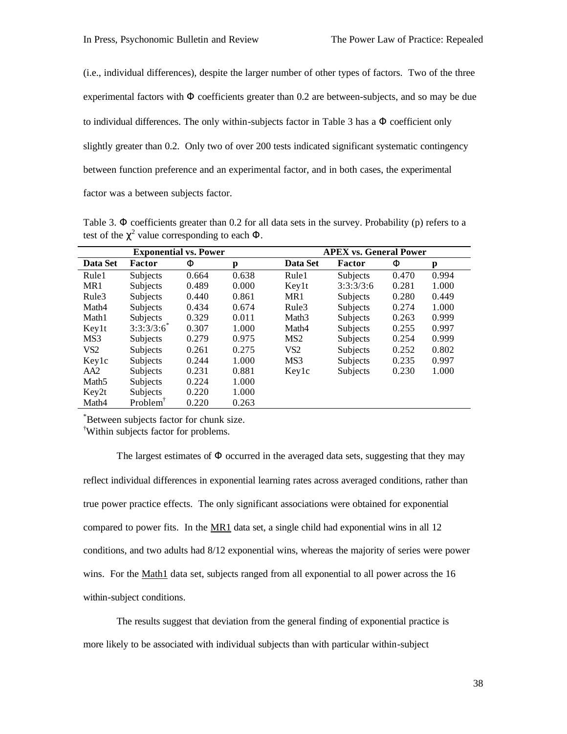(i.e., individual differences), despite the larger number of other types of factors. Two of the three experimental factors with Φ coefficients greater than 0.2 are between-subjects, and so may be due to individual differences. The only within-subjects factor in Table 3 has a Φ coefficient only slightly greater than 0.2. Only two of over 200 tests indicated significant systematic contingency between function preference and an experimental factor, and in both cases, the experimental factor was a between subjects factor.

Table 3. Φ coefficients greater than 0.2 for all data sets in the survey. Probability (p) refers to a test of the $\chi^2$ value corresponding to each Φ.

| Exponential vs. Power | | | | APEX vs. General Power | | | |
|---|---|---|---|---|---|---|---|
| **Data Set** | **Factor** | **Φ** | **p** | **Data Set** | **Factor** | **Φ** | **p** |
| Rule1 | Subjects | 0.664 | 0.638 | Rule1 | Subjects | 0.470 | 0.994 |
| MR1 | Subjects | 0.489 | 0.000 | Key1t | 3:3:3/3:6 | 0.281 | 1.000 |
| Rule3 | Subjects | 0.440 | 0.861 | MR1 | Subjects | 0.280 | 0.449 |
| Math4 | Subjects | 0.434 | 0.674 | Rule3 | Subjects | 0.274 | 1.000 |
| Math1 | Subjects | 0.329 | 0.011 | Math3 | Subjects | 0.263 | 0.999 |
| Key1t | 3:3:3/3:6* | 0.307 | 1.000 | Math4 | Subjects | 0.255 | 0.997 |
| MS3 | Subjects | 0.279 | 0.975 | MS2 | Subjects | 0.254 | 0.999 |
| VS2 | Subjects | 0.261 | 0.275 | VS2 | Subjects | 0.252 | 0.802 |
| Key1c | Subjects | 0.244 | 1.000 | MS3 | Subjects | 0.235 | 0.997 |
| AA2 | Subjects | 0.231 | 0.881 | Key1c | Subjects | 0.230 | 1.000 |
| Math5 | Subjects | 0.224 | 1.000 | | | | |
| Key2t | Subjects | 0.220 | 1.000 | | | | |
| Math4 | Problem† | 0.220 | 0.263 | | | | |

*Between subjects factor for chunk size.
†Within subjects factor for problems.

The largest estimates of Φ occurred in the averaged data sets, suggesting that they may reflect individual differences in exponential learning rates across averaged conditions, rather than true power practice effects. The only significant associations were obtained for exponential compared to power fits. In the <u>MR1</u> data set, a single child had exponential wins in all 12 conditions, and two adults had 8/12 exponential wins, whereas the majority of series were power wins. For the <u>Math1</u> data set, subjects ranged from all exponential to all power across the 16 within-subject conditions.

The results suggest that deviation from the general finding of exponential practice is more likely to be associated with individual subjects than with particular within-subject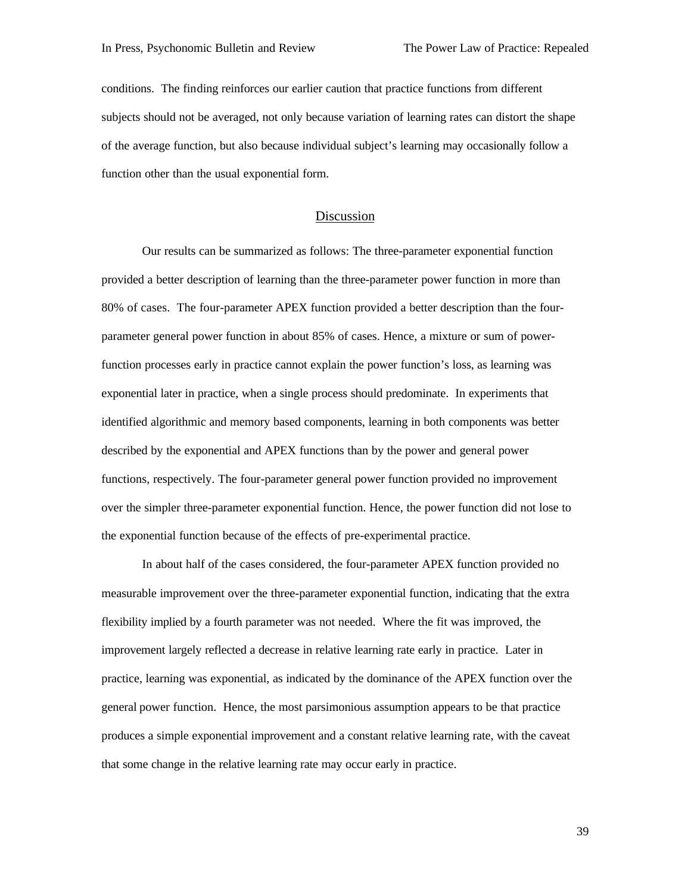conditions. The finding reinforces our earlier caution that practice functions from different subjects should not be averaged, not only because variation of learning rates can distort the shape of the average function, but also because individual subject's learning may occasionally follow a function other than the usual exponential form.

## Discussion

Our results can be summarized as follows: The three-parameter exponential function provided a better description of learning than the three-parameter power function in more than 80% of cases. The four-parameter APEX function provided a better description than the four-parameter general power function in about 85% of cases. Hence, a mixture or sum of power-function processes early in practice cannot explain the power function's loss, as learning was exponential later in practice, when a single process should predominate. In experiments that identified algorithmic and memory based components, learning in both components was better described by the exponential and APEX functions than by the power and general power functions, respectively. The four-parameter general power function provided no improvement over the simpler three-parameter exponential function. Hence, the power function did not lose to the exponential function because of the effects of pre-experimental practice.

In about half of the cases considered, the four-parameter APEX function provided no measurable improvement over the three-parameter exponential function, indicating that the extra flexibility implied by a fourth parameter was not needed. Where the fit was improved, the improvement largely reflected a decrease in relative learning rate early in practice. Later in practice, learning was exponential, as indicated by the dominance of the APEX function over the general power function. Hence, the most parsimonious assumption appears to be that practice produces a simple exponential improvement and a constant relative learning rate, with the caveat that some change in the relative learning rate may occur early in practice.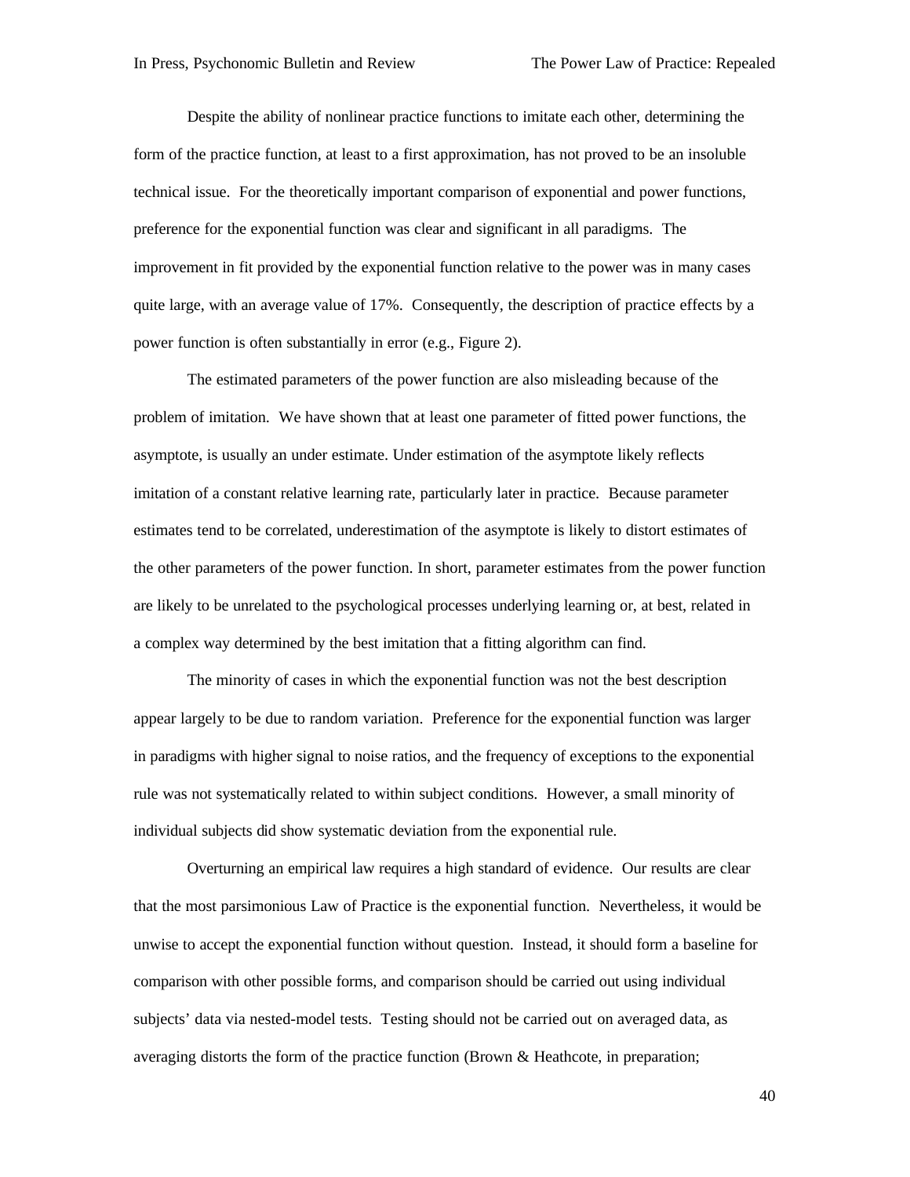Despite the ability of nonlinear practice functions to imitate each other, determining the form of the practice function, at least to a first approximation, has not proved to be an insoluble technical issue. For the theoretically important comparison of exponential and power functions, preference for the exponential function was clear and significant in all paradigms. The improvement in fit provided by the exponential function relative to the power was in many cases quite large, with an average value of 17%. Consequently, the description of practice effects by a power function is often substantially in error (e.g., Figure 2).

The estimated parameters of the power function are also misleading because of the problem of imitation. We have shown that at least one parameter of fitted power functions, the asymptote, is usually an under estimate. Under estimation of the asymptote likely reflects imitation of a constant relative learning rate, particularly later in practice. Because parameter estimates tend to be correlated, underestimation of the asymptote is likely to distort estimates of the other parameters of the power function. In short, parameter estimates from the power function are likely to be unrelated to the psychological processes underlying learning or, at best, related in a complex way determined by the best imitation that a fitting algorithm can find.

The minority of cases in which the exponential function was not the best description appear largely to be due to random variation. Preference for the exponential function was larger in paradigms with higher signal to noise ratios, and the frequency of exceptions to the exponential rule was not systematically related to within subject conditions. However, a small minority of individual subjects did show systematic deviation from the exponential rule.

Overturning an empirical law requires a high standard of evidence. Our results are clear that the most parsimonious Law of Practice is the exponential function. Nevertheless, it would be unwise to accept the exponential function without question. Instead, it should form a baseline for comparison with other possible forms, and comparison should be carried out using individual subjects' data via nested-model tests. Testing should not be carried out on averaged data, as averaging distorts the form of the practice function (Brown & Heathcote, in preparation;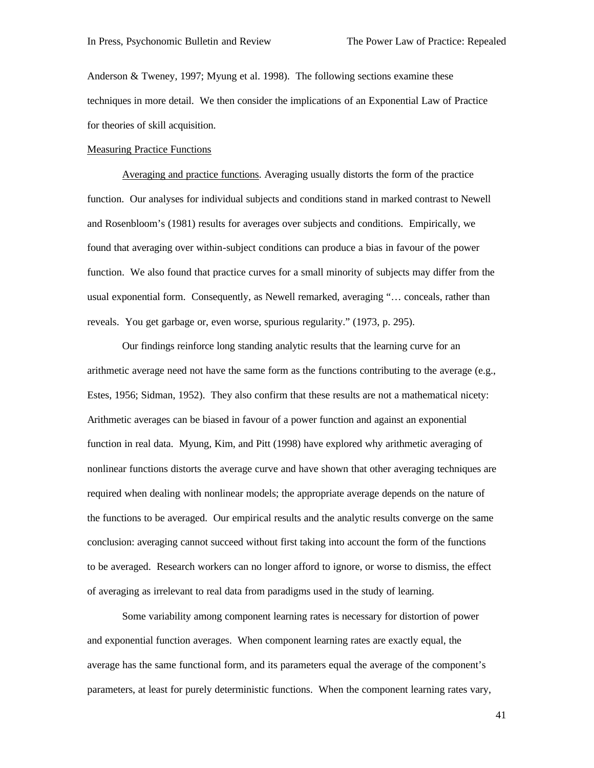Anderson & Tweney, 1997; Myung et al. 1998). The following sections examine these techniques in more detail. We then consider the implications of an Exponential Law of Practice for theories of skill acquisition.

## Measuring Practice Functions

Averaging and practice functions. Averaging usually distorts the form of the practice function. Our analyses for individual subjects and conditions stand in marked contrast to Newell and Rosenbloom's (1981) results for averages over subjects and conditions. Empirically, we found that averaging over within-subject conditions can produce a bias in favour of the power function. We also found that practice curves for a small minority of subjects may differ from the usual exponential form. Consequently, as Newell remarked, averaging "… conceals, rather than reveals. You get garbage or, even worse, spurious regularity." (1973, p. 295).

Our findings reinforce long standing analytic results that the learning curve for an arithmetic average need not have the same form as the functions contributing to the average (e.g., Estes, 1956; Sidman, 1952). They also confirm that these results are not a mathematical nicety: Arithmetic averages can be biased in favour of a power function and against an exponential function in real data. Myung, Kim, and Pitt (1998) have explored why arithmetic averaging of nonlinear functions distorts the average curve and have shown that other averaging techniques are required when dealing with nonlinear models; the appropriate average depends on the nature of the functions to be averaged. Our empirical results and the analytic results converge on the same conclusion: averaging cannot succeed without first taking into account the form of the functions to be averaged. Research workers can no longer afford to ignore, or worse to dismiss, the effect of averaging as irrelevant to real data from paradigms used in the study of learning.

Some variability among component learning rates is necessary for distortion of power and exponential function averages. When component learning rates are exactly equal, the average has the same functional form, and its parameters equal the average of the component's parameters, at least for purely deterministic functions. When the component learning rates vary,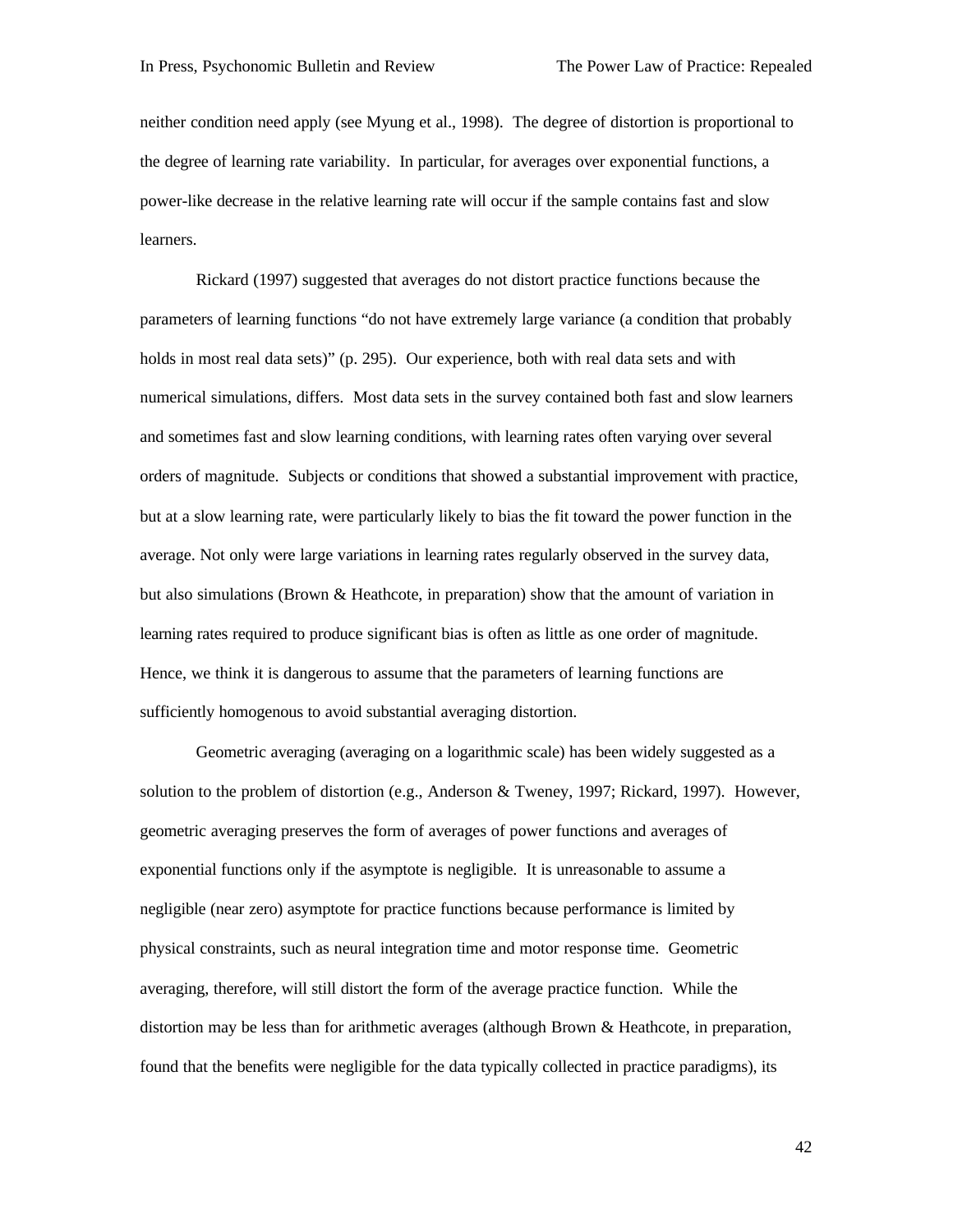neither condition need apply (see Myung et al., 1998). The degree of distortion is proportional to the degree of learning rate variability. In particular, for averages over exponential functions, a power-like decrease in the relative learning rate will occur if the sample contains fast and slow learners.

Rickard (1997) suggested that averages do not distort practice functions because the parameters of learning functions "do not have extremely large variance (a condition that probably holds in most real data sets)" (p. 295). Our experience, both with real data sets and with numerical simulations, differs. Most data sets in the survey contained both fast and slow learners and sometimes fast and slow learning conditions, with learning rates often varying over several orders of magnitude. Subjects or conditions that showed a substantial improvement with practice, but at a slow learning rate, were particularly likely to bias the fit toward the power function in the average. Not only were large variations in learning rates regularly observed in the survey data, but also simulations (Brown & Heathcote, in preparation) show that the amount of variation in learning rates required to produce significant bias is often as little as one order of magnitude. Hence, we think it is dangerous to assume that the parameters of learning functions are sufficiently homogenous to avoid substantial averaging distortion.

Geometric averaging (averaging on a logarithmic scale) has been widely suggested as a solution to the problem of distortion (e.g., Anderson & Tweney, 1997; Rickard, 1997). However, geometric averaging preserves the form of averages of power functions and averages of exponential functions only if the asymptote is negligible. It is unreasonable to assume a negligible (near zero) asymptote for practice functions because performance is limited by physical constraints, such as neural integration time and motor response time. Geometric averaging, therefore, will still distort the form of the average practice function. While the distortion may be less than for arithmetic averages (although Brown & Heathcote, in preparation, found that the benefits were negligible for the data typically collected in practice paradigms), its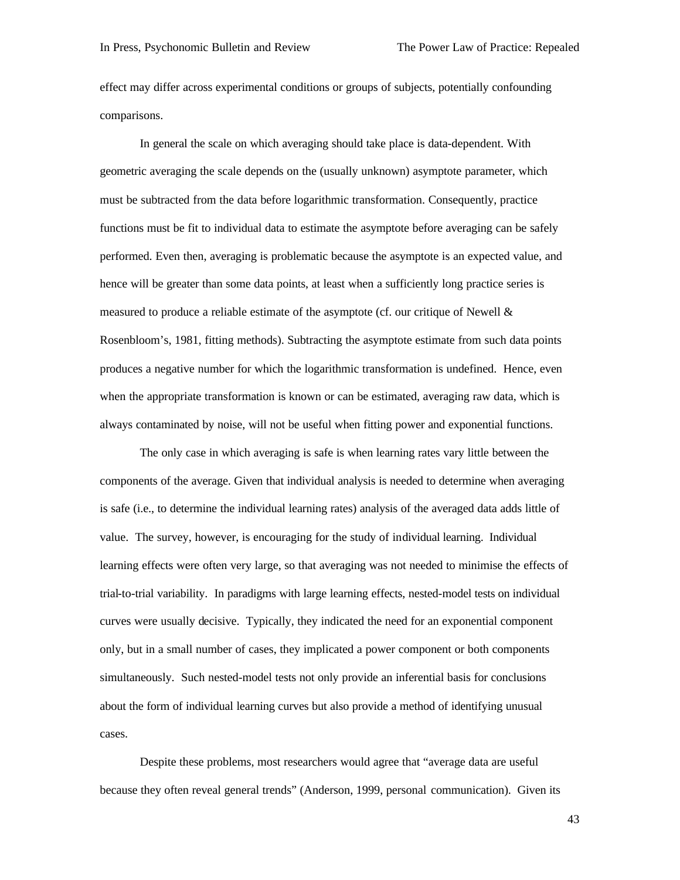effect may differ across experimental conditions or groups of subjects, potentially confounding comparisons.

In general the scale on which averaging should take place is data-dependent. With geometric averaging the scale depends on the (usually unknown) asymptote parameter, which must be subtracted from the data before logarithmic transformation. Consequently, practice functions must be fit to individual data to estimate the asymptote before averaging can be safely performed. Even then, averaging is problematic because the asymptote is an expected value, and hence will be greater than some data points, at least when a sufficiently long practice series is measured to produce a reliable estimate of the asymptote (cf. our critique of Newell & Rosenbloom's, 1981, fitting methods). Subtracting the asymptote estimate from such data points produces a negative number for which the logarithmic transformation is undefined. Hence, even when the appropriate transformation is known or can be estimated, averaging raw data, which is always contaminated by noise, will not be useful when fitting power and exponential functions.

The only case in which averaging is safe is when learning rates vary little between the components of the average. Given that individual analysis is needed to determine when averaging is safe (i.e., to determine the individual learning rates) analysis of the averaged data adds little of value. The survey, however, is encouraging for the study of individual learning. Individual learning effects were often very large, so that averaging was not needed to minimise the effects of trial-to-trial variability. In paradigms with large learning effects, nested-model tests on individual curves were usually decisive. Typically, they indicated the need for an exponential component only, but in a small number of cases, they implicated a power component or both components simultaneously. Such nested-model tests not only provide an inferential basis for conclusions about the form of individual learning curves but also provide a method of identifying unusual cases.

Despite these problems, most researchers would agree that "average data are useful because they often reveal general trends" (Anderson, 1999, personal communication). Given its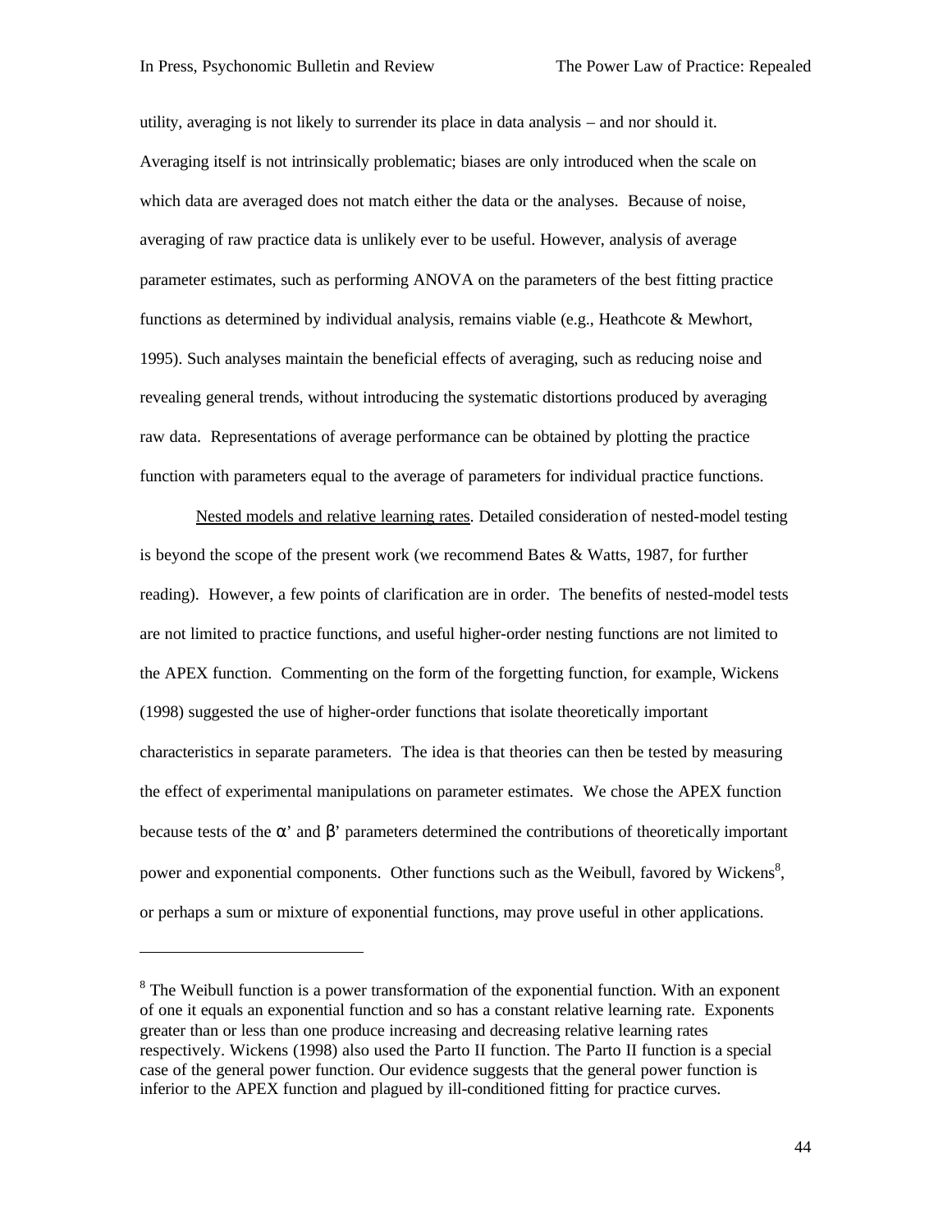utility, averaging is not likely to surrender its place in data analysis – and nor should it. Averaging itself is not intrinsically problematic; biases are only introduced when the scale on which data are averaged does not match either the data or the analyses. Because of noise, averaging of raw practice data is unlikely ever to be useful. However, analysis of average parameter estimates, such as performing ANOVA on the parameters of the best fitting practice functions as determined by individual analysis, remains viable (e.g., Heathcote & Mewhort, 1995). Such analyses maintain the beneficial effects of averaging, such as reducing noise and revealing general trends, without introducing the systematic distortions produced by averaging raw data. Representations of average performance can be obtained by plotting the practice function with parameters equal to the average of parameters for individual practice functions.

<u>Nested models and relative learning rates</u>. Detailed consideration of nested-model testing is beyond the scope of the present work (we recommend Bates & Watts, 1987, for further reading). However, a few points of clarification are in order. The benefits of nested-model tests are not limited to practice functions, and useful higher-order nesting functions are not limited to the APEX function. Commenting on the form of the forgetting function, for example, Wickens (1998) suggested the use of higher-order functions that isolate theoretically important characteristics in separate parameters. The idea is that theories can then be tested by measuring the effect of experimental manipulations on parameter estimates. We chose the APEX function because tests of the $\alpha'$ and $\beta'$ parameters determined the contributions of theoretically important power and exponential components. Other functions such as the Weibull, favored by Wickens[8], or perhaps a sum or mixture of exponential functions, may prove useful in other applications.

---

[8] The Weibull function is a power transformation of the exponential function. With an exponent of one it equals an exponential function and so has a constant relative learning rate. Exponents greater than or less than one produce increasing and decreasing relative learning rates respectively. Wickens (1998) also used the Parto II function. The Parto II function is a special case of the general power function. Our evidence suggests that the general power function is inferior to the APEX function and plagued by ill-conditioned fitting for practice curves.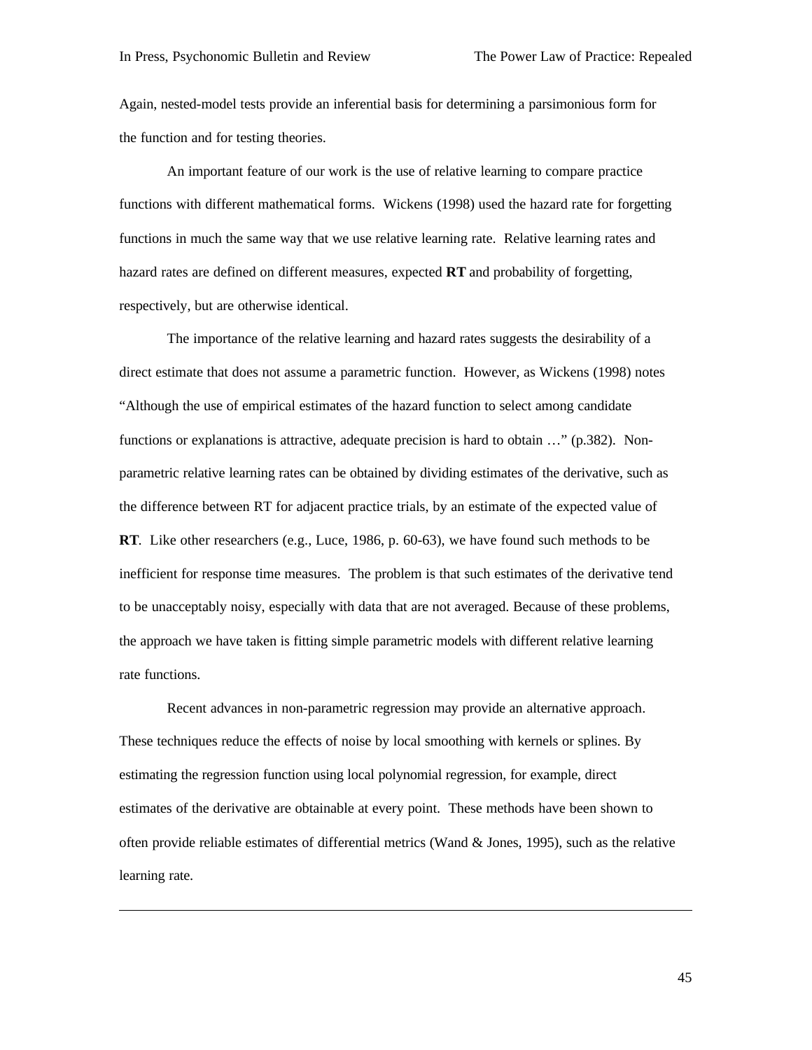Again, nested-model tests provide an inferential basis for determining a parsimonious form for the function and for testing theories.

An important feature of our work is the use of relative learning to compare practice functions with different mathematical forms. Wickens (1998) used the hazard rate for forgetting functions in much the same way that we use relative learning rate. Relative learning rates and hazard rates are defined on different measures, expected **RT** and probability of forgetting, respectively, but are otherwise identical.

The importance of the relative learning and hazard rates suggests the desirability of a direct estimate that does not assume a parametric function. However, as Wickens (1998) notes "Although the use of empirical estimates of the hazard function to select among candidate functions or explanations is attractive, adequate precision is hard to obtain …" (p.382). Non-parametric relative learning rates can be obtained by dividing estimates of the derivative, such as the difference between RT for adjacent practice trials, by an estimate of the expected value of **RT**. Like other researchers (e.g., Luce, 1986, p. 60-63), we have found such methods to be inefficient for response time measures. The problem is that such estimates of the derivative tend to be unacceptably noisy, especially with data that are not averaged. Because of these problems, the approach we have taken is fitting simple parametric models with different relative learning rate functions.

Recent advances in non-parametric regression may provide an alternative approach. These techniques reduce the effects of noise by local smoothing with kernels or splines. By estimating the regression function using local polynomial regression, for example, direct estimates of the derivative are obtainable at every point. These methods have been shown to often provide reliable estimates of differential metrics (Wand & Jones, 1995), such as the relative learning rate.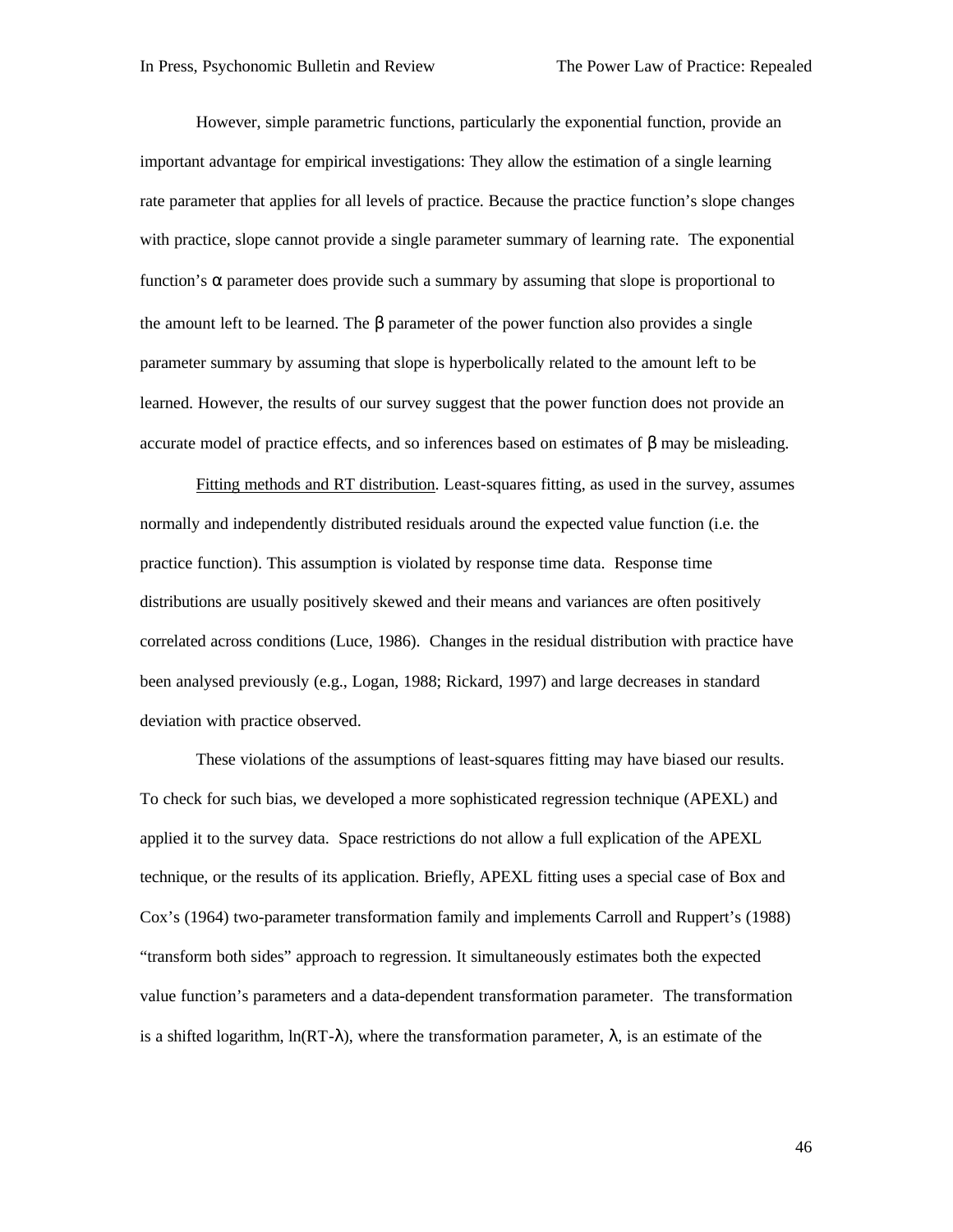However, simple parametric functions, particularly the exponential function, provide an important advantage for empirical investigations: They allow the estimation of a single learning rate parameter that applies for all levels of practice. Because the practice function's slope changes with practice, slope cannot provide a single parameter summary of learning rate. The exponential function's $\alpha$ parameter does provide such a summary by assuming that slope is proportional to the amount left to be learned. The $\beta$ parameter of the power function also provides a single parameter summary by assuming that slope is hyperbolically related to the amount left to be learned. However, the results of our survey suggest that the power function does not provide an accurate model of practice effects, and so inferences based on estimates of $\beta$ may be misleading.

Fitting methods and RT distribution. Least-squares fitting, as used in the survey, assumes normally and independently distributed residuals around the expected value function (i.e. the practice function). This assumption is violated by response time data. Response time distributions are usually positively skewed and their means and variances are often positively correlated across conditions (Luce, 1986). Changes in the residual distribution with practice have been analysed previously (e.g., Logan, 1988; Rickard, 1997) and large decreases in standard deviation with practice observed.

These violations of the assumptions of least-squares fitting may have biased our results. To check for such bias, we developed a more sophisticated regression technique (APEXL) and applied it to the survey data. Space restrictions do not allow a full explication of the APEXL technique, or the results of its application. Briefly, APEXL fitting uses a special case of Box and Cox's (1964) two-parameter transformation family and implements Carroll and Ruppert's (1988) "transform both sides" approach to regression. It simultaneously estimates both the expected value function's parameters and a data-dependent transformation parameter. The transformation is a shifted logarithm, $\ln(RT-\lambda)$, where the transformation parameter, $\lambda$, is an estimate of the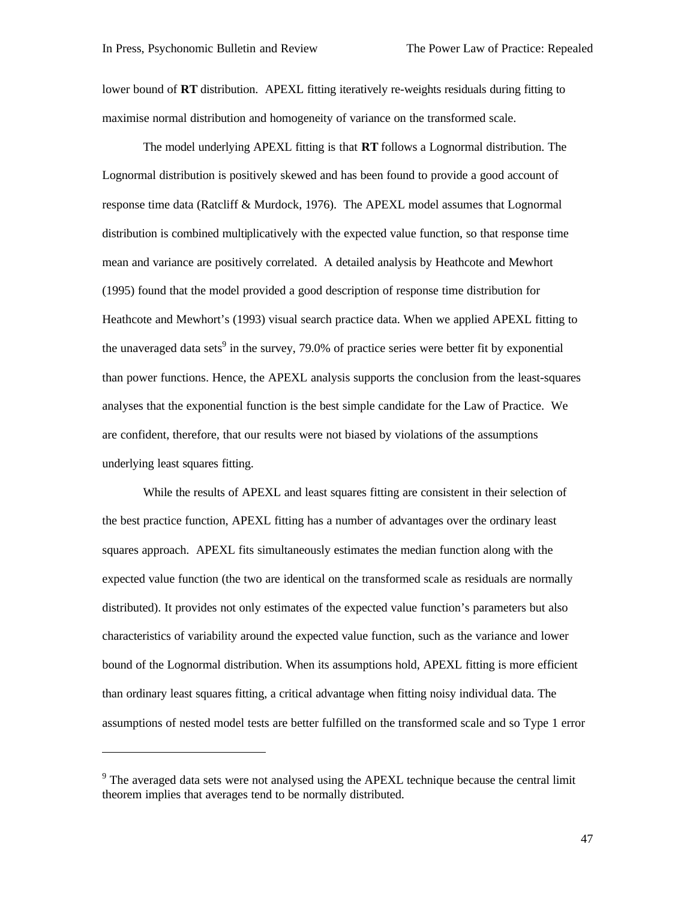lower bound of **RT** distribution. APEXL fitting iteratively re-weights residuals during fitting to maximise normal distribution and homogeneity of variance on the transformed scale.

The model underlying APEXL fitting is that **RT** follows a Lognormal distribution. The Lognormal distribution is positively skewed and has been found to provide a good account of response time data (Ratcliff & Murdock, 1976). The APEXL model assumes that Lognormal distribution is combined multiplicatively with the expected value function, so that response time mean and variance are positively correlated. A detailed analysis by Heathcote and Mewhort (1995) found that the model provided a good description of response time distribution for Heathcote and Mewhort's (1993) visual search practice data. When we applied APEXL fitting to the unaveraged data sets[9] in the survey, 79.0% of practice series were better fit by exponential than power functions. Hence, the APEXL analysis supports the conclusion from the least-squares analyses that the exponential function is the best simple candidate for the Law of Practice. We are confident, therefore, that our results were not biased by violations of the assumptions underlying least squares fitting.

While the results of APEXL and least squares fitting are consistent in their selection of the best practice function, APEXL fitting has a number of advantages over the ordinary least squares approach. APEXL fits simultaneously estimates the median function along with the expected value function (the two are identical on the transformed scale as residuals are normally distributed). It provides not only estimates of the expected value function's parameters but also characteristics of variability around the expected value function, such as the variance and lower bound of the Lognormal distribution. When its assumptions hold, APEXL fitting is more efficient than ordinary least squares fitting, a critical advantage when fitting noisy individual data. The assumptions of nested model tests are better fulfilled on the transformed scale and so Type 1 error

---

[9] The averaged data sets were not analysed using the APEXL technique because the central limit theorem implies that averages tend to be normally distributed.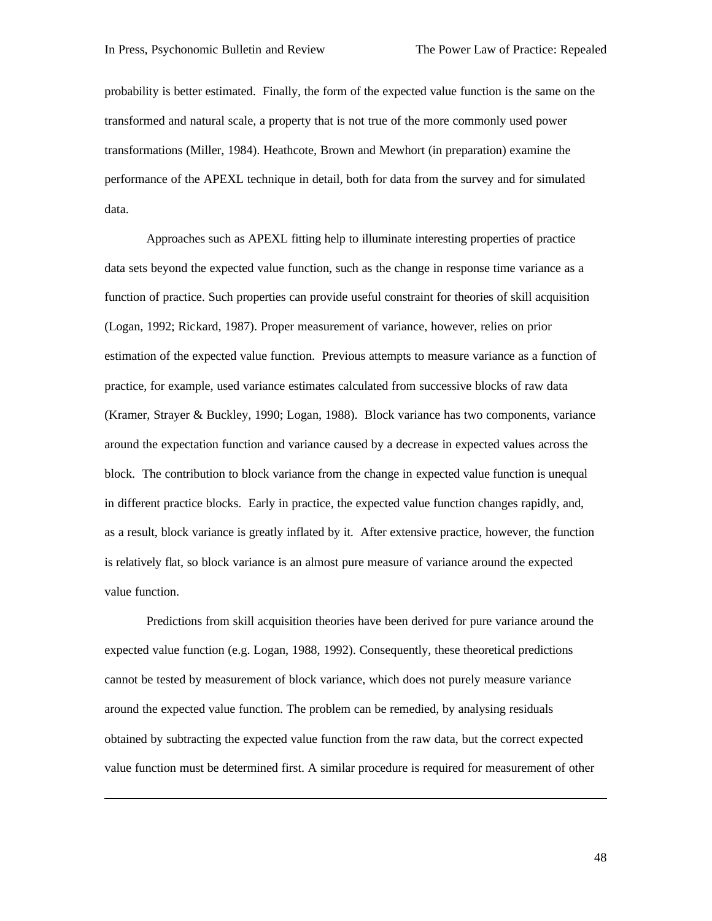probability is better estimated. Finally, the form of the expected value function is the same on the transformed and natural scale, a property that is not true of the more commonly used power transformations (Miller, 1984). Heathcote, Brown and Mewhort (in preparation) examine the performance of the APEXL technique in detail, both for data from the survey and for simulated data.

Approaches such as APEXL fitting help to illuminate interesting properties of practice data sets beyond the expected value function, such as the change in response time variance as a function of practice. Such properties can provide useful constraint for theories of skill acquisition (Logan, 1992; Rickard, 1987). Proper measurement of variance, however, relies on prior estimation of the expected value function. Previous attempts to measure variance as a function of practice, for example, used variance estimates calculated from successive blocks of raw data (Kramer, Strayer & Buckley, 1990; Logan, 1988). Block variance has two components, variance around the expectation function and variance caused by a decrease in expected values across the block. The contribution to block variance from the change in expected value function is unequal in different practice blocks. Early in practice, the expected value function changes rapidly, and, as a result, block variance is greatly inflated by it. After extensive practice, however, the function is relatively flat, so block variance is an almost pure measure of variance around the expected value function.

Predictions from skill acquisition theories have been derived for pure variance around the expected value function (e.g. Logan, 1988, 1992). Consequently, these theoretical predictions cannot be tested by measurement of block variance, which does not purely measure variance around the expected value function. The problem can be remedied, by analysing residuals obtained by subtracting the expected value function from the raw data, but the correct expected value function must be determined first. A similar procedure is required for measurement of other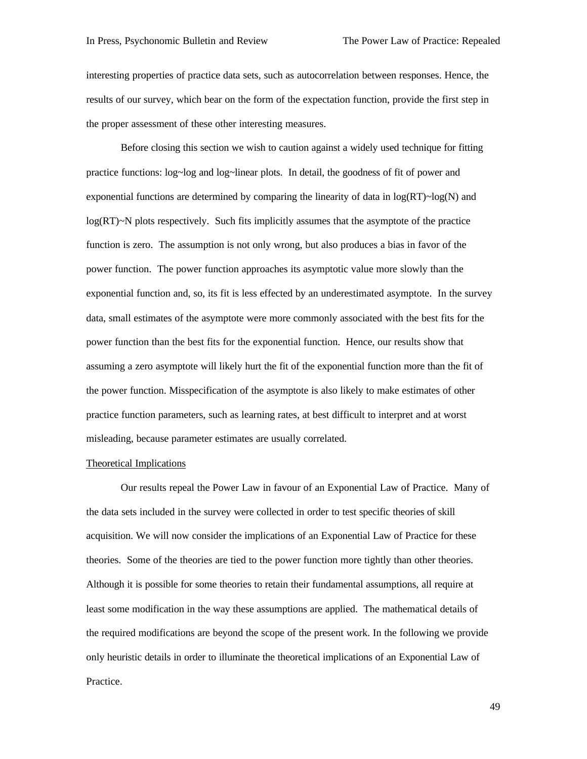interesting properties of practice data sets, such as autocorrelation between responses. Hence, the results of our survey, which bear on the form of the expectation function, provide the first step in the proper assessment of these other interesting measures.

Before closing this section we wish to caution against a widely used technique for fitting practice functions: log~log and log~linear plots. In detail, the goodness of fit of power and exponential functions are determined by comparing the linearity of data in log(RT)~log(N) and log(RT)~N plots respectively. Such fits implicitly assumes that the asymptote of the practice function is zero. The assumption is not only wrong, but also produces a bias in favor of the power function. The power function approaches its asymptotic value more slowly than the exponential function and, so, its fit is less effected by an underestimated asymptote. In the survey data, small estimates of the asymptote were more commonly associated with the best fits for the power function than the best fits for the exponential function. Hence, our results show that assuming a zero asymptote will likely hurt the fit of the exponential function more than the fit of the power function. Misspecification of the asymptote is also likely to make estimates of other practice function parameters, such as learning rates, at best difficult to interpret and at worst misleading, because parameter estimates are usually correlated.

## Theoretical Implications

Our results repeal the Power Law in favour of an Exponential Law of Practice. Many of the data sets included in the survey were collected in order to test specific theories of skill acquisition. We will now consider the implications of an Exponential Law of Practice for these theories. Some of the theories are tied to the power function more tightly than other theories. Although it is possible for some theories to retain their fundamental assumptions, all require at least some modification in the way these assumptions are applied. The mathematical details of the required modifications are beyond the scope of the present work. In the following we provide only heuristic details in order to illuminate the theoretical implications of an Exponential Law of Practice.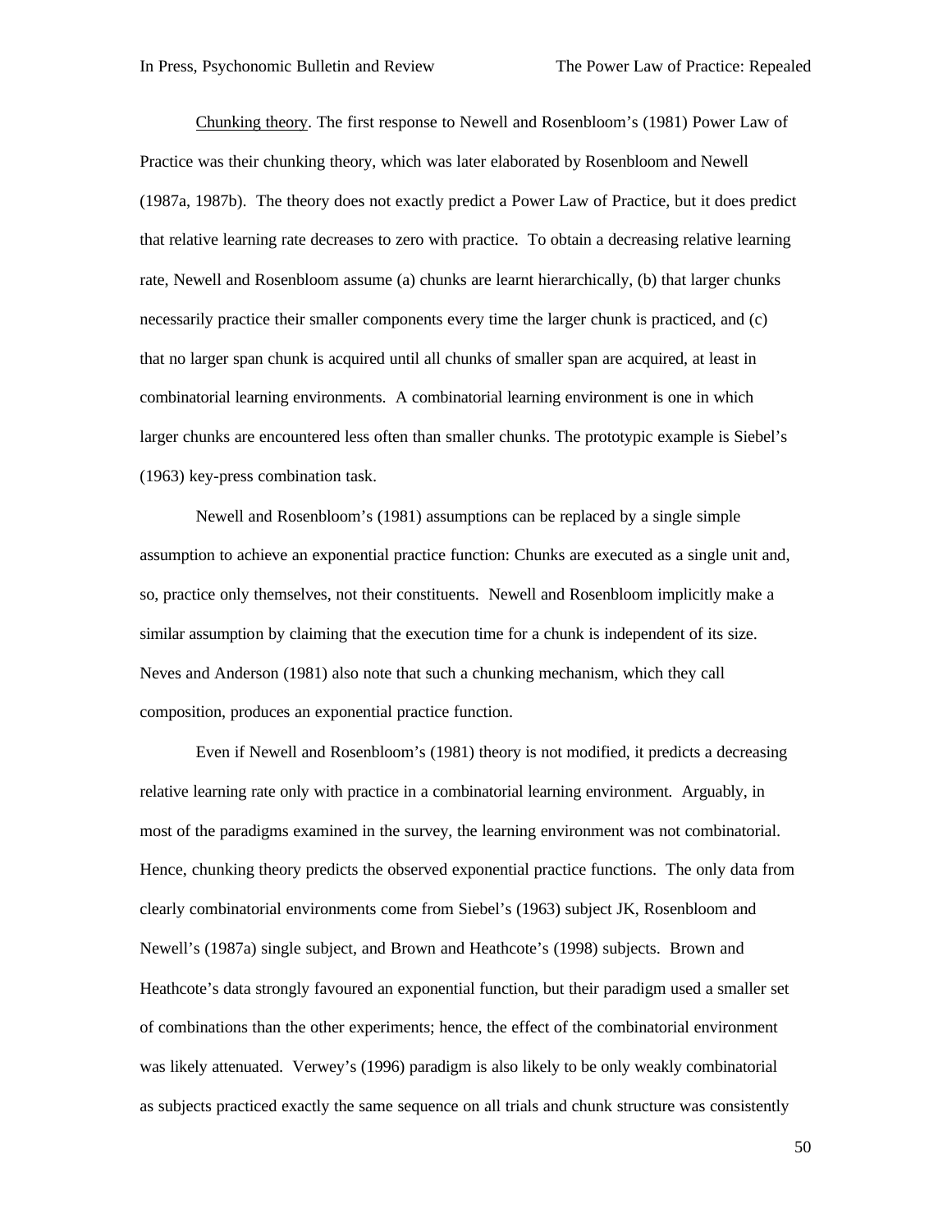Chunking theory. The first response to Newell and Rosenbloom's (1981) Power Law of Practice was their chunking theory, which was later elaborated by Rosenbloom and Newell (1987a, 1987b). The theory does not exactly predict a Power Law of Practice, but it does predict that relative learning rate decreases to zero with practice. To obtain a decreasing relative learning rate, Newell and Rosenbloom assume (a) chunks are learnt hierarchically, (b) that larger chunks necessarily practice their smaller components every time the larger chunk is practiced, and (c) that no larger span chunk is acquired until all chunks of smaller span are acquired, at least in combinatorial learning environments. A combinatorial learning environment is one in which larger chunks are encountered less often than smaller chunks. The prototypic example is Siebel's (1963) key-press combination task.

Newell and Rosenbloom's (1981) assumptions can be replaced by a single simple assumption to achieve an exponential practice function: Chunks are executed as a single unit and, so, practice only themselves, not their constituents. Newell and Rosenbloom implicitly make a similar assumption by claiming that the execution time for a chunk is independent of its size. Neves and Anderson (1981) also note that such a chunking mechanism, which they call composition, produces an exponential practice function.

Even if Newell and Rosenbloom's (1981) theory is not modified, it predicts a decreasing relative learning rate only with practice in a combinatorial learning environment. Arguably, in most of the paradigms examined in the survey, the learning environment was not combinatorial. Hence, chunking theory predicts the observed exponential practice functions. The only data from clearly combinatorial environments come from Siebel's (1963) subject JK, Rosenbloom and Newell's (1987a) single subject, and Brown and Heathcote's (1998) subjects. Brown and Heathcote's data strongly favoured an exponential function, but their paradigm used a smaller set of combinations than the other experiments; hence, the effect of the combinatorial environment was likely attenuated. Verwey's (1996) paradigm is also likely to be only weakly combinatorial as subjects practiced exactly the same sequence on all trials and chunk structure was consistently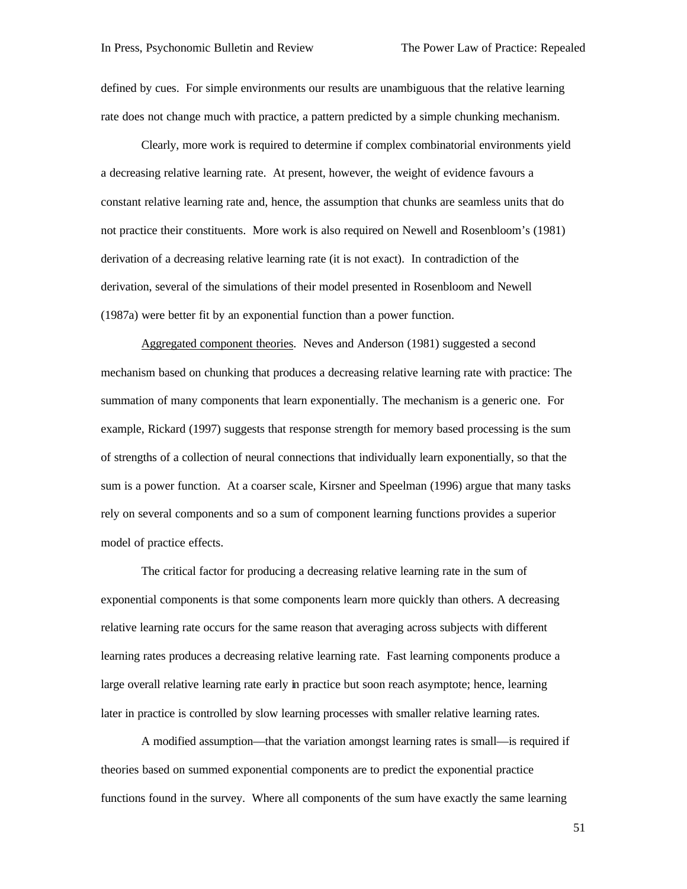defined by cues. For simple environments our results are unambiguous that the relative learning rate does not change much with practice, a pattern predicted by a simple chunking mechanism.

Clearly, more work is required to determine if complex combinatorial environments yield a decreasing relative learning rate. At present, however, the weight of evidence favours a constant relative learning rate and, hence, the assumption that chunks are seamless units that do not practice their constituents. More work is also required on Newell and Rosenbloom's (1981) derivation of a decreasing relative learning rate (it is not exact). In contradiction of the derivation, several of the simulations of their model presented in Rosenbloom and Newell (1987a) were better fit by an exponential function than a power function.

Aggregated component theories. Neves and Anderson (1981) suggested a second mechanism based on chunking that produces a decreasing relative learning rate with practice: The summation of many components that learn exponentially. The mechanism is a generic one. For example, Rickard (1997) suggests that response strength for memory based processing is the sum of strengths of a collection of neural connections that individually learn exponentially, so that the sum is a power function. At a coarser scale, Kirsner and Speelman (1996) argue that many tasks rely on several components and so a sum of component learning functions provides a superior model of practice effects.

The critical factor for producing a decreasing relative learning rate in the sum of exponential components is that some components learn more quickly than others. A decreasing relative learning rate occurs for the same reason that averaging across subjects with different learning rates produces a decreasing relative learning rate. Fast learning components produce a large overall relative learning rate early in practice but soon reach asymptote; hence, learning later in practice is controlled by slow learning processes with smaller relative learning rates.

A modified assumption—that the variation amongst learning rates is small—is required if theories based on summed exponential components are to predict the exponential practice functions found in the survey. Where all components of the sum have exactly the same learning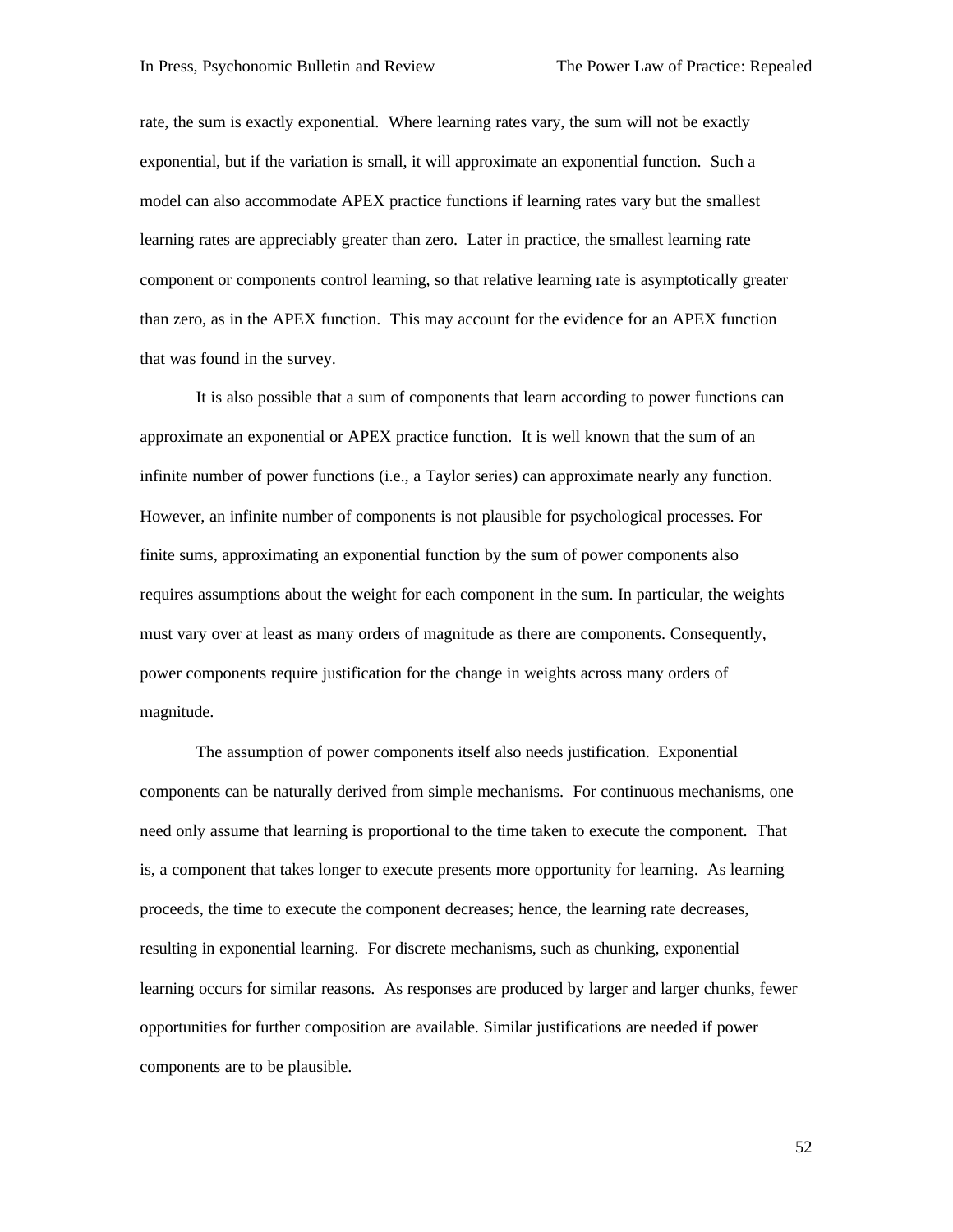rate, the sum is exactly exponential. Where learning rates vary, the sum will not be exactly exponential, but if the variation is small, it will approximate an exponential function. Such a model can also accommodate APEX practice functions if learning rates vary but the smallest learning rates are appreciably greater than zero. Later in practice, the smallest learning rate component or components control learning, so that relative learning rate is asymptotically greater than zero, as in the APEX function. This may account for the evidence for an APEX function that was found in the survey.

It is also possible that a sum of components that learn according to power functions can approximate an exponential or APEX practice function. It is well known that the sum of an infinite number of power functions (i.e., a Taylor series) can approximate nearly any function. However, an infinite number of components is not plausible for psychological processes. For finite sums, approximating an exponential function by the sum of power components also requires assumptions about the weight for each component in the sum. In particular, the weights must vary over at least as many orders of magnitude as there are components. Consequently, power components require justification for the change in weights across many orders of magnitude.

The assumption of power components itself also needs justification. Exponential components can be naturally derived from simple mechanisms. For continuous mechanisms, one need only assume that learning is proportional to the time taken to execute the component. That is, a component that takes longer to execute presents more opportunity for learning. As learning proceeds, the time to execute the component decreases; hence, the learning rate decreases, resulting in exponential learning. For discrete mechanisms, such as chunking, exponential learning occurs for similar reasons. As responses are produced by larger and larger chunks, fewer opportunities for further composition are available. Similar justifications are needed if power components are to be plausible.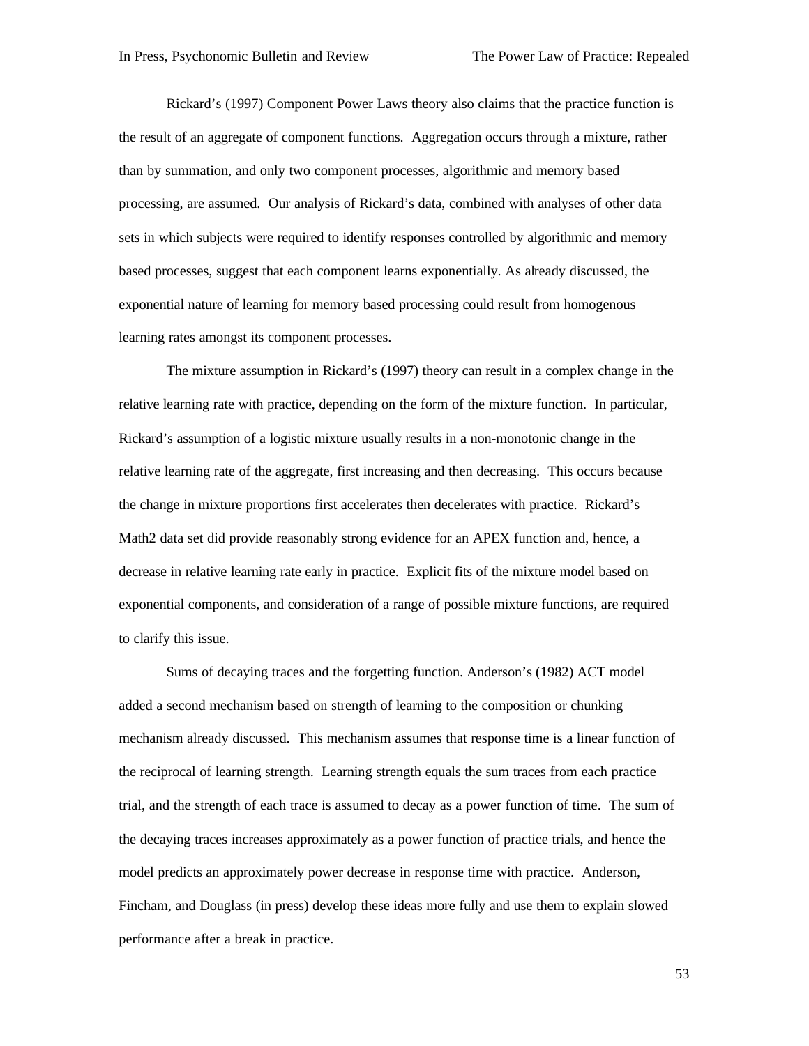Rickard's (1997) Component Power Laws theory also claims that the practice function is the result of an aggregate of component functions. Aggregation occurs through a mixture, rather than by summation, and only two component processes, algorithmic and memory based processing, are assumed. Our analysis of Rickard's data, combined with analyses of other data sets in which subjects were required to identify responses controlled by algorithmic and memory based processes, suggest that each component learns exponentially. As already discussed, the exponential nature of learning for memory based processing could result from homogenous learning rates amongst its component processes.

The mixture assumption in Rickard's (1997) theory can result in a complex change in the relative learning rate with practice, depending on the form of the mixture function. In particular, Rickard's assumption of a logistic mixture usually results in a non-monotonic change in the relative learning rate of the aggregate, first increasing and then decreasing. This occurs because the change in mixture proportions first accelerates then decelerates with practice. Rickard's Math2 data set did provide reasonably strong evidence for an APEX function and, hence, a decrease in relative learning rate early in practice. Explicit fits of the mixture model based on exponential components, and consideration of a range of possible mixture functions, are required to clarify this issue.

Sums of decaying traces and the forgetting function. Anderson's (1982) ACT model added a second mechanism based on strength of learning to the composition or chunking mechanism already discussed. This mechanism assumes that response time is a linear function of the reciprocal of learning strength. Learning strength equals the sum traces from each practice trial, and the strength of each trace is assumed to decay as a power function of time. The sum of the decaying traces increases approximately as a power function of practice trials, and hence the model predicts an approximately power decrease in response time with practice. Anderson, Fincham, and Douglass (in press) develop these ideas more fully and use them to explain slowed performance after a break in practice.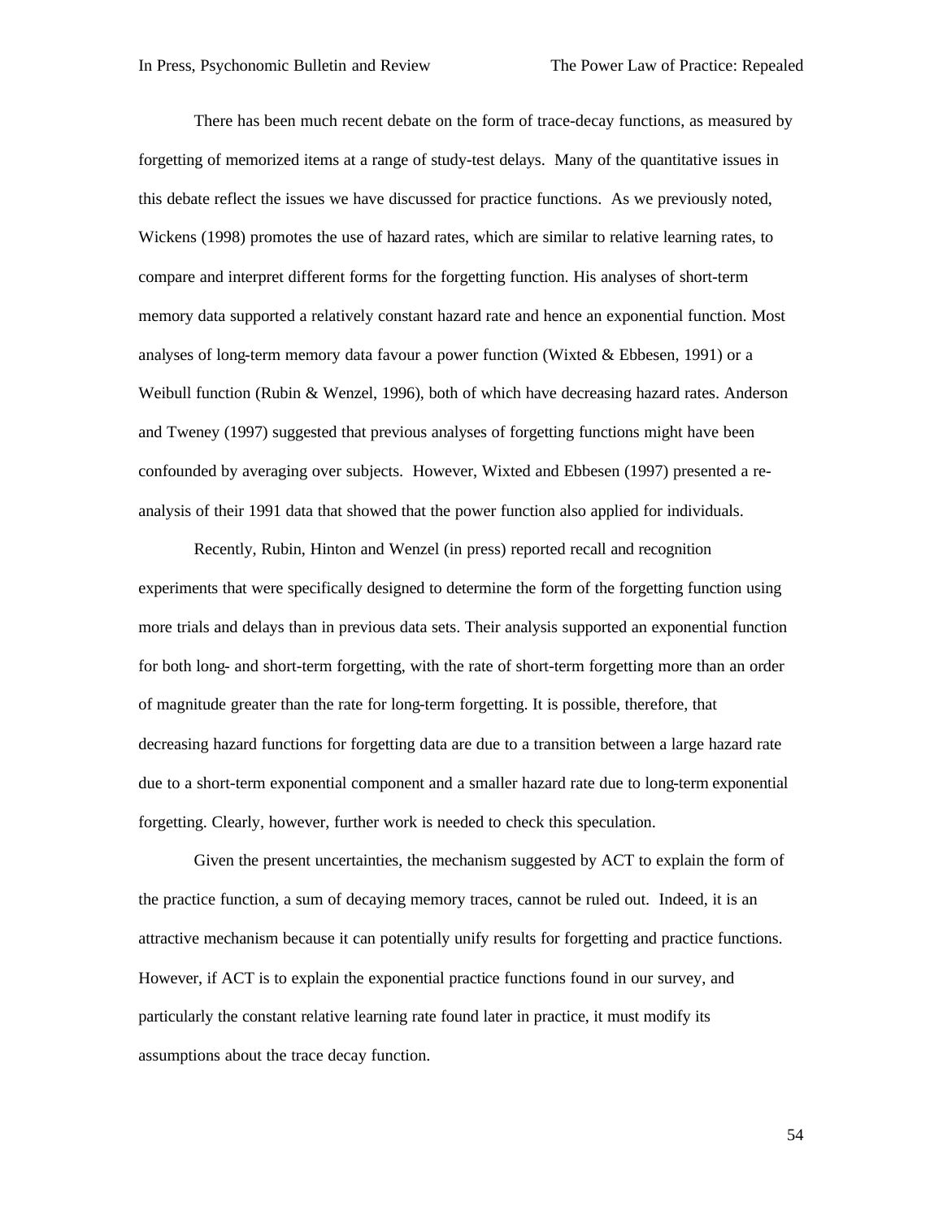There has been much recent debate on the form of trace-decay functions, as measured by forgetting of memorized items at a range of study-test delays. Many of the quantitative issues in this debate reflect the issues we have discussed for practice functions. As we previously noted, Wickens (1998) promotes the use of hazard rates, which are similar to relative learning rates, to compare and interpret different forms for the forgetting function. His analyses of short-term memory data supported a relatively constant hazard rate and hence an exponential function. Most analyses of long-term memory data favour a power function (Wixted & Ebbesen, 1991) or a Weibull function (Rubin & Wenzel, 1996), both of which have decreasing hazard rates. Anderson and Tweney (1997) suggested that previous analyses of forgetting functions might have been confounded by averaging over subjects. However, Wixted and Ebbesen (1997) presented a re-analysis of their 1991 data that showed that the power function also applied for individuals.

Recently, Rubin, Hinton and Wenzel (in press) reported recall and recognition experiments that were specifically designed to determine the form of the forgetting function using more trials and delays than in previous data sets. Their analysis supported an exponential function for both long- and short-term forgetting, with the rate of short-term forgetting more than an order of magnitude greater than the rate for long-term forgetting. It is possible, therefore, that decreasing hazard functions for forgetting data are due to a transition between a large hazard rate due to a short-term exponential component and a smaller hazard rate due to long-term exponential forgetting. Clearly, however, further work is needed to check this speculation.

Given the present uncertainties, the mechanism suggested by ACT to explain the form of the practice function, a sum of decaying memory traces, cannot be ruled out. Indeed, it is an attractive mechanism because it can potentially unify results for forgetting and practice functions. However, if ACT is to explain the exponential practice functions found in our survey, and particularly the constant relative learning rate found later in practice, it must modify its assumptions about the trace decay function.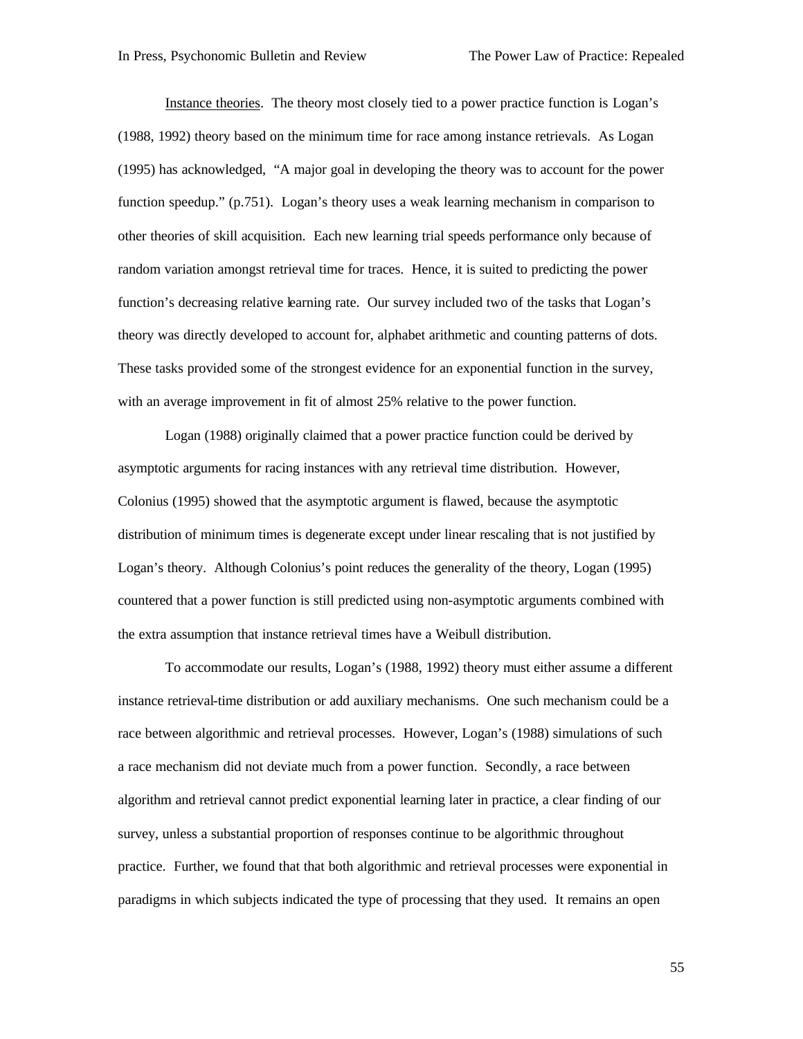Instance theories. The theory most closely tied to a power practice function is Logan's (1988, 1992) theory based on the minimum time for race among instance retrievals. As Logan (1995) has acknowledged, "A major goal in developing the theory was to account for the power function speedup." (p.751). Logan's theory uses a weak learning mechanism in comparison to other theories of skill acquisition. Each new learning trial speeds performance only because of random variation amongst retrieval time for traces. Hence, it is suited to predicting the power function's decreasing relative learning rate. Our survey included two of the tasks that Logan's theory was directly developed to account for, alphabet arithmetic and counting patterns of dots. These tasks provided some of the strongest evidence for an exponential function in the survey, with an average improvement in fit of almost 25% relative to the power function.

Logan (1988) originally claimed that a power practice function could be derived by asymptotic arguments for racing instances with any retrieval time distribution. However, Colonius (1995) showed that the asymptotic argument is flawed, because the asymptotic distribution of minimum times is degenerate except under linear rescaling that is not justified by Logan's theory. Although Colonius's point reduces the generality of the theory, Logan (1995) countered that a power function is still predicted using non-asymptotic arguments combined with the extra assumption that instance retrieval times have a Weibull distribution.

To accommodate our results, Logan's (1988, 1992) theory must either assume a different instance retrieval-time distribution or add auxiliary mechanisms. One such mechanism could be a race between algorithmic and retrieval processes. However, Logan's (1988) simulations of such a race mechanism did not deviate much from a power function. Secondly, a race between algorithm and retrieval cannot predict exponential learning later in practice, a clear finding of our survey, unless a substantial proportion of responses continue to be algorithmic throughout practice. Further, we found that that both algorithmic and retrieval processes were exponential in paradigms in which subjects indicated the type of processing that they used. It remains an open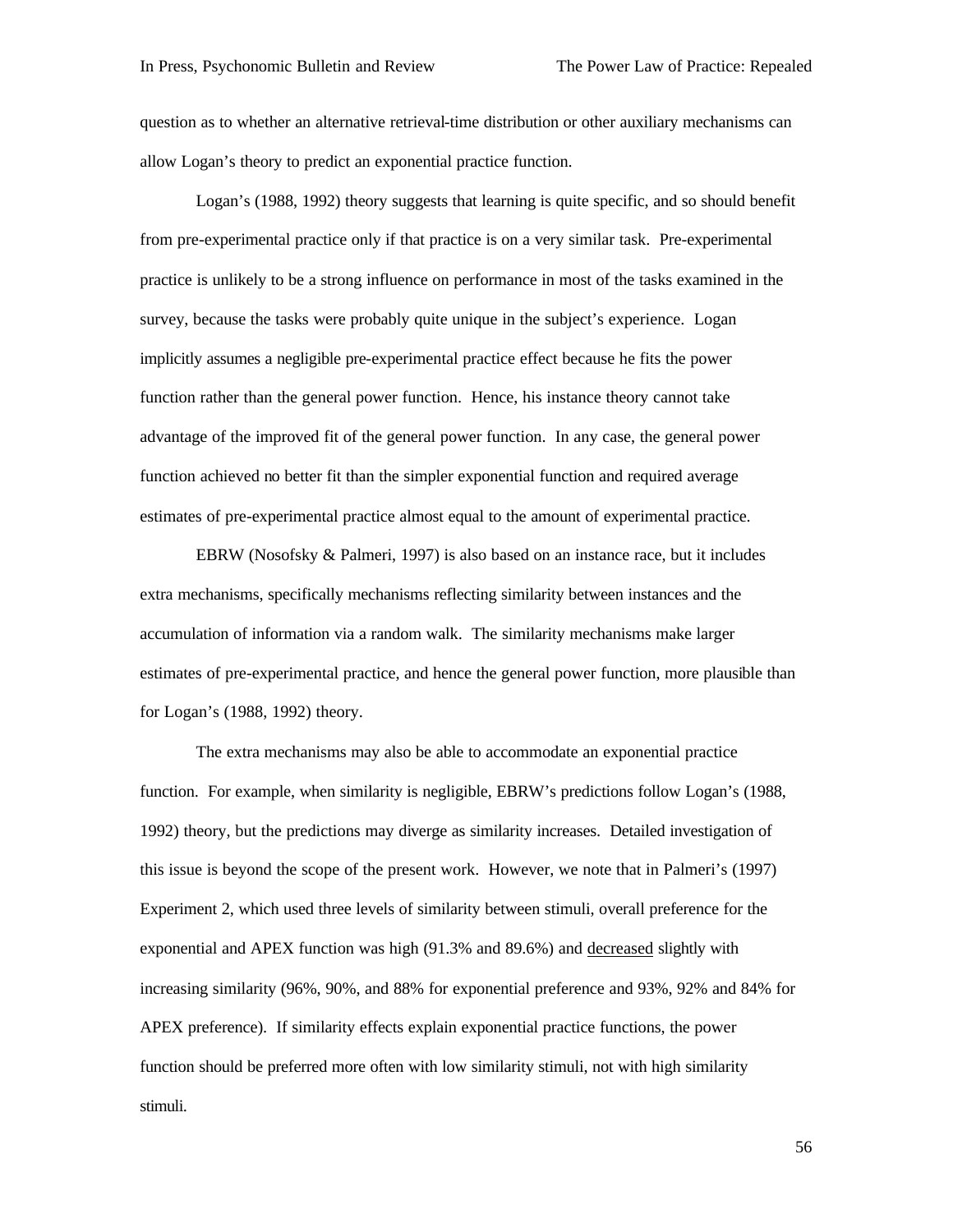question as to whether an alternative retrieval-time distribution or other auxiliary mechanisms can allow Logan's theory to predict an exponential practice function.

Logan's (1988, 1992) theory suggests that learning is quite specific, and so should benefit from pre-experimental practice only if that practice is on a very similar task. Pre-experimental practice is unlikely to be a strong influence on performance in most of the tasks examined in the survey, because the tasks were probably quite unique in the subject's experience. Logan implicitly assumes a negligible pre-experimental practice effect because he fits the power function rather than the general power function. Hence, his instance theory cannot take advantage of the improved fit of the general power function. In any case, the general power function achieved no better fit than the simpler exponential function and required average estimates of pre-experimental practice almost equal to the amount of experimental practice.

EBRW (Nosofsky & Palmeri, 1997) is also based on an instance race, but it includes extra mechanisms, specifically mechanisms reflecting similarity between instances and the accumulation of information via a random walk. The similarity mechanisms make larger estimates of pre-experimental practice, and hence the general power function, more plausible than for Logan's (1988, 1992) theory.

The extra mechanisms may also be able to accommodate an exponential practice function. For example, when similarity is negligible, EBRW's predictions follow Logan's (1988, 1992) theory, but the predictions may diverge as similarity increases. Detailed investigation of this issue is beyond the scope of the present work. However, we note that in Palmeri's (1997) Experiment 2, which used three levels of similarity between stimuli, overall preference for the exponential and APEX function was high (91.3% and 89.6%) and <u>decreased</u> slightly with increasing similarity (96%, 90%, and 88% for exponential preference and 93%, 92% and 84% for APEX preference). If similarity effects explain exponential practice functions, the power function should be preferred more often with low similarity stimuli, not with high similarity stimuli.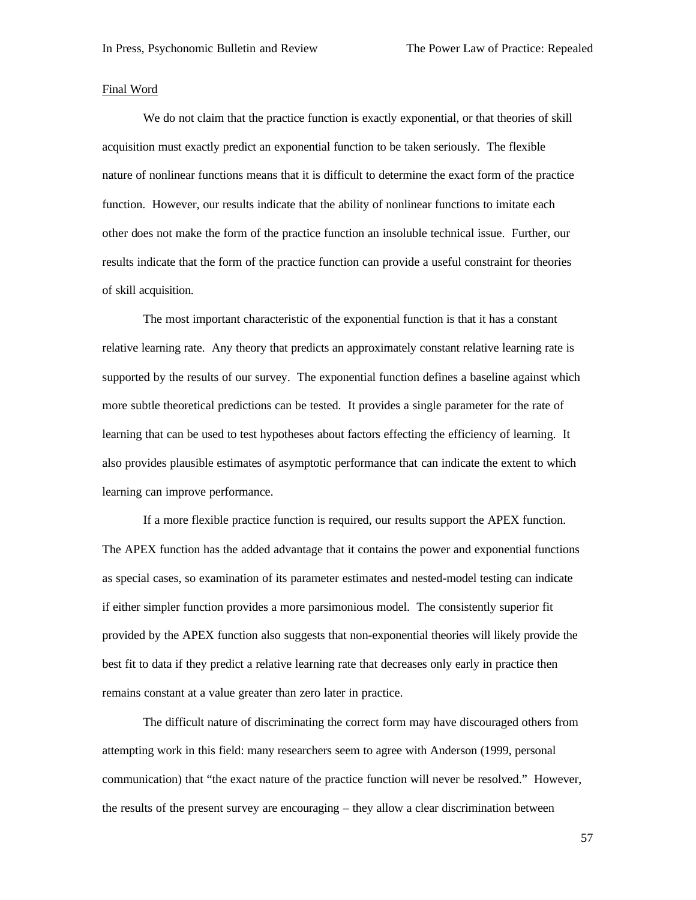Final Word

We do not claim that the practice function is exactly exponential, or that theories of skill acquisition must exactly predict an exponential function to be taken seriously. The flexible nature of nonlinear functions means that it is difficult to determine the exact form of the practice function. However, our results indicate that the ability of nonlinear functions to imitate each other does not make the form of the practice function an insoluble technical issue. Further, our results indicate that the form of the practice function can provide a useful constraint for theories of skill acquisition.

The most important characteristic of the exponential function is that it has a constant relative learning rate. Any theory that predicts an approximately constant relative learning rate is supported by the results of our survey. The exponential function defines a baseline against which more subtle theoretical predictions can be tested. It provides a single parameter for the rate of learning that can be used to test hypotheses about factors effecting the efficiency of learning. It also provides plausible estimates of asymptotic performance that can indicate the extent to which learning can improve performance.

If a more flexible practice function is required, our results support the APEX function. The APEX function has the added advantage that it contains the power and exponential functions as special cases, so examination of its parameter estimates and nested-model testing can indicate if either simpler function provides a more parsimonious model. The consistently superior fit provided by the APEX function also suggests that non-exponential theories will likely provide the best fit to data if they predict a relative learning rate that decreases only early in practice then remains constant at a value greater than zero later in practice.

The difficult nature of discriminating the correct form may have discouraged others from attempting work in this field: many researchers seem to agree with Anderson (1999, personal communication) that "the exact nature of the practice function will never be resolved." However, the results of the present survey are encouraging – they allow a clear discrimination between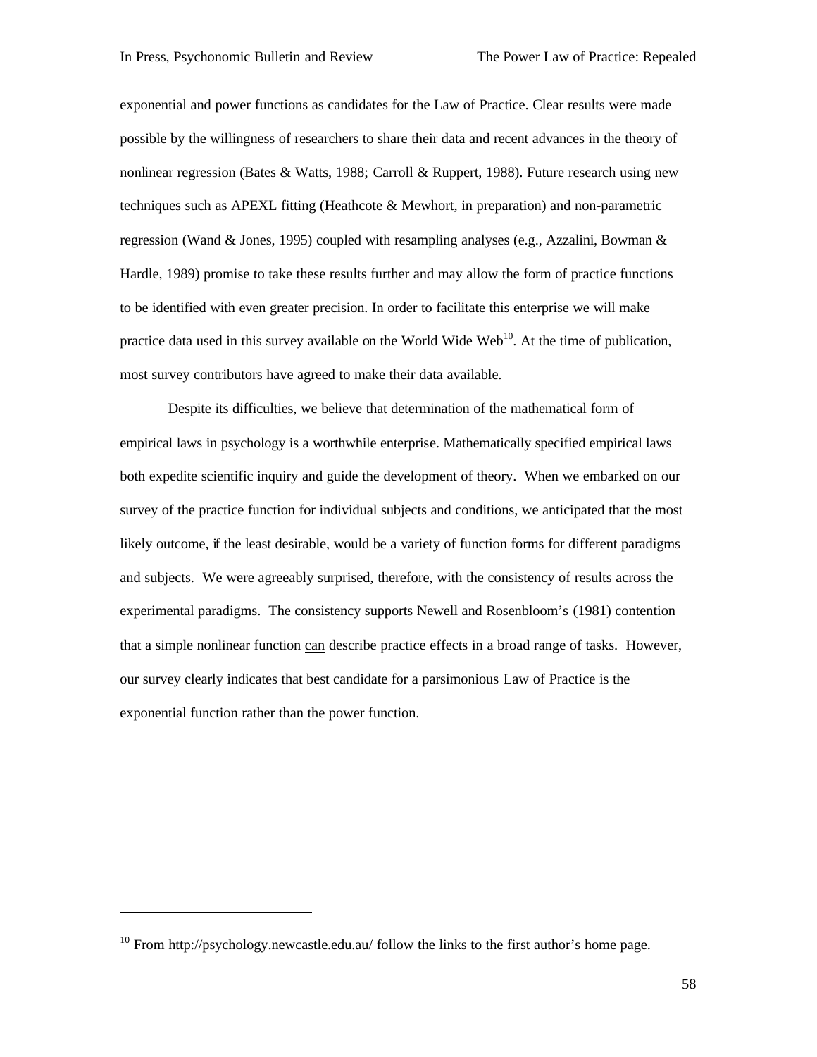exponential and power functions as candidates for the Law of Practice. Clear results were made possible by the willingness of researchers to share their data and recent advances in the theory of nonlinear regression (Bates & Watts, 1988; Carroll & Ruppert, 1988). Future research using new techniques such as APEXL fitting (Heathcote & Mewhort, in preparation) and non-parametric regression (Wand & Jones, 1995) coupled with resampling analyses (e.g., Azzalini, Bowman & Hardle, 1989) promise to take these results further and may allow the form of practice functions to be identified with even greater precision. In order to facilitate this enterprise we will make practice data used in this survey available on the World Wide Web[10]. At the time of publication, most survey contributors have agreed to make their data available.

Despite its difficulties, we believe that determination of the mathematical form of empirical laws in psychology is a worthwhile enterprise. Mathematically specified empirical laws both expedite scientific inquiry and guide the development of theory. When we embarked on our survey of the practice function for individual subjects and conditions, we anticipated that the most likely outcome, if the least desirable, would be a variety of function forms for different paradigms and subjects. We were agreeably surprised, therefore, with the consistency of results across the experimental paradigms. The consistency supports Newell and Rosenbloom's (1981) contention that a simple nonlinear function <u>can</u> describe practice effects in a broad range of tasks. However, our survey clearly indicates that best candidate for a parsimonious <u>Law of Practice</u> is the exponential function rather than the power function.

---

[10] From http://psychology.newcastle.edu.au/ follow the links to the first author's home page.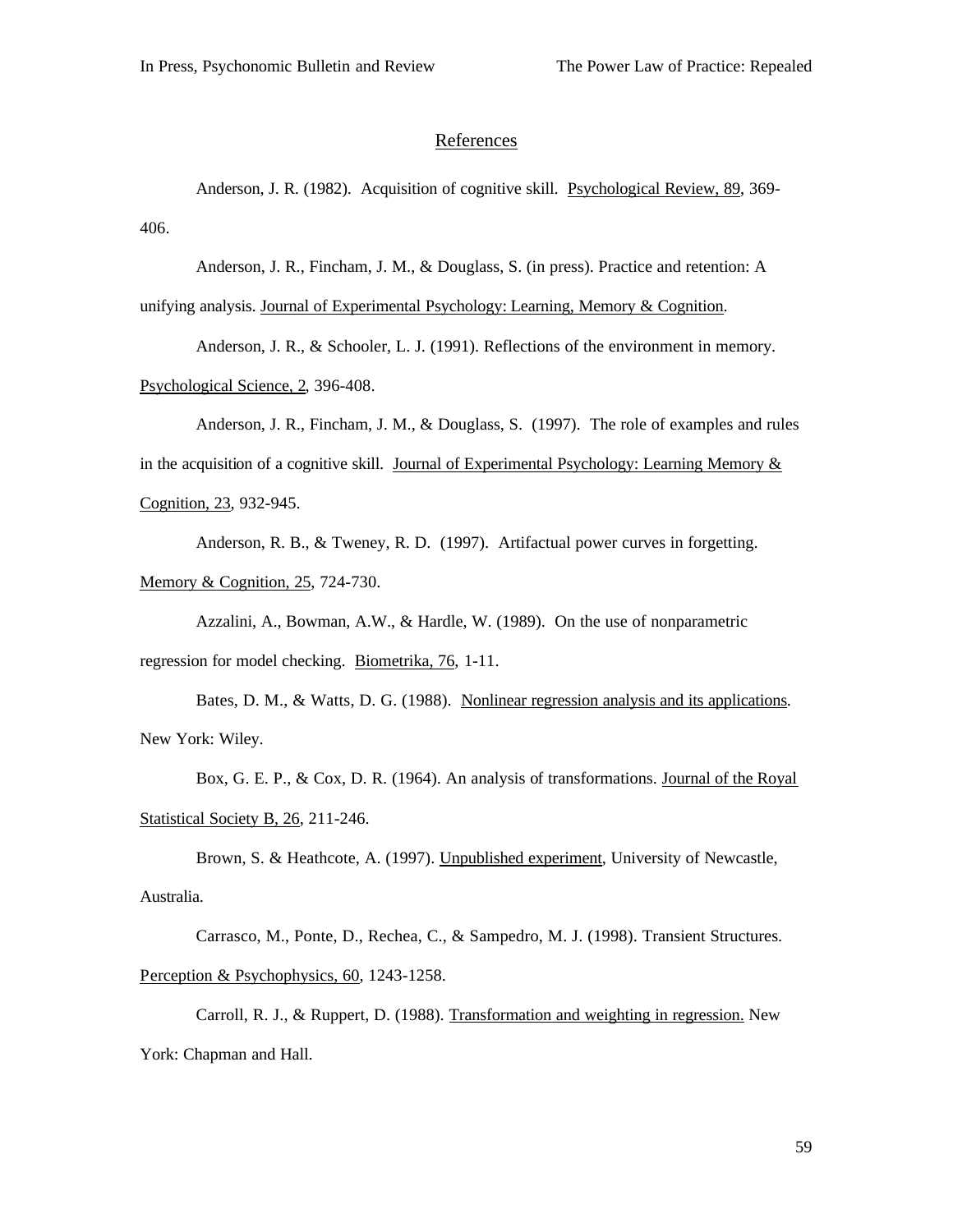## References

Anderson, J. R. (1982). Acquisition of cognitive skill. Psychological Review, 89, 369-406.

Anderson, J. R., Fincham, J. M., & Douglass, S. (in press). Practice and retention: A unifying analysis. Journal of Experimental Psychology: Learning, Memory & Cognition.

Anderson, J. R., & Schooler, L. J. (1991). Reflections of the environment in memory. Psychological Science, 2, 396-408.

Anderson, J. R., Fincham, J. M., & Douglass, S. (1997). The role of examples and rules in the acquisition of a cognitive skill. Journal of Experimental Psychology: Learning Memory & Cognition, 23, 932-945.

Anderson, R. B., & Tweney, R. D. (1997). Artifactual power curves in forgetting. Memory & Cognition, 25, 724-730.

Azzalini, A., Bowman, A.W., & Hardle, W. (1989). On the use of nonparametric regression for model checking. Biometrika, 76, 1-11.

Bates, D. M., & Watts, D. G. (1988). Nonlinear regression analysis and its applications. New York: Wiley.

Box, G. E. P., & Cox, D. R. (1964). An analysis of transformations. Journal of the Royal Statistical Society B, 26, 211-246.

Brown, S. & Heathcote, A. (1997). Unpublished experiment, University of Newcastle, Australia.

Carrasco, M., Ponte, D., Rechea, C., & Sampedro, M. J. (1998). Transient Structures. Perception & Psychophysics, 60, 1243-1258.

Carroll, R. J., & Ruppert, D. (1988). Transformation and weighting in regression. New York: Chapman and Hall.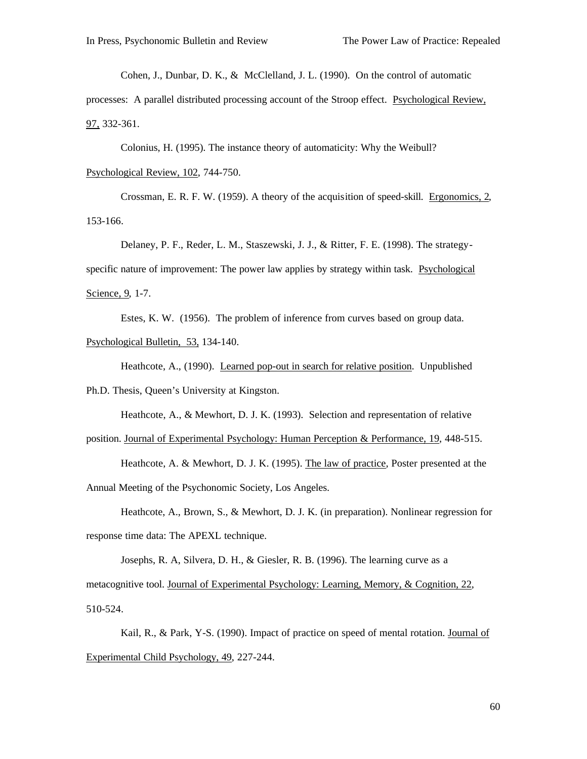Cohen, J., Dunbar, D. K., & McClelland, J. L. (1990). On the control of automatic processes: A parallel distributed processing account of the Stroop effect. Psychological Review, 97, 332-361.

Colonius, H. (1995). The instance theory of automaticity: Why the Weibull? Psychological Review, 102, 744-750.

Crossman, E. R. F. W. (1959). A theory of the acquisition of speed-skill. Ergonomics, 2, 153-166.

Delaney, P. F., Reder, L. M., Staszewski, J. J., & Ritter, F. E. (1998). The strategy-specific nature of improvement: The power law applies by strategy within task. Psychological Science, 9, 1-7.

Estes, K. W. (1956). The problem of inference from curves based on group data. Psychological Bulletin, 53, 134-140.

Heathcote, A., (1990). Learned pop-out in search for relative position. Unpublished Ph.D. Thesis, Queen's University at Kingston.

Heathcote, A., & Mewhort, D. J. K. (1993). Selection and representation of relative position. Journal of Experimental Psychology: Human Perception & Performance, 19, 448-515.

Heathcote, A. & Mewhort, D. J. K. (1995). The law of practice, Poster presented at the Annual Meeting of the Psychonomic Society, Los Angeles.

Heathcote, A., Brown, S., & Mewhort, D. J. K. (in preparation). Nonlinear regression for response time data: The APEXL technique.

Josephs, R. A, Silvera, D. H., & Giesler, R. B. (1996). The learning curve as a metacognitive tool. Journal of Experimental Psychology: Learning, Memory, & Cognition, 22, 510-524.

Kail, R., & Park, Y-S. (1990). Impact of practice on speed of mental rotation. Journal of Experimental Child Psychology, 49, 227-244.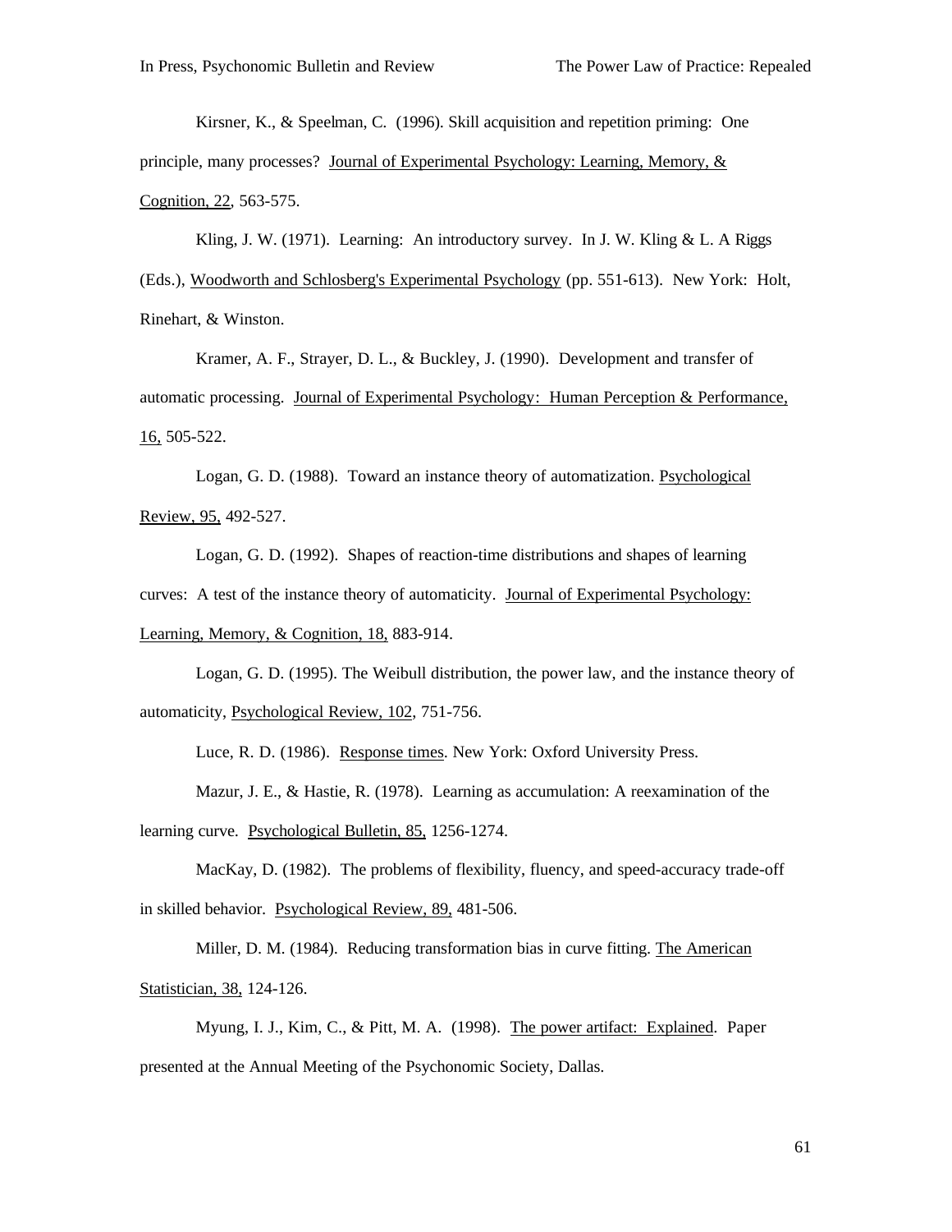Kirsner, K., & Speelman, C. (1996). Skill acquisition and repetition priming: One principle, many processes? Journal of Experimental Psychology: Learning, Memory, & Cognition, 22, 563-575.

Kling, J. W. (1971). Learning: An introductory survey. In J. W. Kling & L. A Riggs (Eds.), Woodworth and Schlosberg's Experimental Psychology (pp. 551-613). New York: Holt, Rinehart, & Winston.

Kramer, A. F., Strayer, D. L., & Buckley, J. (1990). Development and transfer of automatic processing. Journal of Experimental Psychology: Human Perception & Performance, 16, 505-522.

Logan, G. D. (1988). Toward an instance theory of automatization. Psychological Review, 95, 492-527.

Logan, G. D. (1992). Shapes of reaction-time distributions and shapes of learning curves: A test of the instance theory of automaticity. Journal of Experimental Psychology: Learning, Memory, & Cognition, 18, 883-914.

Logan, G. D. (1995). The Weibull distribution, the power law, and the instance theory of automaticity, Psychological Review, 102, 751-756.

Luce, R. D. (1986). Response times. New York: Oxford University Press.

Mazur, J. E., & Hastie, R. (1978). Learning as accumulation: A reexamination of the learning curve. Psychological Bulletin, 85, 1256-1274.

MacKay, D. (1982). The problems of flexibility, fluency, and speed-accuracy trade-off in skilled behavior. Psychological Review, 89, 481-506.

Miller, D. M. (1984). Reducing transformation bias in curve fitting. The American Statistician, 38, 124-126.

Myung, I. J., Kim, C., & Pitt, M. A. (1998). The power artifact: Explained. Paper presented at the Annual Meeting of the Psychonomic Society, Dallas.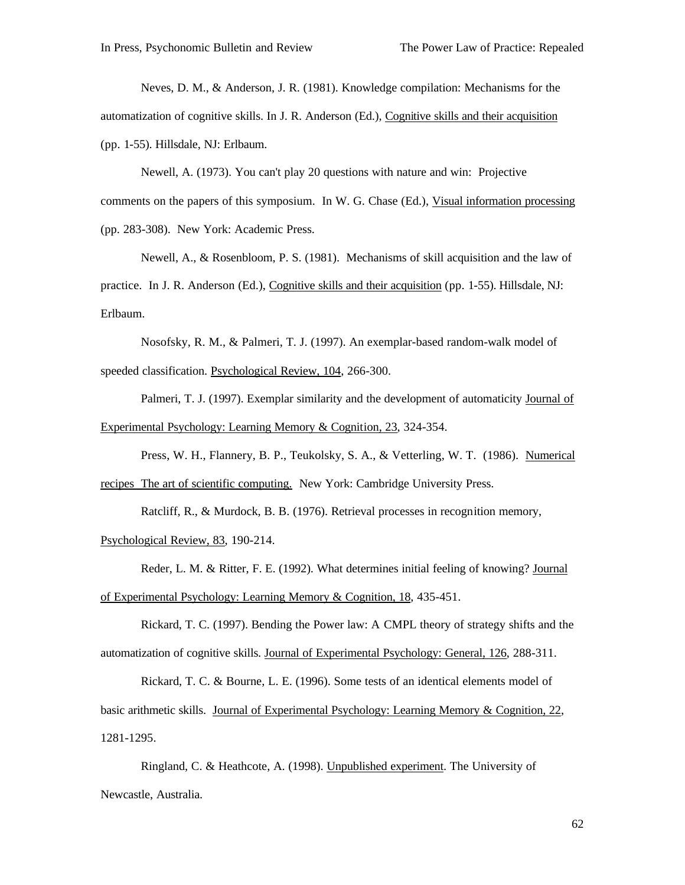Neves, D. M., & Anderson, J. R. (1981). Knowledge compilation: Mechanisms for the automatization of cognitive skills. In J. R. Anderson (Ed.), Cognitive skills and their acquisition (pp. 1-55). Hillsdale, NJ: Erlbaum.

Newell, A. (1973). You can't play 20 questions with nature and win: Projective comments on the papers of this symposium. In W. G. Chase (Ed.), Visual information processing (pp. 283-308). New York: Academic Press.

Newell, A., & Rosenbloom, P. S. (1981). Mechanisms of skill acquisition and the law of practice. In J. R. Anderson (Ed.), Cognitive skills and their acquisition (pp. 1-55). Hillsdale, NJ: Erlbaum.

Nosofsky, R. M., & Palmeri, T. J. (1997). An exemplar-based random-walk model of speeded classification. Psychological Review, 104, 266-300.

Palmeri, T. J. (1997). Exemplar similarity and the development of automaticity Journal of Experimental Psychology: Learning Memory & Cognition, 23, 324-354.

Press, W. H., Flannery, B. P., Teukolsky, S. A., & Vetterling, W. T. (1986). Numerical recipes The art of scientific computing. New York: Cambridge University Press.

Ratcliff, R., & Murdock, B. B. (1976). Retrieval processes in recognition memory, Psychological Review, 83, 190-214.

Reder, L. M. & Ritter, F. E. (1992). What determines initial feeling of knowing? Journal of Experimental Psychology: Learning Memory & Cognition, 18, 435-451.

Rickard, T. C. (1997). Bending the Power law: A CMPL theory of strategy shifts and the automatization of cognitive skills. Journal of Experimental Psychology: General, 126, 288-311.

Rickard, T. C. & Bourne, L. E. (1996). Some tests of an identical elements model of basic arithmetic skills. Journal of Experimental Psychology: Learning Memory & Cognition, 22, 1281-1295.

Ringland, C. & Heathcote, A. (1998). Unpublished experiment. The University of Newcastle, Australia.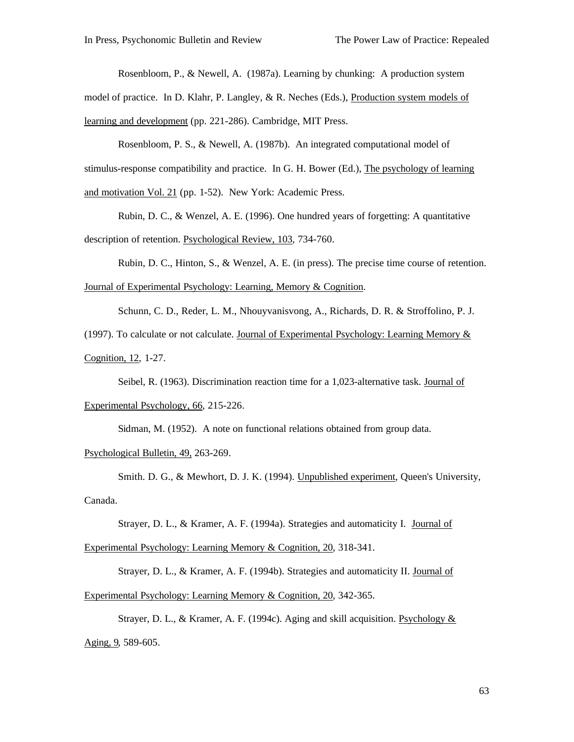Rosenbloom, P., & Newell, A. (1987a). Learning by chunking: A production system model of practice. In D. Klahr, P. Langley, & R. Neches (Eds.), Production system models of learning and development (pp. 221-286). Cambridge, MIT Press.

Rosenbloom, P. S., & Newell, A. (1987b). An integrated computational model of stimulus-response compatibility and practice. In G. H. Bower (Ed.), The psychology of learning and motivation Vol. 21 (pp. 1-52). New York: Academic Press.

Rubin, D. C., & Wenzel, A. E. (1996). One hundred years of forgetting: A quantitative description of retention. Psychological Review, 103, 734-760.

Rubin, D. C., Hinton, S., & Wenzel, A. E. (in press). The precise time course of retention. Journal of Experimental Psychology: Learning, Memory & Cognition.

Schunn, C. D., Reder, L. M., Nhouyvanisvong, A., Richards, D. R. & Stroffolino, P. J. (1997). To calculate or not calculate. Journal of Experimental Psychology: Learning Memory & Cognition, 12, 1-27.

Seibel, R. (1963). Discrimination reaction time for a 1,023-alternative task. Journal of Experimental Psychology, 66, 215-226.

Sidman, M. (1952). A note on functional relations obtained from group data. Psychological Bulletin, 49, 263-269.

Smith. D. G., & Mewhort, D. J. K. (1994). Unpublished experiment, Queen's University, Canada.

Strayer, D. L., & Kramer, A. F. (1994a). Strategies and automaticity I. Journal of Experimental Psychology: Learning Memory & Cognition, 20, 318-341.

Strayer, D. L., & Kramer, A. F. (1994b). Strategies and automaticity II. Journal of Experimental Psychology: Learning Memory & Cognition, 20, 342-365.

Strayer, D. L., & Kramer, A. F. (1994c). Aging and skill acquisition. Psychology & Aging, 9, 589-605.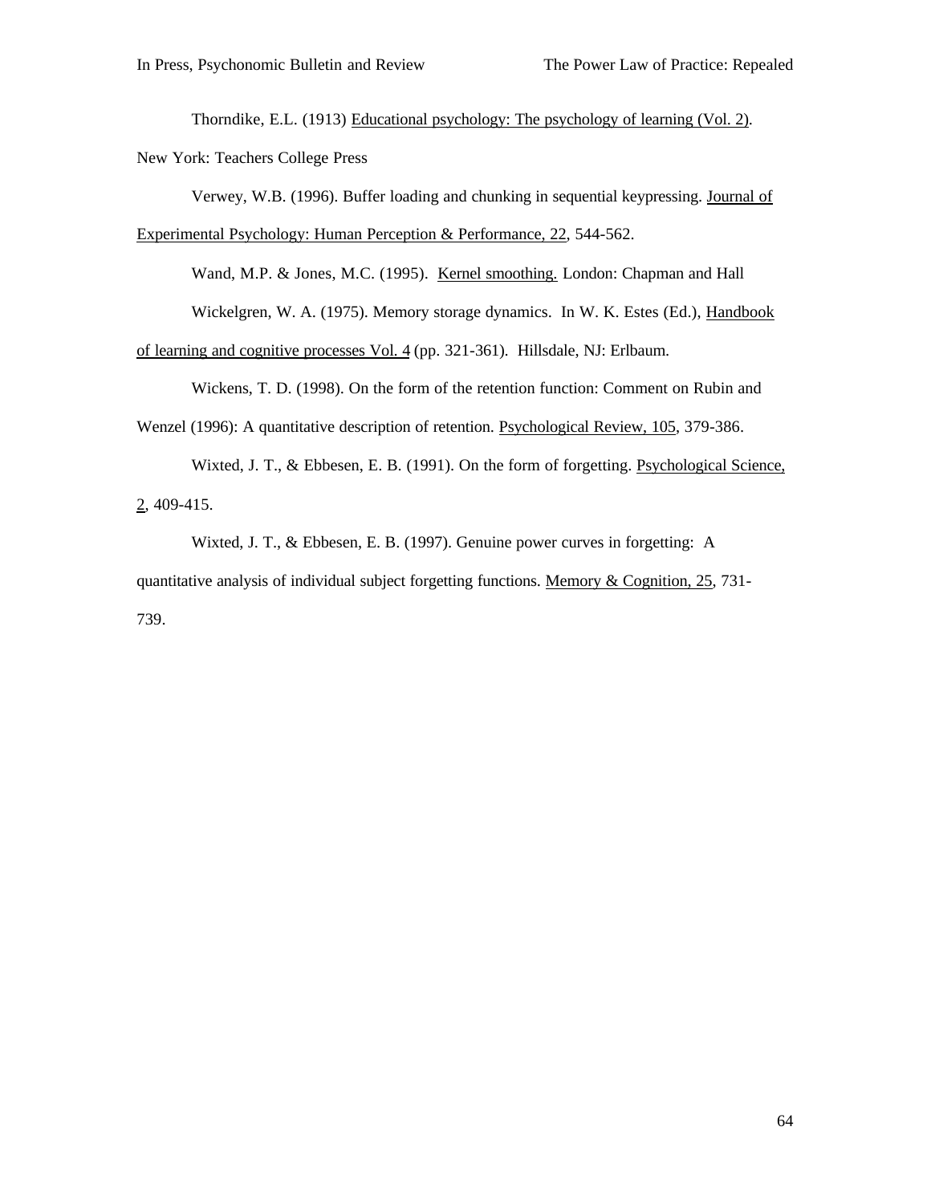Thorndike, E.L. (1913) Educational psychology: The psychology of learning (Vol. 2). New York: Teachers College Press

Verwey, W.B. (1996). Buffer loading and chunking in sequential keypressing. Journal of Experimental Psychology: Human Perception & Performance, 22, 544-562.

Wand, M.P. & Jones, M.C. (1995). Kernel smoothing. London: Chapman and Hall

Wickelgren, W. A. (1975). Memory storage dynamics. In W. K. Estes (Ed.), Handbook of learning and cognitive processes Vol. 4 (pp. 321-361). Hillsdale, NJ: Erlbaum.

Wickens, T. D. (1998). On the form of the retention function: Comment on Rubin and Wenzel (1996): A quantitative description of retention. Psychological Review, 105, 379-386.

Wixted, J. T., & Ebbesen, E. B. (1991). On the form of forgetting. Psychological Science, 2, 409-415.

Wixted, J. T., & Ebbesen, E. B. (1997). Genuine power curves in forgetting: A quantitative analysis of individual subject forgetting functions. Memory & Cognition, 25, 731-739.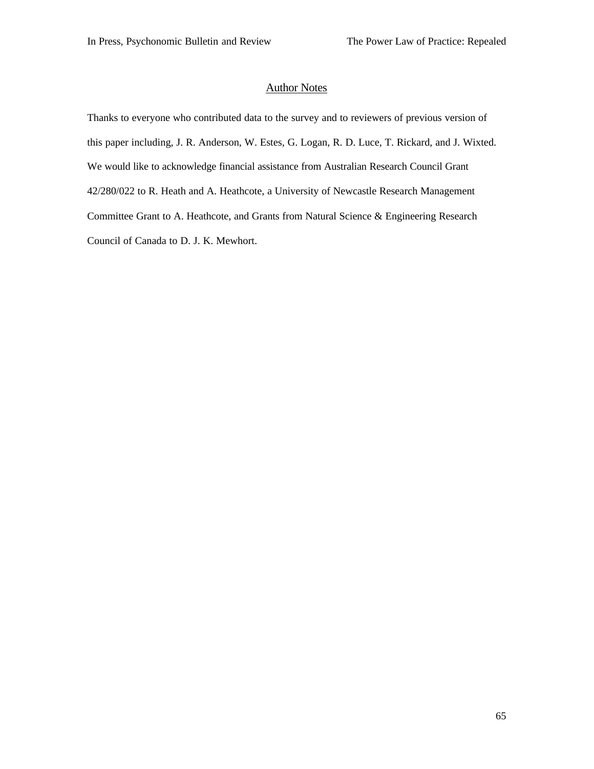## Author Notes

Thanks to everyone who contributed data to the survey and to reviewers of previous version of this paper including, J. R. Anderson, W. Estes, G. Logan, R. D. Luce, T. Rickard, and J. Wixted. We would like to acknowledge financial assistance from Australian Research Council Grant 42/280/022 to R. Heath and A. Heathcote, a University of Newcastle Research Management Committee Grant to A. Heathcote, and Grants from Natural Science & Engineering Research Council of Canada to D. J. K. Mewhort.